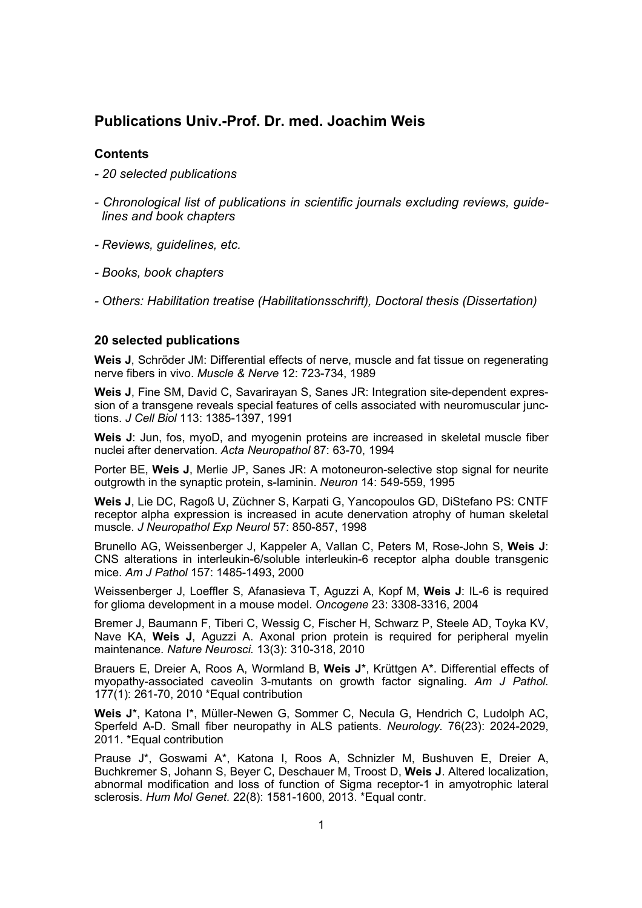# Publications Univ.-Prof. Dr. med. Joachim Weis

### Contents

- *20 selected publications*
- *Chronological list of publications in scientific journals excluding reviews, guidelines and book chapters*
- *Reviews, guidelines, etc.*
- *Books, book chapters*
- *Others: Habilitation treatise (Habilitationsschrift), Doctoral thesis (Dissertation)*

### 20 selected publications

**Weis J**, Schröder JM: Differential effects of nerve, muscle and fat tissue on regenerating nerve fibers in vivo. *Muscle & Nerve* 12: 723-734, 1989

**Weis J**, Fine SM, David C, Savarirayan S, Sanes JR: Integration site-dependent expression of a transgene reveals special features of cells associated with neuromuscular junctions. *J Cell Biol* 113: 1385-1397, 1991

**Weis J**: Jun, fos, myoD, and myogenin proteins are increased in skeletal muscle fiber nuclei after denervation. *Acta Neuropathol* 87: 63-70, 1994

Porter BE, **Weis J**, Merlie JP, Sanes JR: A motoneuron-selective stop signal for neurite outgrowth in the synaptic protein, s-laminin. *Neuron* 14: 549-559, 1995

**Weis J**, Lie DC, Ragoß U, Züchner S, Karpati G, Yancopoulos GD, DiStefano PS: CNTF receptor alpha expression is increased in acute denervation atrophy of human skeletal muscle. *J Neuropathol Exp Neurol* 57: 850-857, 1998

Brunello AG, Weissenberger J, Kappeler A, Vallan C, Peters M, Rose-John S, **Weis J**: CNS alterations in interleukin-6/soluble interleukin-6 receptor alpha double transgenic mice. *Am J Pathol* 157: 1485-1493, 2000

Weissenberger J, Loeffler S, Afanasieva T, Aguzzi A, Kopf M, **Weis J**: IL-6 is required for glioma development in a mouse model. *Oncogene* 23: 3308-3316, 2004

Bremer J, Baumann F, Tiberi C, Wessig C, Fischer H, Schwarz P, Steele AD, Toyka KV, Nave KA, **Weis J**, Aguzzi A. Axonal prion protein is required for peripheral myelin maintenance. *Nature Neurosci.* 13(3): 310-318, 2010

Brauers E, Dreier A, Roos A, Wormland B, **Weis J**\*, Krüttgen A\*. Differential effects of myopathy-associated caveolin 3-mutants on growth factor signaling. *Am J Pathol.* 177(1): 261-70, 2010 \*Equal contribution

**Weis J**\*, Katona I\*, Müller-Newen G, Sommer C, Necula G, Hendrich C, Ludolph AC, Sperfeld A-D. Small fiber neuropathy in ALS patients. *Neurology.* 76(23): 2024-2029, 2011. \*Equal contribution

Prause J\*, Goswami A\*, Katona I, Roos A, Schnizler M, Bushuven E, Dreier A, Buchkremer S, Johann S, Beyer C, Deschauer M, Troost D, **Weis J**. Altered localization, abnormal modification and loss of function of Sigma receptor-1 in amyotrophic lateral sclerosis. *Hum Mol Genet.* 22(8): 1581-1600, 2013. \*Equal contr.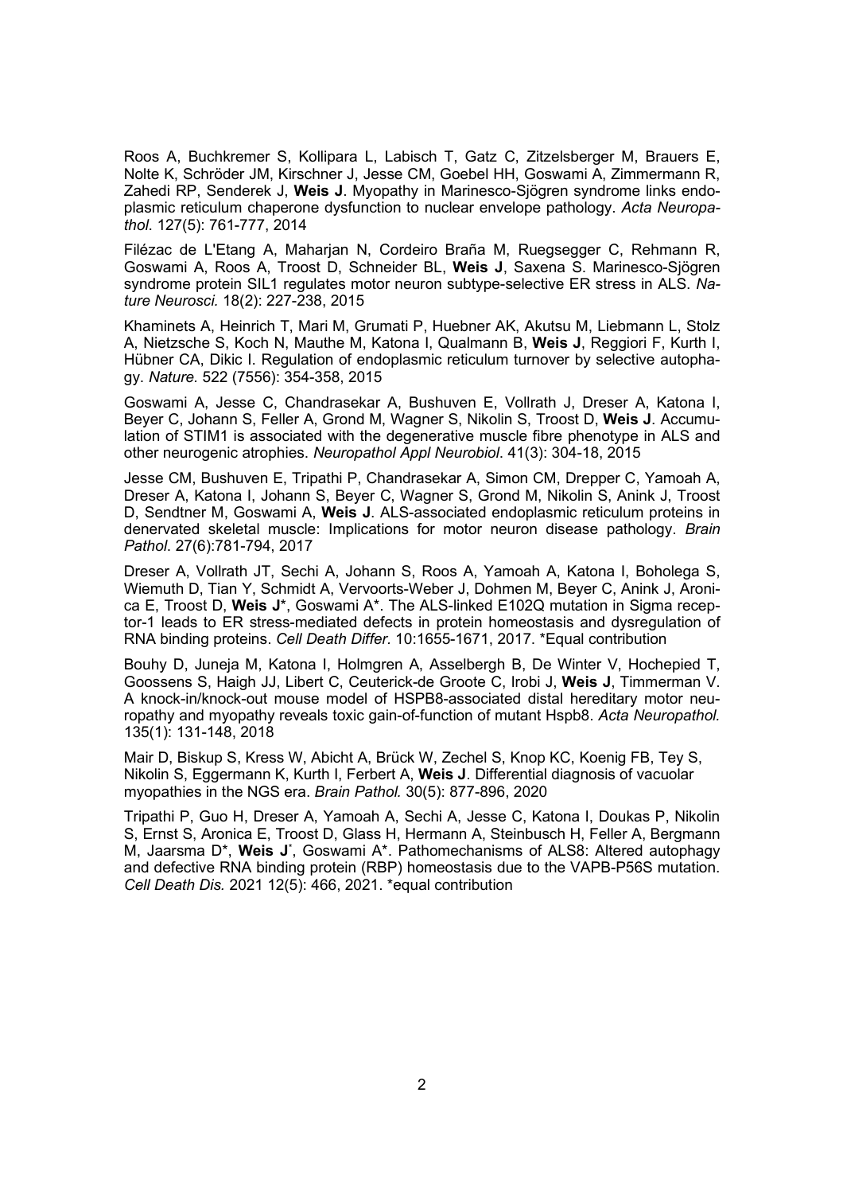Roos A, Buchkremer S, Kollipara L, Labisch T, Gatz C, Zitzelsberger M, Brauers E, Nolte K, Schröder JM, Kirschner J, Jesse CM, Goebel HH, Goswami A, Zimmermann R, Zahedi RP, Senderek J, **Weis J**. Myopathy in Marinesco-Sjögren syndrome links endoplasmic reticulum chaperone dysfunction to nuclear envelope pathology. *Acta Neuropathol*. 127(5): 761-777, 2014

Filézac de L'Etang A, Maharjan N, Cordeiro Braña M, Ruegsegger C, Rehmann R, Goswami A, Roos A, Troost D, Schneider BL, **Weis J**, Saxena S. Marinesco-Sjögren syndrome protein SIL1 regulates motor neuron subtype-selective ER stress in ALS. *Nature Neurosci.* 18(2): 227-238, 2015

Khaminets A, Heinrich T, Mari M, Grumati P, Huebner AK, Akutsu M, Liebmann L, Stolz A, Nietzsche S, Koch N, Mauthe M, Katona I, Qualmann B, **Weis J**, Reggiori F, Kurth I, Hübner CA, Dikic I. Regulation of endoplasmic reticulum turnover by selective autophagy. *Nature.* 522 (7556): 354-358, 2015

Goswami A, Jesse C, Chandrasekar A, Bushuven E, Vollrath J, Dreser A, Katona I, Beyer C, Johann S, Feller A, Grond M, Wagner S, Nikolin S, Troost D, **Weis J**. Accumulation of STIM1 is associated with the degenerative muscle fibre phenotype in ALS and other neurogenic atrophies. *Neuropathol Appl Neurobiol*. 41(3): 304-18, 2015

Jesse CM, Bushuven E, Tripathi P, Chandrasekar A, Simon CM, Drepper C, Yamoah A, Dreser A, Katona I, Johann S, Beyer C, Wagner S, Grond M, Nikolin S, Anink J, Troost D, Sendtner M, Goswami A, **Weis J**. ALS-associated endoplasmic reticulum proteins in denervated skeletal muscle: Implications for motor neuron disease pathology. *Brain Pathol*. 27(6):781-794, 2017

Dreser A, Vollrath JT, Sechi A, Johann S, Roos A, Yamoah A, Katona I, Boholega S, Wiemuth D, Tian Y, Schmidt A, Vervoorts-Weber J, Dohmen M, Beyer C, Anink J, Aronica E, Troost D, **Weis J***, Goswami A*. The ALS-linked E102Q mutation in Sigma receptor-1 leads to ER stress-mediated defects in protein homeostasis and dysregulation of RNA binding proteins. *Cell Death Differ*. 10:1655-1671, 2017. *Equal contribution

Bouhy D, Juneja M, Katona I, Holmgren A, Asselbergh B, De Winter V, Hochepied T, Goossens S, Haigh JJ, Libert C, Ceuterick-de Groote C, Irobi J, **Weis J**, Timmerman V. A knock-in/knock-out mouse model of HSPB8-associated distal hereditary motor neuropathy and myopathy reveals toxic gain-of-function of mutant Hspb8. *Acta Neuropathol.* 135(1): 131-148, 2018

Mair D, Biskup S, Kress W, Abicht A, Brück W, Zechel S, Knop KC, Koenig FB, Tey S, Nikolin S, Eggermann K, Kurth I, Ferbert A, **Weis J**. Differential diagnosis of vacuolar myopathies in the NGS era. *Brain Pathol.* 30(5): 877-896, 2020

Tripathi P, Guo H, Dreser A, Yamoah A, Sechi A, Jesse C, Katona I, Doukas P, Nikolin S, Ernst S, Aronica E, Troost D, Glass H, Hermann A, Steinbusch H, Feller A, Bergmann M, Jaarsma D*, **Weis J***, Goswami A*. Pathomechanisms of ALS8: Altered autophagy and defective RNA binding protein (RBP) homeostasis due to the VAPB-P56S mutation. *Cell Death Dis.* 2021 12(5): 466, 2021. *equal contribution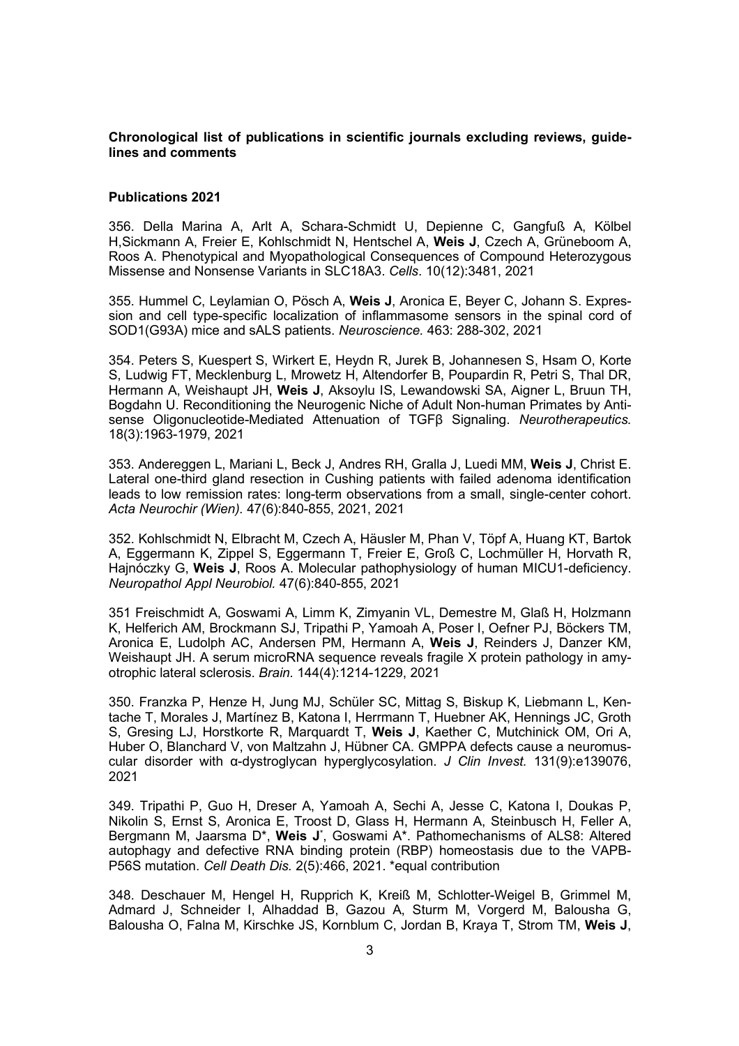**Chronological list of publications in scientific journals excluding reviews, guidelines and comments**

**Publications 2021**

356. Della Marina A, Arlt A, Schara-Schmidt U, Depienne C, Gangfuß A, Kölbel H,Sickmann A, Freier E, Kohlschmidt N, Hentschel A, **Weis J**, Czech A, Grüneboom A, Roos A. Phenotypical and Myopathological Consequences of Compound Heterozygous Missense and Nonsense Variants in SLC18A3. *Cells*. 10(12):3481, 2021

355. Hummel C, Leylamian O, Pösch A, **Weis J**, Aronica E, Beyer C, Johann S. Expression and cell type-specific localization of inflammasome sensors in the spinal cord of SOD1(G93A) mice and sALS patients. *Neuroscience.* 463: 288-302, 2021

354. Peters S, Kuespert S, Wirkert E, Heydn R, Jurek B, Johannesen S, Hsam O, Korte S, Ludwig FT, Mecklenburg L, Mrowetz H, Altendorfer B, Poupardin R, Petri S, Thal DR, Hermann A, Weishaupt JH, **Weis J**, Aksoylu IS, Lewandowski SA, Aigner L, Bruun TH, Bogdahn U. Reconditioning the Neurogenic Niche of Adult Non-human Primates by Antisense Oligonucleotide-Mediated Attenuation of TGFβ Signaling. *Neurotherapeutics.* 18(3):1963-1979, 2021

353. Andereggen L, Mariani L, Beck J, Andres RH, Gralla J, Luedi MM, **Weis J**, Christ E. Lateral one-third gland resection in Cushing patients with failed adenoma identification leads to low remission rates: long-term observations from a small, single-center cohort. *Acta Neurochir (Wien).* 47(6):840-855, 2021, 2021

352. Kohlschmidt N, Elbracht M, Czech A, Häusler M, Phan V, Töpf A, Huang KT, Bartok A, Eggermann K, Zippel S, Eggermann T, Freier E, Groß C, Lochmüller H, Horvath R, Hajnóczky G, **Weis J**, Roos A. Molecular pathophysiology of human MICU1-deficiency. *Neuropathol Appl Neurobiol.* 47(6):840-855, 2021

351 Freischmidt A, Goswami A, Limm K, Zimyanin VL, Demestre M, Glaß H, Holzmann K, Helferich AM, Brockmann SJ, Tripathi P, Yamoah A, Poser I, Oefner PJ, Böckers TM, Aronica E, Ludolph AC, Andersen PM, Hermann A, **Weis J**, Reinders J, Danzer KM, Weishaupt JH. A serum microRNA sequence reveals fragile X protein pathology in amyotrophic lateral sclerosis. *Brain.* 144(4):1214-1229, 2021

350. Franzka P, Henze H, Jung MJ, Schüler SC, Mittag S, Biskup K, Liebmann L, Kentache T, Morales J, Martínez B, Katona I, Herrmann T, Huebner AK, Hennings JC, Groth S, Gresing LJ, Horstkorte R, Marquardt T, **Weis J**, Kaether C, Mutchinick OM, Ori A, Huber O, Blanchard V, von Maltzahn J, Hübner CA. GMPPA defects cause a neuromuscular disorder with α-dystroglycan hyperglycosylation. *J Clin Invest.* 131(9):e139076, 2021

349. Tripathi P, Guo H, Dreser A, Yamoah A, Sechi A, Jesse C, Katona I, Doukas P, Nikolin S, Ernst S, Aronica E, Troost D, Glass H, Hermann A, Steinbusch H, Feller A, Bergmann M, Jaarsma D*, **Weis J***, Goswami A*. Pathomechanisms of ALS8: Altered autophagy and defective RNA binding protein (RBP) homeostasis due to the VAPB-P56S mutation. *Cell Death Dis.* 2(5):466, 2021. *equal contribution

348. Deschauer M, Hengel H, Rupprich K, Kreiß M, Schlotter-Weigel B, Grimmel M, Admard J, Schneider I, Alhaddad B, Gazou A, Sturm M, Vorgerd M, Balousha G, Balousha O, Falna M, Kirschke JS, Kornblum C, Jordan B, Kraya T, Strom TM, **Weis J**,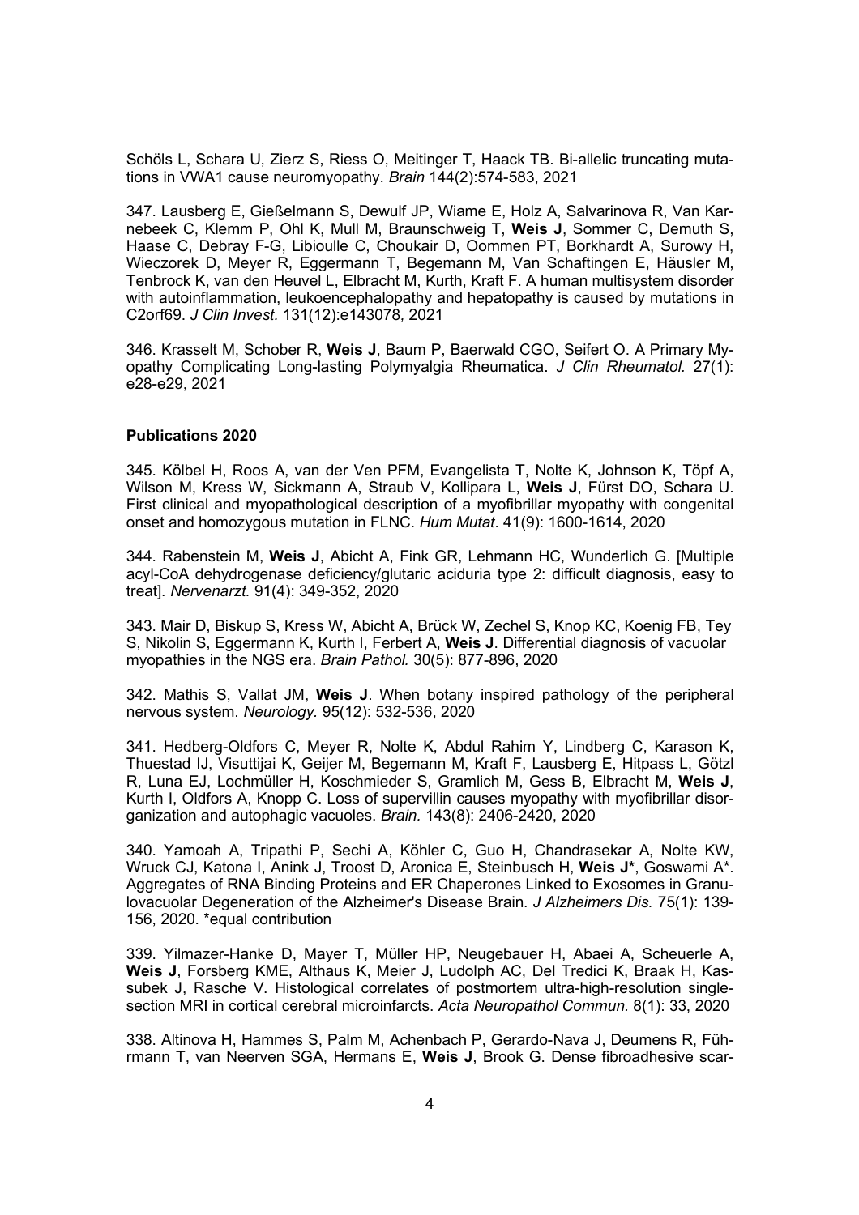Schöls L, Schara U, Zierz S, Riess O, Meitinger T, Haack TB. Bi-allelic truncating mutations in VWA1 cause neuromyopathy. *Brain* 144(2):574-583, 2021

347. Lausberg E, Gießelmann S, Dewulf JP, Wiame E, Holz A, Salvarinova R, Van Karnebeek C, Klemm P, Ohl K, Mull M, Braunschweig T, **Weis J**, Sommer C, Demuth S, Haase C, Debray F-G, Libioulle C, Choukair D, Oommen PT, Borkhardt A, Surowy H, Wieczorek D, Meyer R, Eggermann T, Begemann M, Van Schaftingen E, Häusler M, Tenbrock K, van den Heuvel L, Elbracht M, Kurth, Kraft F. A human multisystem disorder with autoinflammation, leukoencephalopathy and hepatopathy is caused by mutations in C2orf69. *J Clin Invest.* 131(12):e143078*,* 2021

346. Krasselt M, Schober R, **Weis J**, Baum P, Baerwald CGO, Seifert O. A Primary Myopathy Complicating Long-lasting Polymyalgia Rheumatica. *J Clin Rheumatol.* 27(1): e28-e29, 2021

**Publications 2020**

345. Kölbel H, Roos A, van der Ven PFM, Evangelista T, Nolte K, Johnson K, Töpf A, Wilson M, Kress W, Sickmann A, Straub V, Kollipara L, **Weis J**, Fürst DO, Schara U. First clinical and myopathological description of a myofibrillar myopathy with congenital onset and homozygous mutation in FLNC. *Hum Mutat*. 41(9): 1600-1614, 2020

344. Rabenstein M, **Weis J**, Abicht A, Fink GR, Lehmann HC, Wunderlich G. [Multiple acyl-CoA dehydrogenase deficiency/glutaric aciduria type 2: difficult diagnosis, easy to treat]. *Nervenarzt.* 91(4): 349-352, 2020

343. Mair D, Biskup S, Kress W, Abicht A, Brück W, Zechel S, Knop KC, Koenig FB, Tey S, Nikolin S, Eggermann K, Kurth I, Ferbert A, **Weis J**. Differential diagnosis of vacuolar myopathies in the NGS era. *Brain Pathol.* 30(5): 877-896, 2020

342. Mathis S, Vallat JM, **Weis J**. When botany inspired pathology of the peripheral nervous system. *Neurology.* 95(12): 532-536, 2020

341. Hedberg-Oldfors C, Meyer R, Nolte K, Abdul Rahim Y, Lindberg C, Karason K, Thuestad IJ, Visuttijai K, Geijer M, Begemann M, Kraft F, Lausberg E, Hitpass L, Götzl R, Luna EJ, Lochmüller H, Koschmieder S, Gramlich M, Gess B, Elbracht M, **Weis J**, Kurth I, Oldfors A, Knopp C. Loss of supervillin causes myopathy with myofibrillar disorganization and autophagic vacuoles. *Brain.* 143(8): 2406-2420, 2020

340. Yamoah A, Tripathi P, Sechi A, Köhler C, Guo H, Chandrasekar A, Nolte KW, Wruck CJ, Katona I, Anink J, Troost D, Aronica E, Steinbusch H, **Weis J\***, Goswami A\*. Aggregates of RNA Binding Proteins and ER Chaperones Linked to Exosomes in Granulovacuolar Degeneration of the Alzheimer's Disease Brain. *J Alzheimers Dis.* 75(1): 139-156, 2020. \*equal contribution

339. Yilmazer-Hanke D, Mayer T, Müller HP, Neugebauer H, Abaei A, Scheuerle A, **Weis J**, Forsberg KME, Althaus K, Meier J, Ludolph AC, Del Tredici K, Braak H, Kassubek J, Rasche V. Histological correlates of postmortem ultra-high-resolution single-section MRI in cortical cerebral microinfarcts. *Acta Neuropathol Commun.* 8(1): 33, 2020

338. Altinova H, Hammes S, Palm M, Achenbach P, Gerardo-Nava J, Deumens R, Führmann T, van Neerven SGA, Hermans E, **Weis J**, Brook G. Dense fibroadhesive scar-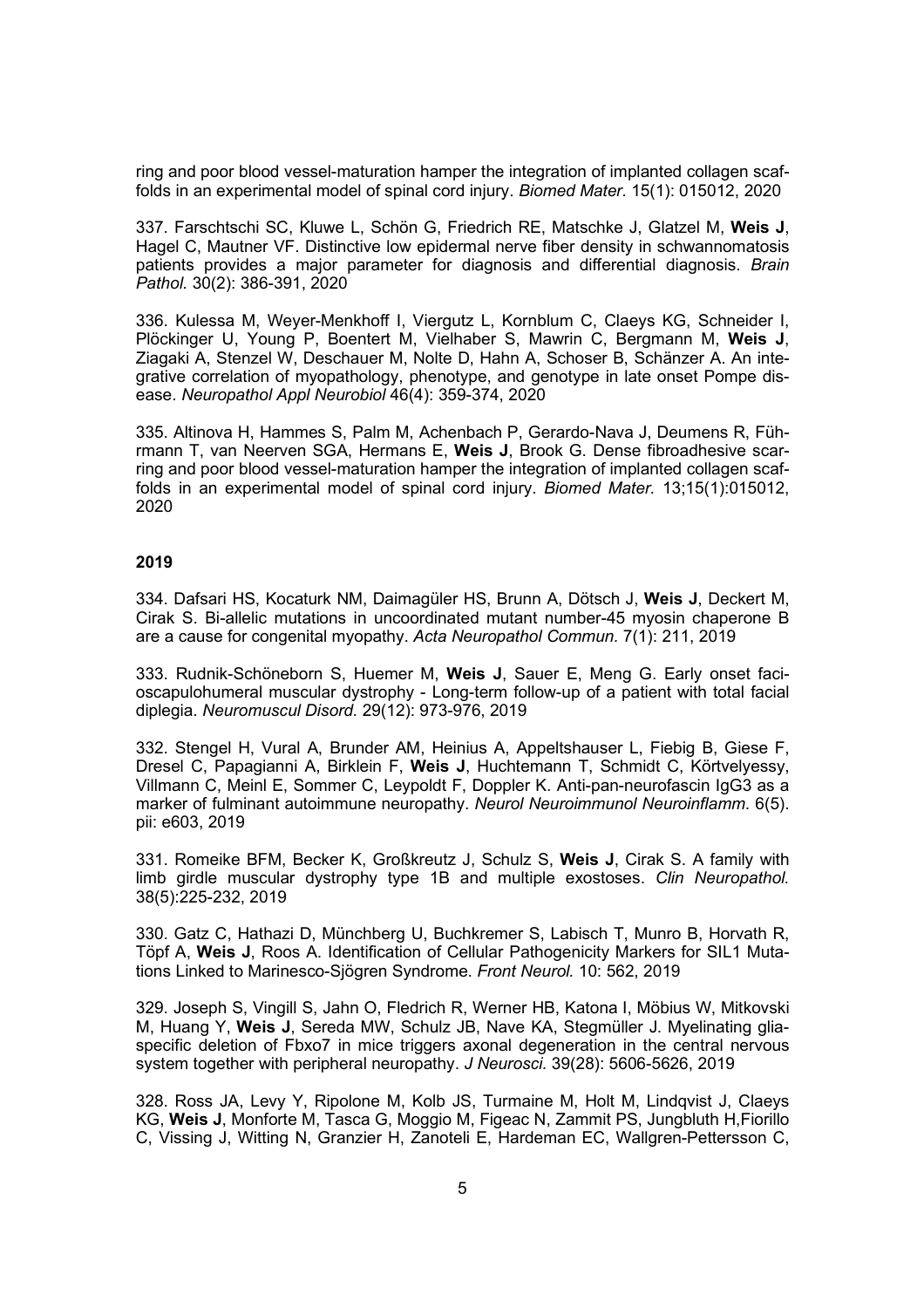ring and poor blood vessel-maturation hamper the integration of implanted collagen scaffolds in an experimental model of spinal cord injury. *Biomed Mater.* 15(1): 015012, 2020

337. Farschtschi SC, Kluwe L, Schön G, Friedrich RE, Matschke J, Glatzel M, **Weis J**, Hagel C, Mautner VF. Distinctive low epidermal nerve fiber density in schwannomatosis patients provides a major parameter for diagnosis and differential diagnosis. *Brain Pathol.* 30(2): 386-391, 2020

336. Kulessa M, Weyer-Menkhoff I, Viergutz L, Kornblum C, Claeys KG, Schneider I, Plöckinger U, Young P, Boentert M, Vielhaber S, Mawrin C, Bergmann M, **Weis J**, Ziagaki A, Stenzel W, Deschauer M, Nolte D, Hahn A, Schoser B, Schänzer A. An integrative correlation of myopathology, phenotype, and genotype in late onset Pompe disease. *Neuropathol Appl Neurobiol* 46(4): 359-374, 2020

335. Altinova H, Hammes S, Palm M, Achenbach P, Gerardo-Nava J, Deumens R, Führmann T, van Neerven SGA, Hermans E, **Weis J**, Brook G. Dense fibroadhesive scarring and poor blood vessel-maturation hamper the integration of implanted collagen scaffolds in an experimental model of spinal cord injury. *Biomed Mater.* 13;15(1):015012, 2020

## 2019

334. Dafsari HS, Kocaturk NM, Daimagüler HS, Brunn A, Dötsch J, **Weis J**, Deckert M, Cirak S. Bi-allelic mutations in uncoordinated mutant number-45 myosin chaperone B are a cause for congenital myopathy. *Acta Neuropathol Commun.* 7(1): 211, 2019

333. Rudnik-Schöneborn S, Huemer M, **Weis J**, Sauer E, Meng G. Early onset facioscapulohumeral muscular dystrophy - Long-term follow-up of a patient with total facial diplegia. *Neuromuscul Disord.* 29(12): 973-976, 2019

332. Stengel H, Vural A, Brunder AM, Heinius A, Appeltshauser L, Fiebig B, Giese F, Dresel C, Papagianni A, Birklein F, **Weis J**, Huchtemann T, Schmidt C, Körtvelyessy, Villmann C, Meinl E, Sommer C, Leypoldt F, Doppler K. Anti-pan-neurofascin IgG3 as a marker of fulminant autoimmune neuropathy. *Neurol Neuroimmunol Neuroinflamm.* 6(5). pii: e603, 2019

331. Romeike BFM, Becker K, Großkreutz J, Schulz S, **Weis J**, Cirak S. A family with limb girdle muscular dystrophy type 1B and multiple exostoses. *Clin Neuropathol.* 38(5):225-232, 2019

330. Gatz C, Hathazi D, Münchberg U, Buchkremer S, Labisch T, Munro B, Horvath R, Töpf A, **Weis J**, Roos A. Identification of Cellular Pathogenicity Markers for SIL1 Mutations Linked to Marinesco-Sjögren Syndrome. *Front Neurol.* 10: 562, 2019

329. Joseph S, Vingill S, Jahn O, Fledrich R, Werner HB, Katona I, Möbius W, Mitkovski M, Huang Y, **Weis J**, Sereda MW, Schulz JB, Nave KA, Stegmüller J. Myelinating glia-specific deletion of Fbxo7 in mice triggers axonal degeneration in the central nervous system together with peripheral neuropathy. *J Neurosci.* 39(28): 5606-5626, 2019

328. Ross JA, Levy Y, Ripolone M, Kolb JS, Turmaine M, Holt M, Lindqvist J, Claeys KG, **Weis J**, Monforte M, Tasca G, Moggio M, Figeac N, Zammit PS, Jungbluth H, Fiorillo C, Vissing J, Witting N, Granzier H, Zanoteli E, Hardeman EC, Wallgren-Pettersson C,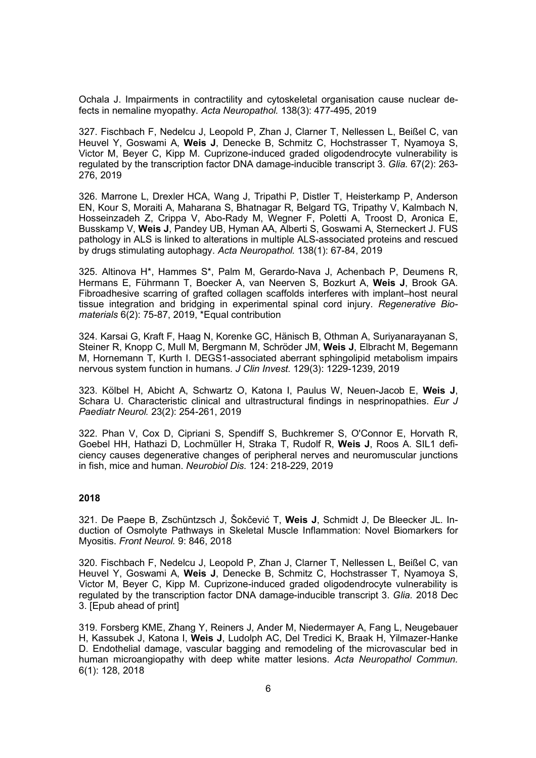Ochala J. Impairments in contractility and cytoskeletal organisation cause nuclear defects in nemaline myopathy. *Acta Neuropathol.* 138(3): 477-495, 2019

327. Fischbach F, Nedelcu J, Leopold P, Zhan J, Clarner T, Nellessen L, Beißel C, van Heuvel Y, Goswami A, **Weis J**, Denecke B, Schmitz C, Hochstrasser T, Nyamoya S, Victor M, Beyer C, Kipp M. Cuprizone-induced graded oligodendrocyte vulnerability is regulated by the transcription factor DNA damage-inducible transcript 3. *Glia.* 67(2): 263-276, 2019

326. Marrone L, Drexler HCA, Wang J, Tripathi P, Distler T, Heisterkamp P, Anderson EN, Kour S, Moraiti A, Maharana S, Bhatnagar R, Belgard TG, Tripathy V, Kalmbach N, Hosseinzadeh Z, Crippa V, Abo-Rady M, Wegner F, Poletti A, Troost D, Aronica E, Busskamp V, **Weis J**, Pandey UB, Hyman AA, Alberti S, Goswami A, Sterneckert J. FUS pathology in ALS is linked to alterations in multiple ALS-associated proteins and rescued by drugs stimulating autophagy. *Acta Neuropathol.* 138(1): 67-84, 2019

325. Altinova H*, Hammes S*, Palm M, Gerardo-Nava J, Achenbach P, Deumens R, Hermans E, Führmann T, Boecker A, van Neerven S, Bozkurt A, **Weis J**, Brook GA. Fibroadhesive scarring of grafted collagen scaffolds interferes with implant–host neural tissue integration and bridging in experimental spinal cord injury. *Regenerative Biomaterials* 6(2): 75-87, 2019, *Equal contribution

324. Karsai G, Kraft F, Haag N, Korenke GC, Hänisch B, Othman A, Suriyanarayanan S, Steiner R, Knopp C, Mull M, Bergmann M, Schröder JM, **Weis J**, Elbracht M, Begemann M, Hornemann T, Kurth I. DEGS1-associated aberrant sphingolipid metabolism impairs nervous system function in humans. *J Clin Invest.* 129(3): 1229-1239, 2019

323. Kölbel H, Abicht A, Schwartz O, Katona I, Paulus W, Neuen-Jacob E, **Weis J**, Schara U. Characteristic clinical and ultrastructural findings in nesprinopathies. *Eur J Paediatr Neurol.* 23(2): 254-261, 2019

322. Phan V, Cox D, Cipriani S, Spendiff S, Buchkremer S, O'Connor E, Horvath R, Goebel HH, Hathazi D, Lochmüller H, Straka T, Rudolf R, **Weis J**, Roos A. SIL1 deficiency causes degenerative changes of peripheral nerves and neuromuscular junctions in fish, mice and human. *Neurobiol Dis.* 124: 218-229, 2019

**2018**

321. De Paepe B, Zschüntzsch J, Šokčević T, **Weis J**, Schmidt J, De Bleecker JL. Induction of Osmolyte Pathways in Skeletal Muscle Inflammation: Novel Biomarkers for Myositis. *Front Neurol.* 9: 846, 2018

320. Fischbach F, Nedelcu J, Leopold P, Zhan J, Clarner T, Nellessen L, Beißel C, van Heuvel Y, Goswami A, **Weis J**, Denecke B, Schmitz C, Hochstrasser T, Nyamoya S, Victor M, Beyer C, Kipp M. Cuprizone-induced graded oligodendrocyte vulnerability is regulated by the transcription factor DNA damage-inducible transcript 3. *Glia.* 2018 Dec 3. [Epub ahead of print]

319. Forsberg KME, Zhang Y, Reiners J, Ander M, Niedermayer A, Fang L, Neugebauer H, Kassubek J, Katona I, **Weis J**, Ludolph AC, Del Tredici K, Braak H, Yilmazer-Hanke D. Endothelial damage, vascular bagging and remodeling of the microvascular bed in human microangiopathy with deep white matter lesions. *Acta Neuropathol Commun.* 6(1): 128, 2018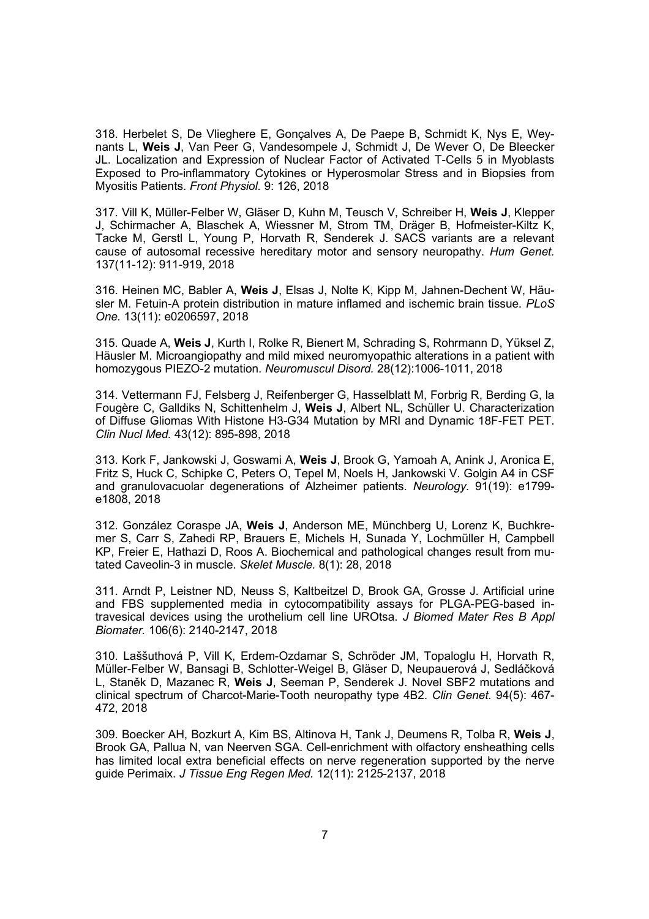318. Herbelet S, De Vlieghere E, Gonçalves A, De Paepe B, Schmidt K, Nys E, Weynants L, **Weis J**, Van Peer G, Vandesompele J, Schmidt J, De Wever O, De Bleecker JL. Localization and Expression of Nuclear Factor of Activated T-Cells 5 in Myoblasts Exposed to Pro-inflammatory Cytokines or Hyperosmolar Stress and in Biopsies from Myositis Patients. *Front Physiol.* 9: 126, 2018

317. Vill K, Müller-Felber W, Gläser D, Kuhn M, Teusch V, Schreiber H, **Weis J**, Klepper J, Schirmacher A, Blaschek A, Wiessner M, Strom TM, Dräger B, Hofmeister-Kiltz K, Tacke M, Gerstl L, Young P, Horvath R, Senderek J. SACS variants are a relevant cause of autosomal recessive hereditary motor and sensory neuropathy. *Hum Genet.* 137(11-12): 911-919, 2018

316. Heinen MC, Babler A, **Weis J**, Elsas J, Nolte K, Kipp M, Jahnen-Dechent W, Häusler M. Fetuin-A protein distribution in mature inflamed and ischemic brain tissue. *PLoS One.* 13(11): e0206597, 2018

315. Quade A, **Weis J**, Kurth I, Rolke R, Bienert M, Schrading S, Rohrmann D, Yüksel Z, Häusler M. Microangiopathy and mild mixed neuromyopathic alterations in a patient with homozygous PIEZO-2 mutation. *Neuromuscul Disord.* 28(12):1006-1011, 2018

314. Vettermann FJ, Felsberg J, Reifenberger G, Hasselblatt M, Forbrig R, Berding G, la Fougère C, Galldiks N, Schittenhelm J, **Weis J**, Albert NL, Schüller U. Characterization of Diffuse Gliomas With Histone H3-G34 Mutation by MRI and Dynamic 18F-FET PET. *Clin Nucl Med.* 43(12): 895-898, 2018

313. Kork F, Jankowski J, Goswami A, **Weis J**, Brook G, Yamoah A, Anink J, Aronica E, Fritz S, Huck C, Schipke C, Peters O, Tepel M, Noels H, Jankowski V. Golgin A4 in CSF and granulovacuolar degenerations of Alzheimer patients. *Neurology.* 91(19): e1799-e1808, 2018

312. González Coraspe JA, **Weis J**, Anderson ME, Münchberg U, Lorenz K, Buchkremer S, Carr S, Zahedi RP, Brauers E, Michels H, Sunada Y, Lochmüller H, Campbell KP, Freier E, Hathazi D, Roos A. Biochemical and pathological changes result from mutated Caveolin-3 in muscle. *Skelet Muscle.* 8(1): 28, 2018

311. Arndt P, Leistner ND, Neuss S, Kaltbeitzel D, Brook GA, Grosse J. Artificial urine and FBS supplemented media in cytocompatibility assays for PLGA-PEG-based intravesical devices using the urothelium cell line UROtsa. *J Biomed Mater Res B Appl Biomater.* 106(6): 2140-2147, 2018

310. Laššuthová P, Vill K, Erdem-Ozdamar S, Schröder JM, Topaloglu H, Horvath R, Müller-Felber W, Bansagi B, Schlotter-Weigel B, Gläser D, Neupauerová J, Sedláčková L, Staněk D, Mazanec R, **Weis J**, Seeman P, Senderek J. Novel SBF2 mutations and clinical spectrum of Charcot-Marie-Tooth neuropathy type 4B2. *Clin Genet.* 94(5): 467-472, 2018

309. Boecker AH, Bozkurt A, Kim BS, Altinova H, Tank J, Deumens R, Tolba R, **Weis J**, Brook GA, Pallua N, van Neerven SGA. Cell-enrichment with olfactory ensheathing cells has limited local extra beneficial effects on nerve regeneration supported by the nerve guide Perimaix. *J Tissue Eng Regen Med.* 12(11): 2125-2137, 2018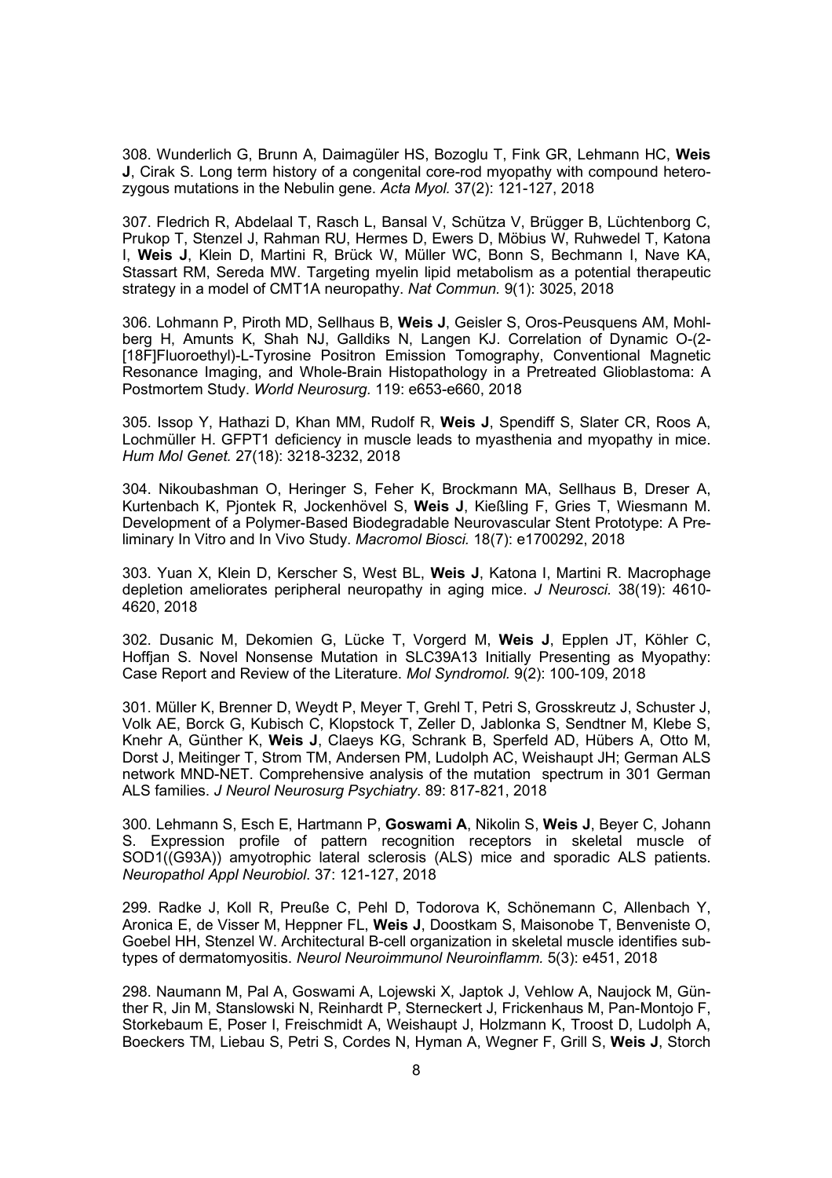308. Wunderlich G, Brunn A, Daimagüler HS, Bozoglu T, Fink GR, Lehmann HC, **Weis J**, Cirak S. Long term history of a congenital core-rod myopathy with compound heterozygous mutations in the Nebulin gene. *Acta Myol.* 37(2): 121-127, 2018

307. Fledrich R, Abdelaal T, Rasch L, Bansal V, Schütza V, Brügger B, Lüchtenborg C, Prukop T, Stenzel J, Rahman RU, Hermes D, Ewers D, Möbius W, Ruhwedel T, Katona I, **Weis J**, Klein D, Martini R, Brück W, Müller WC, Bonn S, Bechmann I, Nave KA, Stassart RM, Sereda MW. Targeting myelin lipid metabolism as a potential therapeutic strategy in a model of CMT1A neuropathy. *Nat Commun.* 9(1): 3025, 2018

306. Lohmann P, Piroth MD, Sellhaus B, **Weis J**, Geisler S, Oros-Peusquens AM, Mohlberg H, Amunts K, Shah NJ, Galldiks N, Langen KJ. Correlation of Dynamic O-(2-[18F]Fluoroethyl)-L-Tyrosine Positron Emission Tomography, Conventional Magnetic Resonance Imaging, and Whole-Brain Histopathology in a Pretreated Glioblastoma: A Postmortem Study. *World Neurosurg.* 119: e653-e660, 2018

305. Issop Y, Hathazi D, Khan MM, Rudolf R, **Weis J**, Spendiff S, Slater CR, Roos A, Lochmüller H. GFPT1 deficiency in muscle leads to myasthenia and myopathy in mice. *Hum Mol Genet.* 27(18): 3218-3232, 2018

304. Nikoubashman O, Heringer S, Feher K, Brockmann MA, Sellhaus B, Dreser A, Kurtenbach K, Pjontek R, Jockenhövel S, **Weis J**, Kießling F, Gries T, Wiesmann M. Development of a Polymer-Based Biodegradable Neurovascular Stent Prototype: A Preliminary In Vitro and In Vivo Study. *Macromol Biosci.* 18(7): e1700292, 2018

303. Yuan X, Klein D, Kerscher S, West BL, **Weis J**, Katona I, Martini R. Macrophage depletion ameliorates peripheral neuropathy in aging mice. *J Neurosci.* 38(19): 4610-4620, 2018

302. Dusanic M, Dekomien G, Lücke T, Vorgerd M, **Weis J**, Epplen JT, Köhler C, Hoffjan S. Novel Nonsense Mutation in SLC39A13 Initially Presenting as Myopathy: Case Report and Review of the Literature. *Mol Syndromol.* 9(2): 100-109, 2018

301. Müller K, Brenner D, Weydt P, Meyer T, Grehl T, Petri S, Grosskreutz J, Schuster J, Volk AE, Borck G, Kubisch C, Klopstock T, Zeller D, Jablonka S, Sendtner M, Klebe S, Knehr A, Günther K, **Weis J**, Claeys KG, Schrank B, Sperfeld AD, Hübers A, Otto M, Dorst J, Meitinger T, Strom TM, Andersen PM, Ludolph AC, Weishaupt JH; German ALS network MND-NET. Comprehensive analysis of the mutation spectrum in 301 German ALS families. *J Neurol Neurosurg Psychiatry*. 89: 817-821, 2018

300. Lehmann S, Esch E, Hartmann P, **Goswami A**, Nikolin S, **Weis J**, Beyer C, Johann S. Expression profile of pattern recognition receptors in skeletal muscle of SOD1((G93A)) amyotrophic lateral sclerosis (ALS) mice and sporadic ALS patients. *Neuropathol Appl Neurobiol*. 37: 121-127, 2018

299. Radke J, Koll R, Preuße C, Pehl D, Todorova K, Schönemann C, Allenbach Y, Aronica E, de Visser M, Heppner FL, **Weis J**, Doostkam S, Maisonobe T, Benveniste O, Goebel HH, Stenzel W. Architectural B-cell organization in skeletal muscle identifies subtypes of dermatomyositis. *Neurol Neuroimmunol Neuroinflamm.* 5(3): e451, 2018

298. Naumann M, Pal A, Goswami A, Lojewski X, Japtok J, Vehlow A, Naujock M, Günther R, Jin M, Stanslowski N, Reinhardt P, Sterneckert J, Frickenhaus M, Pan-Montojo F, Storkebaum E, Poser I, Freischmidt A, Weishaupt J, Holzmann K, Troost D, Ludolph A, Boeckers TM, Liebau S, Petri S, Cordes N, Hyman A, Wegner F, Grill S, **Weis J**, Storch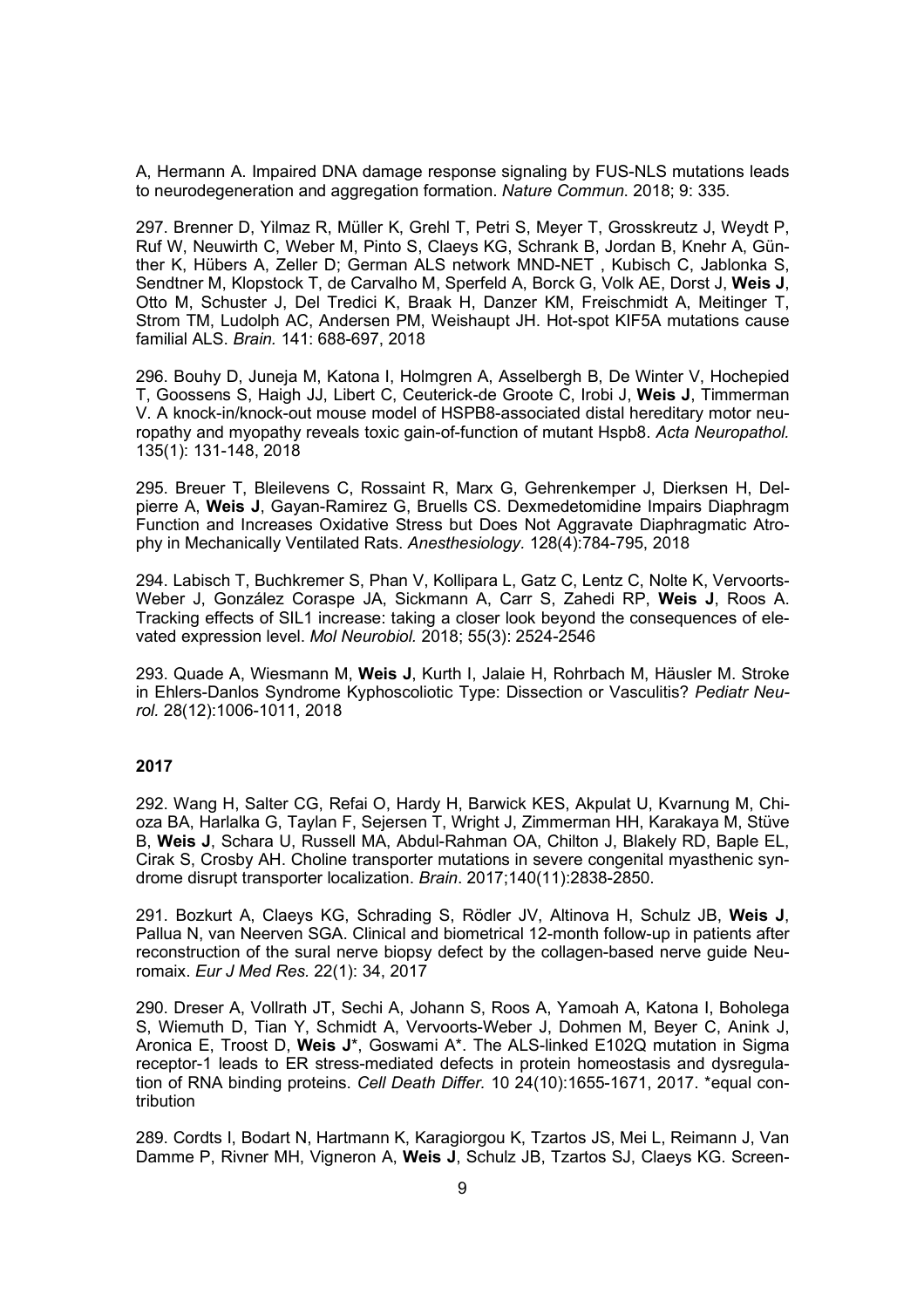A, Hermann A. Impaired DNA damage response signaling by FUS-NLS mutations leads to neurodegeneration and aggregation formation. *Nature Commun.* 2018; 9: 335.

297. Brenner D, Yilmaz R, Müller K, Grehl T, Petri S, Meyer T, Grosskreutz J, Weydt P, Ruf W, Neuwirth C, Weber M, Pinto S, Claeys KG, Schrank B, Jordan B, Knehr A, Günther K, Hübers A, Zeller D; German ALS network MND-NET , Kubisch C, Jablonka S, Sendtner M, Klopstock T, de Carvalho M, Sperfeld A, Borck G, Volk AE, Dorst J, **Weis J**, Otto M, Schuster J, Del Tredici K, Braak H, Danzer KM, Freischmidt A, Meitinger T, Strom TM, Ludolph AC, Andersen PM, Weishaupt JH. Hot-spot KIF5A mutations cause familial ALS. *Brain.* 141: 688-697, 2018

296. Bouhy D, Juneja M, Katona I, Holmgren A, Asselbergh B, De Winter V, Hochepied T, Goossens S, Haigh JJ, Libert C, Ceuterick-de Groote C, Irobi J, **Weis J**, Timmerman V. A knock-in/knock-out mouse model of HSPB8-associated distal hereditary motor neuropathy and myopathy reveals toxic gain-of-function of mutant Hspb8. *Acta Neuropathol.* 135(1): 131-148, 2018

295. Breuer T, Bleilevens C, Rossaint R, Marx G, Gehrenkemper J, Dierksen H, Delpierre A, **Weis J**, Gayan-Ramirez G, Bruells CS. Dexmedetomidine Impairs Diaphragm Function and Increases Oxidative Stress but Does Not Aggravate Diaphragmatic Atrophy in Mechanically Ventilated Rats. *Anesthesiology.* 128(4):784-795, 2018

294. Labisch T, Buchkremer S, Phan V, Kollipara L, Gatz C, Lentz C, Nolte K, Vervoorts-Weber J, González Coraspe JA, Sickmann A, Carr S, Zahedi RP, **Weis J**, Roos A. Tracking effects of SIL1 increase: taking a closer look beyond the consequences of elevated expression level. *Mol Neurobiol.* 2018; 55(3): 2524-2546

293. Quade A, Wiesmann M, **Weis J**, Kurth I, Jalaie H, Rohrbach M, Häusler M. Stroke in Ehlers-Danlos Syndrome Kyphoscoliotic Type: Dissection or Vasculitis? *Pediatr Neurol.* 28(12):1006-1011, 2018

**2017**

292. Wang H, Salter CG, Refai O, Hardy H, Barwick KES, Akpulat U, Kvarnung M, Chioza BA, Harlalka G, Taylan F, Sejersen T, Wright J, Zimmerman HH, Karakaya M, Stüve B, **Weis J**, Schara U, Russell MA, Abdul-Rahman OA, Chilton J, Blakely RD, Baple EL, Cirak S, Crosby AH. Choline transporter mutations in severe congenital myasthenic syndrome disrupt transporter localization. *Brain*. 2017;140(11):2838-2850.

291. Bozkurt A, Claeys KG, Schrading S, Rödler JV, Altinova H, Schulz JB, **Weis J**, Pallua N, van Neerven SGA. Clinical and biometrical 12-month follow-up in patients after reconstruction of the sural nerve biopsy defect by the collagen-based nerve guide Neuromaix. *Eur J Med Res.* 22(1): 34, 2017

290. Dreser A, Vollrath JT, Sechi A, Johann S, Roos A, Yamoah A, Katona I, Boholega S, Wiemuth D, Tian Y, Schmidt A, Vervoorts-Weber J, Dohmen M, Beyer C, Anink J, Aronica E, Troost D, **Weis J**\*, Goswami A\*. The ALS-linked E102Q mutation in Sigma receptor-1 leads to ER stress-mediated defects in protein homeostasis and dysregulation of RNA binding proteins. *Cell Death Differ.* 10 24(10):1655-1671, 2017. \*equal contribution

289. Cordts I, Bodart N, Hartmann K, Karagiorgou K, Tzartos JS, Mei L, Reimann J, Van Damme P, Rivner MH, Vigneron A, **Weis J**, Schulz JB, Tzartos SJ, Claeys KG. Screen-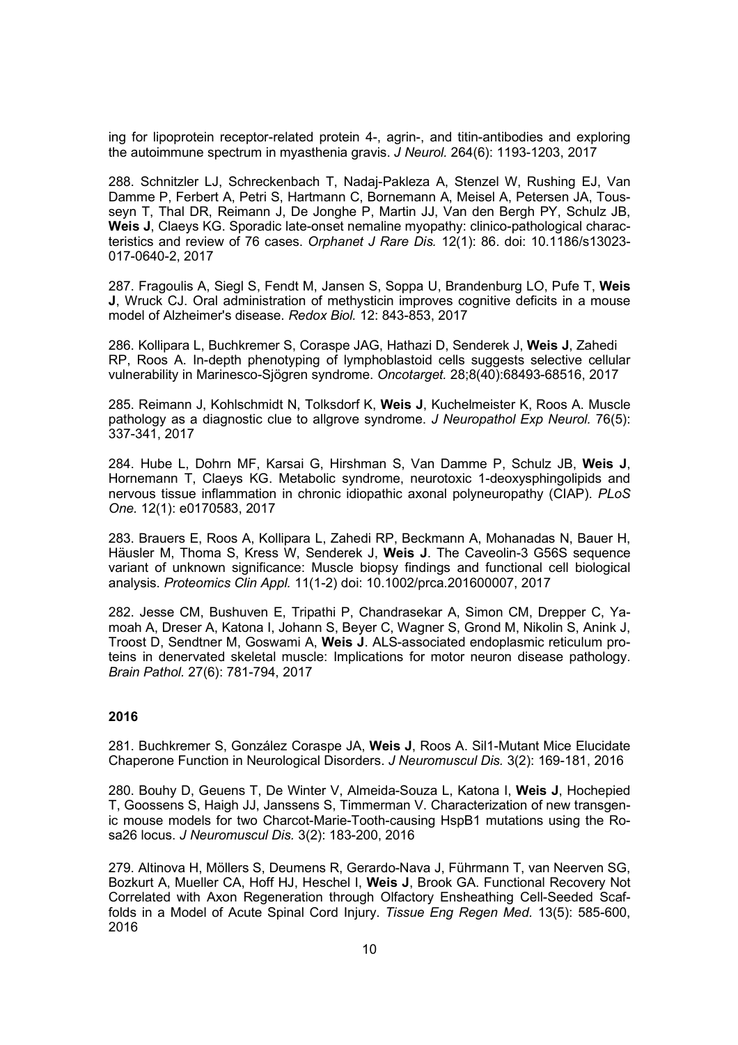ing for lipoprotein receptor-related protein 4-, agrin-, and titin-antibodies and exploring the autoimmune spectrum in myasthenia gravis. *J Neurol.* 264(6): 1193-1203, 2017

288. Schnitzler LJ, Schreckenbach T, Nadaj-Pakleza A, Stenzel W, Rushing EJ, Van Damme P, Ferbert A, Petri S, Hartmann C, Bornemann A, Meisel A, Petersen JA, Tousseyn T, Thal DR, Reimann J, De Jonghe P, Martin JJ, Van den Bergh PY, Schulz JB, **Weis J**, Claeys KG. Sporadic late-onset nemaline myopathy: clinico-pathological characteristics and review of 76 cases. *Orphanet J Rare Dis.* 12(1): 86. doi: 10.1186/s13023-017-0640-2, 2017

287. Fragoulis A, Siegl S, Fendt M, Jansen S, Soppa U, Brandenburg LO, Pufe T, **Weis J**, Wruck CJ. Oral administration of methysticin improves cognitive deficits in a mouse model of Alzheimer's disease. *Redox Biol.* 12: 843-853, 2017

286. Kollipara L, Buchkremer S, Coraspe JAG, Hathazi D, Senderek J, **Weis J**, Zahedi RP, Roos A. In-depth phenotyping of lymphoblastoid cells suggests selective cellular vulnerability in Marinesco-Sjögren syndrome. *Oncotarget.* 28;8(40):68493-68516, 2017

285. Reimann J, Kohlschmidt N, Tolksdorf K, **Weis J**, Kuchelmeister K, Roos A. Muscle pathology as a diagnostic clue to allgrove syndrome. *J Neuropathol Exp Neurol.* 76(5): 337-341, 2017

284. Hube L, Dohrn MF, Karsai G, Hirshman S, Van Damme P, Schulz JB, **Weis J**, Hornemann T, Claeys KG. Metabolic syndrome, neurotoxic 1-deoxysphingolipids and nervous tissue inflammation in chronic idiopathic axonal polyneuropathy (CIAP). *PLoS One.* 12(1): e0170583, 2017

283. Brauers E, Roos A, Kollipara L, Zahedi RP, Beckmann A, Mohanadas N, Bauer H, Häusler M, Thoma S, Kress W, Senderek J, **Weis J**. The Caveolin-3 G56S sequence variant of unknown significance: Muscle biopsy findings and functional cell biological analysis. *Proteomics Clin Appl.* 11(1-2) doi: 10.1002/prca.201600007, 2017

282. Jesse CM, Bushuven E, Tripathi P, Chandrasekar A, Simon CM, Drepper C, Yamoah A, Dreser A, Katona I, Johann S, Beyer C, Wagner S, Grond M, Nikolin S, Anink J, Troost D, Sendtner M, Goswami A, **Weis J**. ALS-associated endoplasmic reticulum proteins in denervated skeletal muscle: Implications for motor neuron disease pathology. *Brain Pathol.* 27(6): 781-794, 2017

**2016**

281. Buchkremer S, González Coraspe JA, **Weis J**, Roos A. Sil1-Mutant Mice Elucidate Chaperone Function in Neurological Disorders. *J Neuromuscul Dis.* 3(2): 169-181, 2016

280. Bouhy D, Geuens T, De Winter V, Almeida-Souza L, Katona I, **Weis J**, Hochepied T, Goossens S, Haigh JJ, Janssens S, Timmerman V. Characterization of new transgenic mouse models for two Charcot-Marie-Tooth-causing HspB1 mutations using the Rosa26 locus. *J Neuromuscul Dis.* 3(2): 183-200, 2016

279. Altinova H, Möllers S, Deumens R, Gerardo-Nava J, Führmann T, van Neerven SG, Bozkurt A, Mueller CA, Hoff HJ, Heschel I, **Weis J**, Brook GA. Functional Recovery Not Correlated with Axon Regeneration through Olfactory Ensheathing Cell-Seeded Scaffolds in a Model of Acute Spinal Cord Injury. *Tissue Eng Regen Med.* 13(5): 585-600, 2016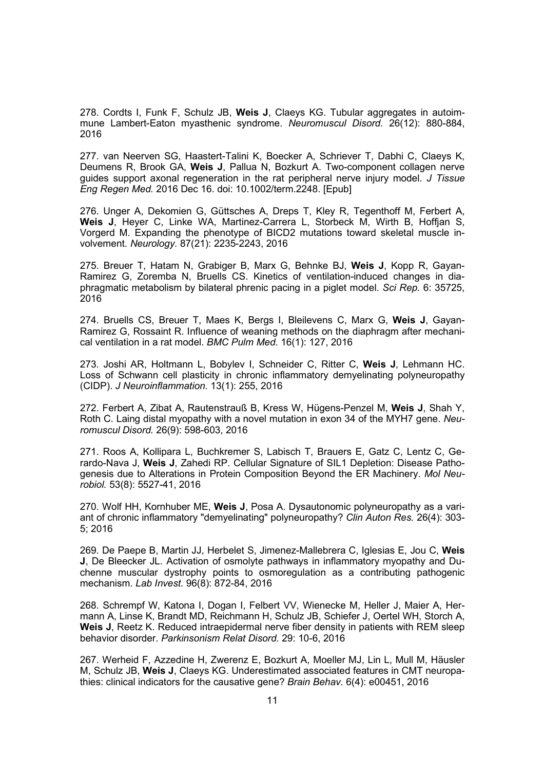278. Cordts I, Funk F, Schulz JB, **Weis J**, Claeys KG. Tubular aggregates in autoimmune Lambert-Eaton myasthenic syndrome. *Neuromuscul Disord.* 26(12): 880-884, 2016

277. van Neerven SG, Haastert-Talini K, Boecker A, Schriever T, Dabhi C, Claeys K, Deumens R, Brook GA, **Weis J**, Pallua N, Bozkurt A. Two-component collagen nerve guides support axonal regeneration in the rat peripheral nerve injury model. *J Tissue Eng Regen Med.* 2016 Dec 16. doi: 10.1002/term.2248. [Epub]

276. Unger A, Dekomien G, Güttsches A, Dreps T, Kley R, Tegenthoff M, Ferbert A, **Weis J**, Heyer C, Linke WA, Martinez-Carrera L, Storbeck M, Wirth B, Hoffjan S, Vorgerd M. Expanding the phenotype of BICD2 mutations toward skeletal muscle involvement. *Neurology.* 87(21): 2235-2243, 2016

275. Breuer T, Hatam N, Grabiger B, Marx G, Behnke BJ, **Weis J**, Kopp R, Gayan-Ramirez G, Zoremba N, Bruells CS. Kinetics of ventilation-induced changes in diaphragmatic metabolism by bilateral phrenic pacing in a piglet model. *Sci Rep.* 6: 35725, 2016

274. Bruells CS, Breuer T, Maes K, Bergs I, Bleilevens C, Marx G, **Weis J**, Gayan-Ramirez G, Rossaint R. Influence of weaning methods on the diaphragm after mechanical ventilation in a rat model. *BMC Pulm Med.* 16(1): 127, 2016

273. Joshi AR, Holtmann L, Bobylev I, Schneider C, Ritter C, **Weis J**, Lehmann HC. Loss of Schwann cell plasticity in chronic inflammatory demyelinating polyneuropathy (CIDP). *J Neuroinflammation.* 13(1): 255, 2016

272. Ferbert A, Zibat A, Rautenstrauß B, Kress W, Hügens-Penzel M, **Weis J**, Shah Y, Roth C. Laing distal myopathy with a novel mutation in exon 34 of the MYH7 gene. *Neuromuscul Disord.* 26(9): 598-603, 2016

271. Roos A, Kollipara L, Buchkremer S, Labisch T, Brauers E, Gatz C, Lentz C, Gerardo-Nava J, **Weis J**, Zahedi RP. Cellular Signature of SIL1 Depletion: Disease Pathogenesis due to Alterations in Protein Composition Beyond the ER Machinery. *Mol Neurobiol.* 53(8): 5527-41, 2016

270. Wolf HH, Kornhuber ME, **Weis J**, Posa A. Dysautonomic polyneuropathy as a variant of chronic inflammatory "demyelinating" polyneuropathy? *Clin Auton Res.* 26(4): 303-5; 2016

269. De Paepe B, Martin JJ, Herbelet S, Jimenez-Mallebrera C, Iglesias E, Jou C, **Weis J**, De Bleecker JL. Activation of osmolyte pathways in inflammatory myopathy and Duchenne muscular dystrophy points to osmoregulation as a contributing pathogenic mechanism. *Lab Invest.* 96(8): 872-84, 2016

268. Schrempf W, Katona I, Dogan I, Felbert VV, Wienecke M, Heller J, Maier A, Hermann A, Linse K, Brandt MD, Reichmann H, Schulz JB, Schiefer J, Oertel WH, Storch A, **Weis J**, Reetz K. Reduced intraepidermal nerve fiber density in patients with REM sleep behavior disorder. *Parkinsonism Relat Disord.* 29: 10-6, 2016

267. Werheid F, Azzedine H, Zwerenz E, Bozkurt A, Moeller MJ, Lin L, Mull M, Häusler M, Schulz JB, **Weis J**, Claeys KG. Underestimated associated features in CMT neuropathies: clinical indicators for the causative gene? *Brain Behav*. 6(4): e00451, 2016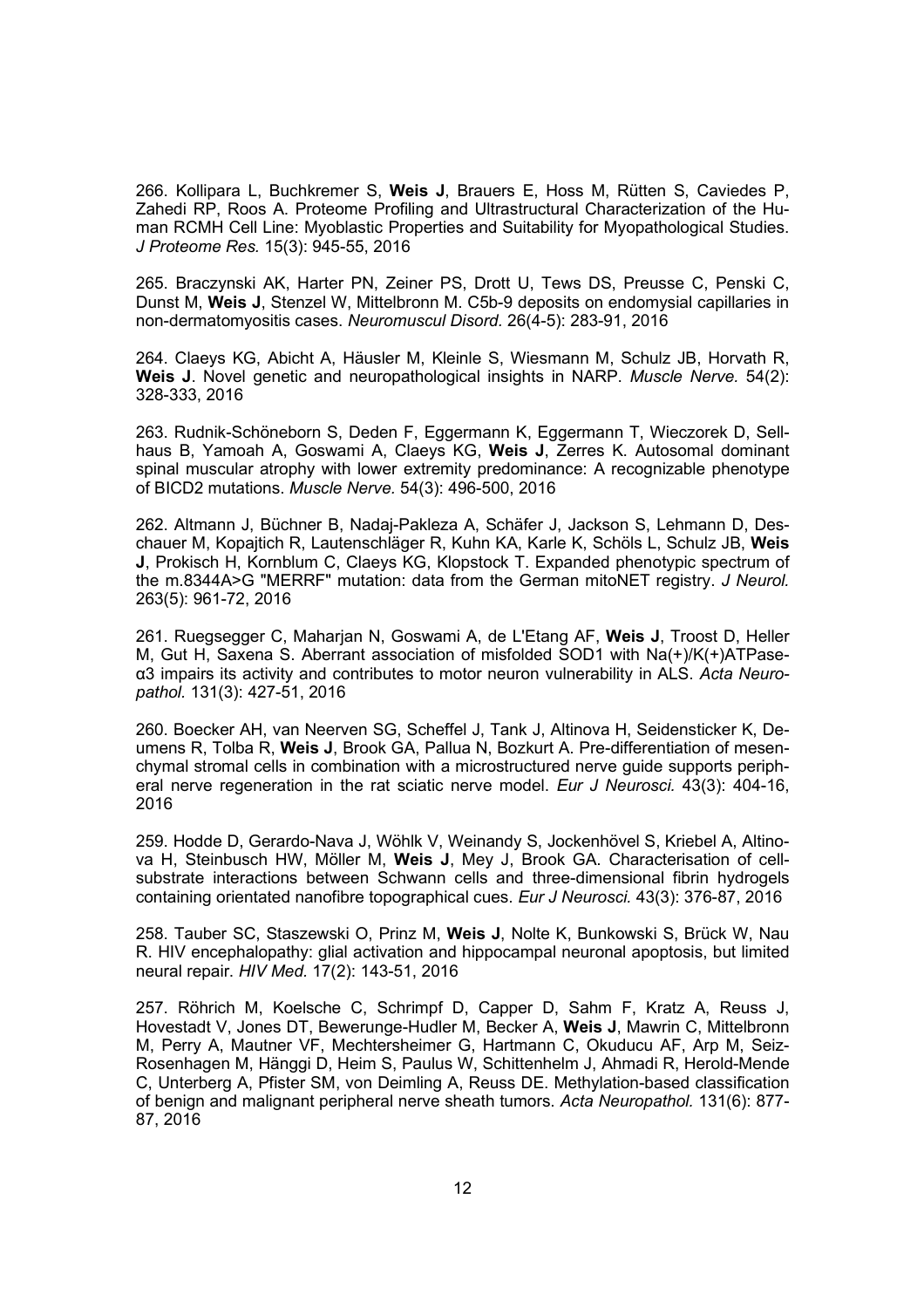266. Kollipara L, Buchkremer S, **Weis J**, Brauers E, Hoss M, Rütten S, Caviedes P, Zahedi RP, Roos A. Proteome Profiling and Ultrastructural Characterization of the Human RCMH Cell Line: Myoblastic Properties and Suitability for Myopathological Studies. *J Proteome Res.* 15(3): 945-55, 2016

265. Braczynski AK, Harter PN, Zeiner PS, Drott U, Tews DS, Preusse C, Penski C, Dunst M, **Weis J**, Stenzel W, Mittelbronn M. C5b-9 deposits on endomysial capillaries in non-dermatomyositis cases. *Neuromuscul Disord.* 26(4-5): 283-91, 2016

264. Claeys KG, Abicht A, Häusler M, Kleinle S, Wiesmann M, Schulz JB, Horvath R, **Weis J**. Novel genetic and neuropathological insights in NARP. *Muscle Nerve.* 54(2): 328-333, 2016

263. Rudnik-Schöneborn S, Deden F, Eggermann K, Eggermann T, Wieczorek D, Sellhaus B, Yamoah A, Goswami A, Claeys KG, **Weis J**, Zerres K. Autosomal dominant spinal muscular atrophy with lower extremity predominance: A recognizable phenotype of BICD2 mutations. *Muscle Nerve.* 54(3): 496-500, 2016

262. Altmann J, Büchner B, Nadaj-Pakleza A, Schäfer J, Jackson S, Lehmann D, Deschauer M, Kopajtich R, Lautenschläger R, Kuhn KA, Karle K, Schöls L, Schulz JB, **Weis J**, Prokisch H, Kornblum C, Claeys KG, Klopstock T. Expanded phenotypic spectrum of the m.8344A>G "MERRF" mutation: data from the German mitoNET registry. *J Neurol.* 263(5): 961-72, 2016

261. Ruegsegger C, Maharjan N, Goswami A, de L'Etang AF, **Weis J**, Troost D, Heller M, Gut H, Saxena S. Aberrant association of misfolded SOD1 with Na(+)/K(+)ATPase-α3 impairs its activity and contributes to motor neuron vulnerability in ALS. *Acta Neuropathol.* 131(3): 427-51, 2016

260. Boecker AH, van Neerven SG, Scheffel J, Tank J, Altinova H, Seidensticker K, Deumens R, Tolba R, **Weis J**, Brook GA, Pallua N, Bozkurt A. Pre-differentiation of mesenchymal stromal cells in combination with a microstructured nerve guide supports peripheral nerve regeneration in the rat sciatic nerve model. *Eur J Neurosci.* 43(3): 404-16, 2016

259. Hodde D, Gerardo-Nava J, Wöhlk V, Weinandy S, Jockenhövel S, Kriebel A, Altinova H, Steinbusch HW, Möller M, **Weis J**, Mey J, Brook GA. Characterisation of cell-substrate interactions between Schwann cells and three-dimensional fibrin hydrogels containing orientated nanofibre topographical cues. *Eur J Neurosci.* 43(3): 376-87, 2016

258. Tauber SC, Staszewski O, Prinz M, **Weis J**, Nolte K, Bunkowski S, Brück W, Nau R. HIV encephalopathy: glial activation and hippocampal neuronal apoptosis, but limited neural repair. *HIV Med.* 17(2): 143-51, 2016

257. Röhrich M, Koelsche C, Schrimpf D, Capper D, Sahm F, Kratz A, Reuss J, Hovestadt V, Jones DT, Bewerunge-Hudler M, Becker A, **Weis J**, Mawrin C, Mittelbronn M, Perry A, Mautner VF, Mechtersheimer G, Hartmann C, Okuducu AF, Arp M, Seiz-Rosenhagen M, Hänggi D, Heim S, Paulus W, Schittenhelm J, Ahmadi R, Herold-Mende C, Unterberg A, Pfister SM, von Deimling A, Reuss DE. Methylation-based classification of benign and malignant peripheral nerve sheath tumors. *Acta Neuropathol.* 131(6): 877-87, 2016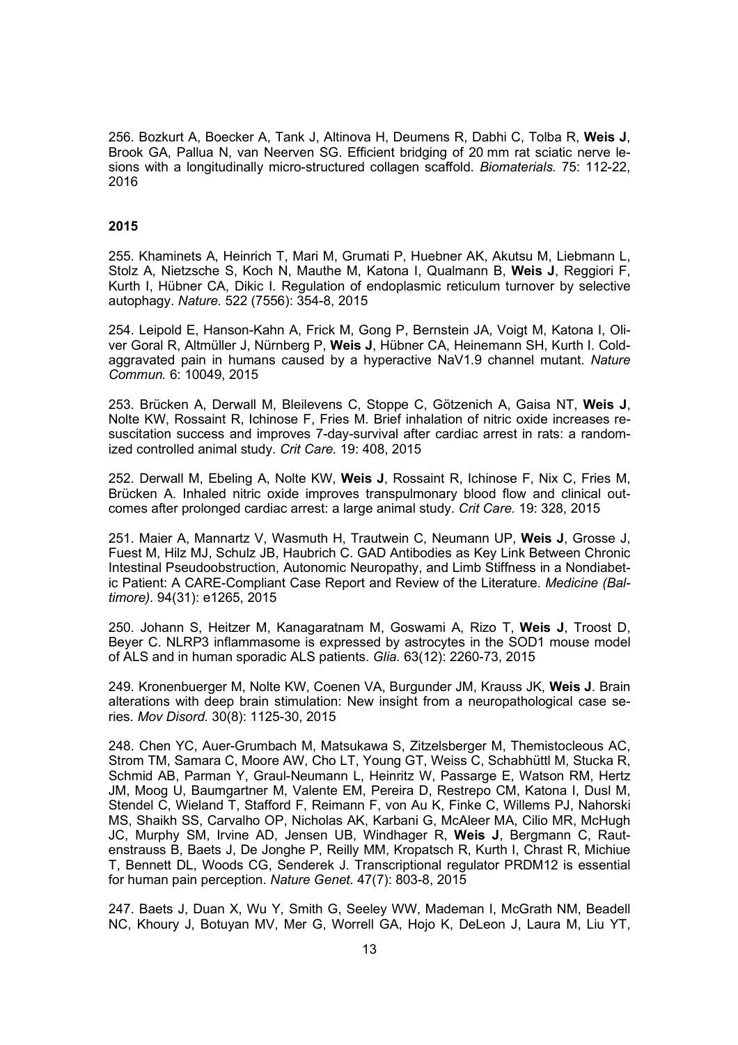256. Bozkurt A, Boecker A, Tank J, Altinova H, Deumens R, Dabhi C, Tolba R, **Weis J**, Brook GA, Pallua N, van Neerven SG. Efficient bridging of 20 mm rat sciatic nerve lesions with a longitudinally micro-structured collagen scaffold. *Biomaterials.* 75: 112-22, 2016

**2015**

255. Khaminets A, Heinrich T, Mari M, Grumati P, Huebner AK, Akutsu M, Liebmann L, Stolz A, Nietzsche S, Koch N, Mauthe M, Katona I, Qualmann B, **Weis J**, Reggiori F, Kurth I, Hübner CA, Dikic I. Regulation of endoplasmic reticulum turnover by selective autophagy. *Nature.* 522 (7556): 354-8, 2015

254. Leipold E, Hanson-Kahn A, Frick M, Gong P, Bernstein JA, Voigt M, Katona I, Oliver Goral R, Altmüller J, Nürnberg P, **Weis J**, Hübner CA, Heinemann SH, Kurth I. Cold-aggravated pain in humans caused by a hyperactive NaV1.9 channel mutant. *Nature Commun.* 6: 10049, 2015

253. Brücken A, Derwall M, Bleilevens C, Stoppe C, Götzenich A, Gaisa NT, **Weis J**, Nolte KW, Rossaint R, Ichinose F, Fries M. Brief inhalation of nitric oxide increases resuscitation success and improves 7-day-survival after cardiac arrest in rats: a randomized controlled animal study. *Crit Care.* 19: 408, 2015

252. Derwall M, Ebeling A, Nolte KW, **Weis J**, Rossaint R, Ichinose F, Nix C, Fries M, Brücken A. Inhaled nitric oxide improves transpulmonary blood flow and clinical outcomes after prolonged cardiac arrest: a large animal study. *Crit Care.* 19: 328, 2015

251. Maier A, Mannartz V, Wasmuth H, Trautwein C, Neumann UP, **Weis J**, Grosse J, Fuest M, Hilz MJ, Schulz JB, Haubrich C. GAD Antibodies as Key Link Between Chronic Intestinal Pseudoobstruction, Autonomic Neuropathy, and Limb Stiffness in a Nondiabetic Patient: A CARE-Compliant Case Report and Review of the Literature. *Medicine (Baltimore).* 94(31): e1265, 2015

250. Johann S, Heitzer M, Kanagaratnam M, Goswami A, Rizo T, **Weis J**, Troost D, Beyer C. NLRP3 inflammasome is expressed by astrocytes in the SOD1 mouse model of ALS and in human sporadic ALS patients. *Glia.* 63(12): 2260-73, 2015

249. Kronenbuerger M, Nolte KW, Coenen VA, Burgunder JM, Krauss JK, **Weis J**. Brain alterations with deep brain stimulation: New insight from a neuropathological case series. *Mov Disord.* 30(8): 1125-30, 2015

248. Chen YC, Auer-Grumbach M, Matsukawa S, Zitzelsberger M, Themistocleous AC, Strom TM, Samara C, Moore AW, Cho LT, Young GT, Weiss C, Schabhüttl M, Stucka R, Schmid AB, Parman Y, Graul-Neumann L, Heinritz W, Passarge E, Watson RM, Hertz JM, Moog U, Baumgartner M, Valente EM, Pereira D, Restrepo CM, Katona I, Dusl M, Stendel C, Wieland T, Stafford F, Reimann F, von Au K, Finke C, Willems PJ, Nahorski MS, Shaikh SS, Carvalho OP, Nicholas AK, Karbani G, McAleer MA, Cilio MR, McHugh JC, Murphy SM, Irvine AD, Jensen UB, Windhager R, **Weis J**, Bergmann C, Rautenstrauss B, Baets J, De Jonghe P, Reilly MM, Kropatsch R, Kurth I, Chrast R, Michiue T, Bennett DL, Woods CG, Senderek J. Transcriptional regulator PRDM12 is essential for human pain perception. *Nature Genet*. 47(7): 803-8, 2015

247. Baets J, Duan X, Wu Y, Smith G, Seeley WW, Mademan I, McGrath NM, Beadell NC, Khoury J, Botuyan MV, Mer G, Worrell GA, Hojo K, DeLeon J, Laura M, Liu YT,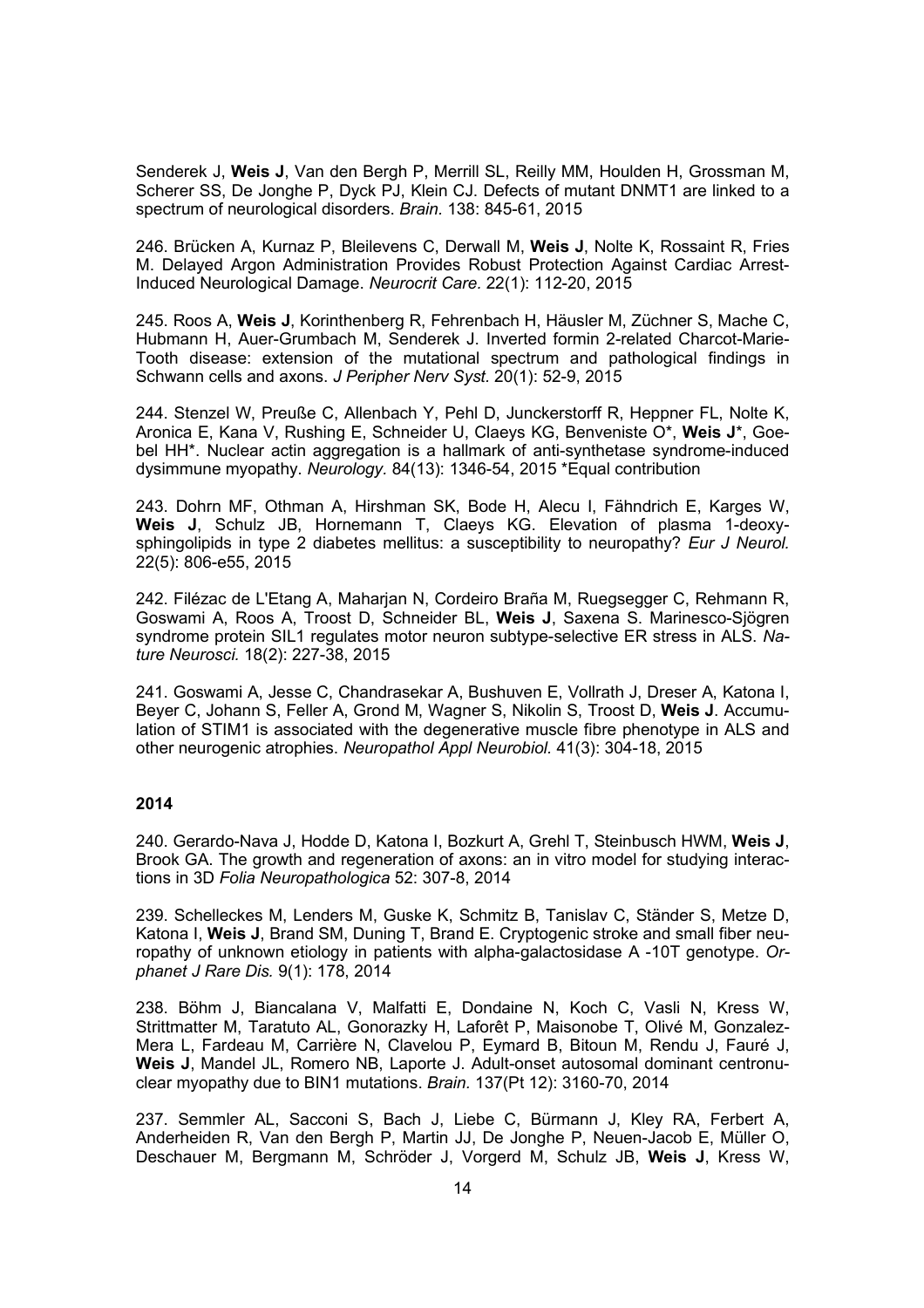Senderek J, **Weis J**, Van den Bergh P, Merrill SL, Reilly MM, Houlden H, Grossman M, Scherer SS, De Jonghe P, Dyck PJ, Klein CJ. Defects of mutant DNMT1 are linked to a spectrum of neurological disorders. *Brain.* 138: 845-61, 2015

246. Brücken A, Kurnaz P, Bleilevens C, Derwall M, **Weis J**, Nolte K, Rossaint R, Fries M. Delayed Argon Administration Provides Robust Protection Against Cardiac Arrest-Induced Neurological Damage. *Neurocrit Care.* 22(1): 112-20, 2015

245. Roos A, **Weis J**, Korinthenberg R, Fehrenbach H, Häusler M, Züchner S, Mache C, Hubmann H, Auer-Grumbach M, Senderek J. Inverted formin 2-related Charcot-Marie-Tooth disease: extension of the mutational spectrum and pathological findings in Schwann cells and axons. *J Peripher Nerv Syst.* 20(1): 52-9, 2015

244. Stenzel W, Preuße C, Allenbach Y, Pehl D, Junckerstorff R, Heppner FL, Nolte K, Aronica E, Kana V, Rushing E, Schneider U, Claeys KG, Benveniste O*, **Weis J***, Goebel HH*. Nuclear actin aggregation is a hallmark of anti-synthetase syndrome-induced dysimmune myopathy. *Neurology.* 84(13): 1346-54, 2015 *Equal contribution

243. Dohrn MF, Othman A, Hirshman SK, Bode H, Alecu I, Fähndrich E, Karges W, **Weis J**, Schulz JB, Hornemann T, Claeys KG. Elevation of plasma 1-deoxy-sphingolipids in type 2 diabetes mellitus: a susceptibility to neuropathy? *Eur J Neurol.* 22(5): 806-e55, 2015

242. Filézac de L'Etang A, Maharjan N, Cordeiro Braña M, Ruegsegger C, Rehmann R, Goswami A, Roos A, Troost D, Schneider BL, **Weis J**, Saxena S. Marinesco-Sjögren syndrome protein SIL1 regulates motor neuron subtype-selective ER stress in ALS. *Nature Neurosci.* 18(2): 227-38, 2015

241. Goswami A, Jesse C, Chandrasekar A, Bushuven E, Vollrath J, Dreser A, Katona I, Beyer C, Johann S, Feller A, Grond M, Wagner S, Nikolin S, Troost D, **Weis J**. Accumulation of STIM1 is associated with the degenerative muscle fibre phenotype in ALS and other neurogenic atrophies. *Neuropathol Appl Neurobiol.* 41(3): 304-18, 2015

**2014**

240. Gerardo-Nava J, Hodde D, Katona I, Bozkurt A, Grehl T, Steinbusch HWM, **Weis J**, Brook GA. The growth and regeneration of axons: an in vitro model for studying interactions in 3D *Folia Neuropathologica* 52: 307-8, 2014

239. Schelleckes M, Lenders M, Guske K, Schmitz B, Tanislav C, Ständer S, Metze D, Katona I, **Weis J**, Brand SM, Duning T, Brand E. Cryptogenic stroke and small fiber neuropathy of unknown etiology in patients with alpha-galactosidase A -10T genotype. *Orphanet J Rare Dis.* 9(1): 178, 2014

238. Böhm J, Biancalana V, Malfatti E, Dondaine N, Koch C, Vasli N, Kress W, Strittmatter M, Taratuto AL, Gonorazky H, Laforêt P, Maisonobe T, Olivé M, Gonzalez-Mera L, Fardeau M, Carrière N, Clavelou P, Eymard B, Bitoun M, Rendu J, Fauré J, **Weis J**, Mandel JL, Romero NB, Laporte J. Adult-onset autosomal dominant centronuclear myopathy due to BIN1 mutations. *Brain.* 137(Pt 12): 3160-70, 2014

237. Semmler AL, Sacconi S, Bach J, Liebe C, Bürmann J, Kley RA, Ferbert A, Anderheiden R, Van den Bergh P, Martin JJ, De Jonghe P, Neuen-Jacob E, Müller O, Deschauer M, Bergmann M, Schröder J, Vorgerd M, Schulz JB, **Weis J**, Kress W,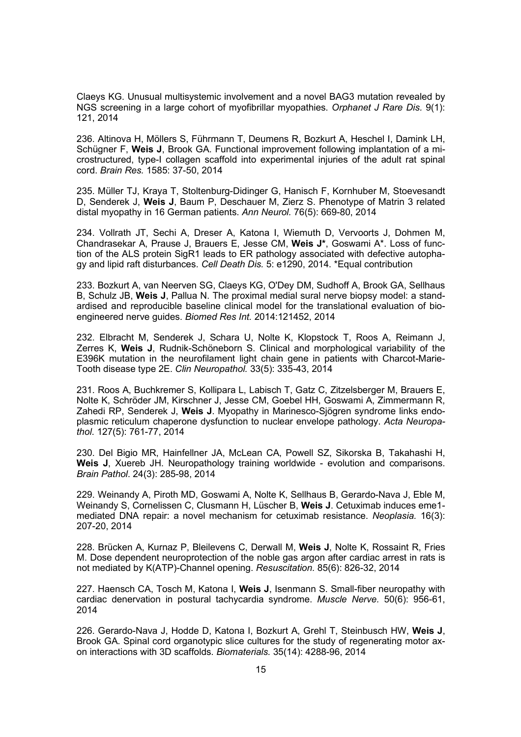Claeys KG. Unusual multisystemic involvement and a novel BAG3 mutation revealed by NGS screening in a large cohort of myofibrillar myopathies. *Orphanet J Rare Dis.* 9(1): 121, 2014

236. Altinova H, Möllers S, Führmann T, Deumens R, Bozkurt A, Heschel I, Damink LH, Schügner F, **Weis J**, Brook GA. Functional improvement following implantation of a microstructured, type-I collagen scaffold into experimental injuries of the adult rat spinal cord. *Brain Res.* 1585: 37-50, 2014

235. Müller TJ, Kraya T, Stoltenburg-Didinger G, Hanisch F, Kornhuber M, Stoevesandt D, Senderek J, **Weis J**, Baum P, Deschauer M, Zierz S. Phenotype of Matrin 3 related distal myopathy in 16 German patients. *Ann Neurol.* 76(5): 669-80, 2014

234. Vollrath JT, Sechi A, Dreser A, Katona I, Wiemuth D, Vervoorts J, Dohmen M, Chandrasekar A, Prause J, Brauers E, Jesse CM, **Weis J***, Goswami A*. Loss of function of the ALS protein SigR1 leads to ER pathology associated with defective autophagy and lipid raft disturbances. *Cell Death Dis.* 5: e1290, 2014. *Equal contribution

233. Bozkurt A, van Neerven SG, Claeys KG, O'Dey DM, Sudhoff A, Brook GA, Sellhaus B, Schulz JB, **Weis J**, Pallua N. The proximal medial sural nerve biopsy model: a standardised and reproducible baseline clinical model for the translational evaluation of bioengineered nerve guides. *Biomed Res Int.* 2014:121452, 2014

232. Elbracht M, Senderek J, Schara U, Nolte K, Klopstock T, Roos A, Reimann J, Zerres K, **Weis J**, Rudnik-Schöneborn S. Clinical and morphological variability of the E396K mutation in the neurofilament light chain gene in patients with Charcot-Marie-Tooth disease type 2E. *Clin Neuropathol.* 33(5): 335-43, 2014

231. Roos A, Buchkremer S, Kollipara L, Labisch T, Gatz C, Zitzelsberger M, Brauers E, Nolte K, Schröder JM, Kirschner J, Jesse CM, Goebel HH, Goswami A, Zimmermann R, Zahedi RP, Senderek J, **Weis J**. Myopathy in Marinesco-Sjögren syndrome links endoplasmic reticulum chaperone dysfunction to nuclear envelope pathology. *Acta Neuropathol.* 127(5): 761-77, 2014

230. Del Bigio MR, Hainfellner JA, McLean CA, Powell SZ, Sikorska B, Takahashi H, **Weis J**, Xuereb JH. Neuropathology training worldwide - evolution and comparisons. *Brain Pathol*. 24(3): 285-98, 2014

229. Weinandy A, Piroth MD, Goswami A, Nolte K, Sellhaus B, Gerardo-Nava J, Eble M, Weinandy S, Cornelissen C, Clusmann H, Lüscher B, **Weis J**. Cetuximab induces eme1-mediated DNA repair: a novel mechanism for cetuximab resistance. *Neoplasia.* 16(3): 207-20, 2014

228. Brücken A, Kurnaz P, Bleilevens C, Derwall M, **Weis J**, Nolte K, Rossaint R, Fries M. Dose dependent neuroprotection of the noble gas argon after cardiac arrest in rats is not mediated by K(ATP)-Channel opening. *Resuscitation.* 85(6): 826-32, 2014

227. Haensch CA, Tosch M, Katona I, **Weis J**, Isenmann S. Small-fiber neuropathy with cardiac denervation in postural tachycardia syndrome. *Muscle Nerve.* 50(6): 956-61, 2014

226. Gerardo-Nava J, Hodde D, Katona I, Bozkurt A, Grehl T, Steinbusch HW, **Weis J**, Brook GA. Spinal cord organotypic slice cultures for the study of regenerating motor axon interactions with 3D scaffolds. *Biomaterials.* 35(14): 4288-96, 2014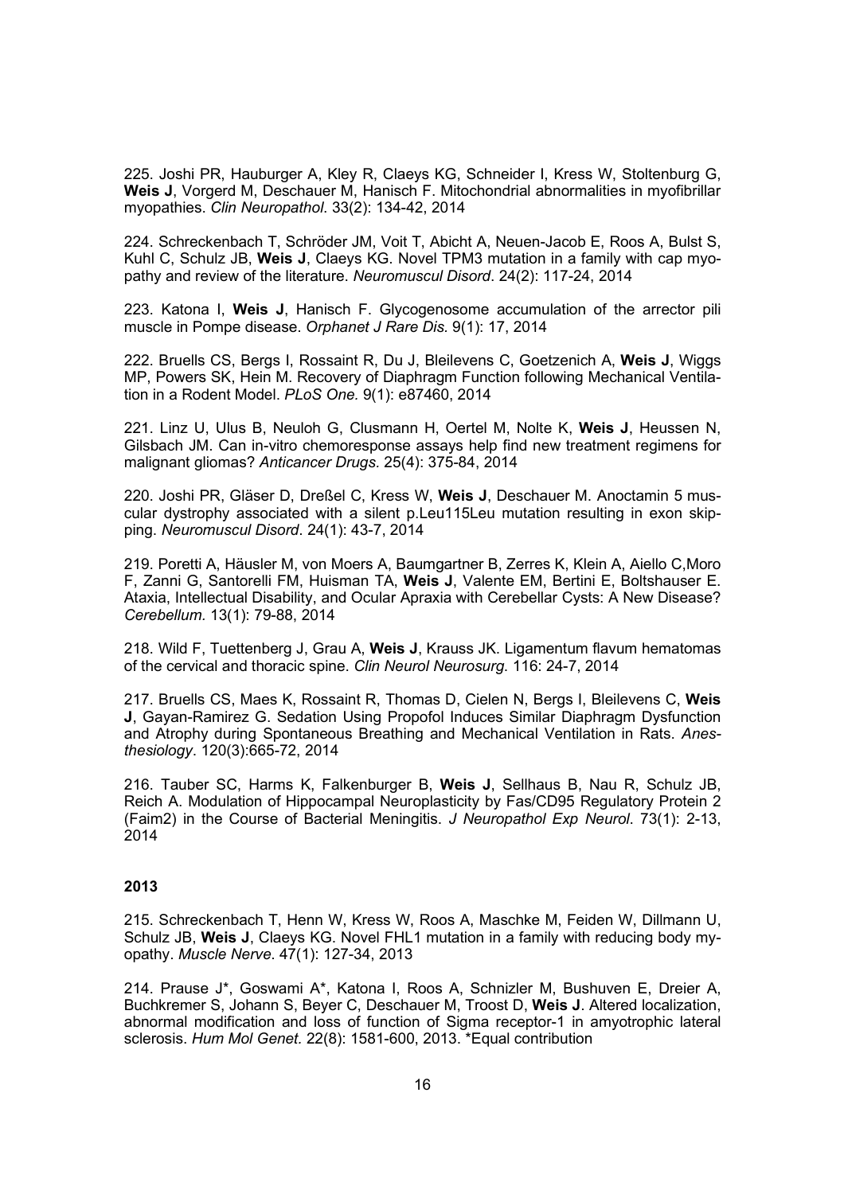225. Joshi PR, Hauburger A, Kley R, Claeys KG, Schneider I, Kress W, Stoltenburg G, **Weis J**, Vorgerd M, Deschauer M, Hanisch F. Mitochondrial abnormalities in myofibrillar myopathies. *Clin Neuropathol*. 33(2): 134-42, 2014

224. Schreckenbach T, Schröder JM, Voit T, Abicht A, Neuen-Jacob E, Roos A, Bulst S, Kuhl C, Schulz JB, **Weis J**, Claeys KG. Novel TPM3 mutation in a family with cap myopathy and review of the literature. *Neuromuscul Disord*. 24(2): 117-24, 2014

223. Katona I, **Weis J**, Hanisch F. Glycogenosome accumulation of the arrector pili muscle in Pompe disease. *Orphanet J Rare Dis.* 9(1): 17, 2014

222. Bruells CS, Bergs I, Rossaint R, Du J, Bleilevens C, Goetzenich A, **Weis J**, Wiggs MP, Powers SK, Hein M. Recovery of Diaphragm Function following Mechanical Ventilation in a Rodent Model. *PLoS One.* 9(1): e87460, 2014

221. Linz U, Ulus B, Neuloh G, Clusmann H, Oertel M, Nolte K, **Weis J**, Heussen N, Gilsbach JM. Can in-vitro chemoresponse assays help find new treatment regimens for malignant gliomas? *Anticancer Drugs.* 25(4): 375-84, 2014

220. Joshi PR, Gläser D, Dreßel C, Kress W, **Weis J**, Deschauer M. Anoctamin 5 muscular dystrophy associated with a silent p.Leu115Leu mutation resulting in exon skipping. *Neuromuscul Disord*. 24(1): 43-7, 2014

219. Poretti A, Häusler M, von Moers A, Baumgartner B, Zerres K, Klein A, Aiello C,Moro F, Zanni G, Santorelli FM, Huisman TA, **Weis J**, Valente EM, Bertini E, Boltshauser E. Ataxia, Intellectual Disability, and Ocular Apraxia with Cerebellar Cysts: A New Disease? *Cerebellum.* 13(1): 79-88, 2014

218. Wild F, Tuettenberg J, Grau A, **Weis J**, Krauss JK. Ligamentum flavum hematomas of the cervical and thoracic spine. *Clin Neurol Neurosurg.* 116: 24-7, 2014

217. Bruells CS, Maes K, Rossaint R, Thomas D, Cielen N, Bergs I, Bleilevens C, **Weis J**, Gayan-Ramirez G. Sedation Using Propofol Induces Similar Diaphragm Dysfunction and Atrophy during Spontaneous Breathing and Mechanical Ventilation in Rats. *Anesthesiology*. 120(3):665-72, 2014

216. Tauber SC, Harms K, Falkenburger B, **Weis J**, Sellhaus B, Nau R, Schulz JB, Reich A. Modulation of Hippocampal Neuroplasticity by Fas/CD95 Regulatory Protein 2 (Faim2) in the Course of Bacterial Meningitis. *J Neuropathol Exp Neurol*. 73(1): 2-13, 2014

**2013**

215. Schreckenbach T, Henn W, Kress W, Roos A, Maschke M, Feiden W, Dillmann U, Schulz JB, **Weis J**, Claeys KG. Novel FHL1 mutation in a family with reducing body myopathy. *Muscle Nerve.* 47(1): 127-34, 2013

214. Prause J*, Goswami A*, Katona I, Roos A, Schnizler M, Bushuven E, Dreier A, Buchkremer S, Johann S, Beyer C, Deschauer M, Troost D, **Weis J**. Altered localization, abnormal modification and loss of function of Sigma receptor-1 in amyotrophic lateral sclerosis. *Hum Mol Genet.* 22(8): 1581-600, 2013. *Equal contribution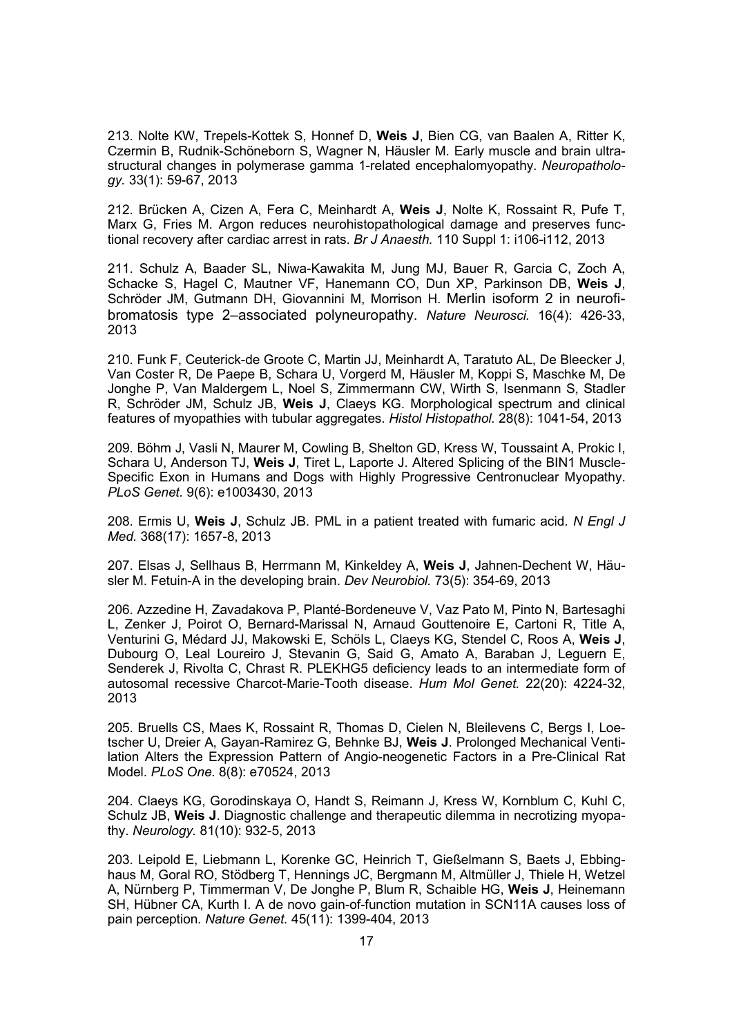213. Nolte KW, Trepels-Kottek S, Honnef D, **Weis J**, Bien CG, van Baalen A, Ritter K, Czermin B, Rudnik-Schöneborn S, Wagner N, Häusler M. Early muscle and brain ultrastructural changes in polymerase gamma 1-related encephalomyopathy. *Neuropathology.* 33(1): 59-67, 2013

212. Brücken A, Cizen A, Fera C, Meinhardt A, **Weis J**, Nolte K, Rossaint R, Pufe T, Marx G, Fries M. Argon reduces neurohistopathological damage and preserves functional recovery after cardiac arrest in rats. *Br J Anaesth.* 110 Suppl 1: i106-i112, 2013

211. Schulz A, Baader SL, Niwa-Kawakita M, Jung MJ, Bauer R, Garcia C, Zoch A, Schacke S, Hagel C, Mautner VF, Hanemann CO, Dun XP, Parkinson DB, **Weis J**, Schröder JM, Gutmann DH, Giovannini M, Morrison H. Merlin isoform 2 in neurofibromatosis type 2–associated polyneuropathy. *Nature Neurosci.* 16(4): 426-33, 2013

210. Funk F, Ceuterick-de Groote C, Martin JJ, Meinhardt A, Taratuto AL, De Bleecker J, Van Coster R, De Paepe B, Schara U, Vorgerd M, Häusler M, Koppi S, Maschke M, De Jonghe P, Van Maldergem L, Noel S, Zimmermann CW, Wirth S, Isenmann S, Stadler R, Schröder JM, Schulz JB, **Weis J**, Claeys KG. Morphological spectrum and clinical features of myopathies with tubular aggregates. *Histol Histopathol.* 28(8): 1041-54, 2013

209. Böhm J, Vasli N, Maurer M, Cowling B, Shelton GD, Kress W, Toussaint A, Prokic I, Schara U, Anderson TJ, **Weis J**, Tiret L, Laporte J. Altered Splicing of the BIN1 Muscle-Specific Exon in Humans and Dogs with Highly Progressive Centronuclear Myopathy. *PLoS Genet*. 9(6): e1003430, 2013

208. Ermis U, **Weis J**, Schulz JB. PML in a patient treated with fumaric acid. *N Engl J Med.* 368(17): 1657-8, 2013

207. Elsas J, Sellhaus B, Herrmann M, Kinkeldey A, **Weis J**, Jahnen-Dechent W, Häusler M. Fetuin-A in the developing brain. *Dev Neurobiol.* 73(5): 354-69, 2013

206. Azzedine H, Zavadakova P, Planté-Bordeneuve V, Vaz Pato M, Pinto N, Bartesaghi L, Zenker J, Poirot O, Bernard-Marissal N, Arnaud Gouttenoire E, Cartoni R, Title A, Venturini G, Médard JJ, Makowski E, Schöls L, Claeys KG, Stendel C, Roos A, **Weis J**, Dubourg O, Leal Loureiro J, Stevanin G, Said G, Amato A, Baraban J, Leguern E, Senderek J, Rivolta C, Chrast R. PLEKHG5 deficiency leads to an intermediate form of autosomal recessive Charcot-Marie-Tooth disease. *Hum Mol Genet.* 22(20): 4224-32, 2013

205. Bruells CS, Maes K, Rossaint R, Thomas D, Cielen N, Bleilevens C, Bergs I, Loetscher U, Dreier A, Gayan-Ramirez G, Behnke BJ, **Weis J**. Prolonged Mechanical Ventilation Alters the Expression Pattern of Angio-neogenetic Factors in a Pre-Clinical Rat Model. *PLoS One.* 8(8): e70524, 2013

204. Claeys KG, Gorodinskaya O, Handt S, Reimann J, Kress W, Kornblum C, Kuhl C, Schulz JB, **Weis J**. Diagnostic challenge and therapeutic dilemma in necrotizing myopathy. *Neurology.* 81(10): 932-5, 2013

203. Leipold E, Liebmann L, Korenke GC, Heinrich T, Gießelmann S, Baets J, Ebbinghaus M, Goral RO, Stödberg T, Hennings JC, Bergmann M, Altmüller J, Thiele H, Wetzel A, Nürnberg P, Timmerman V, De Jonghe P, Blum R, Schaible HG, **Weis J**, Heinemann SH, Hübner CA, Kurth I. A de novo gain-of-function mutation in SCN11A causes loss of pain perception. *Nature Genet.* 45(11): 1399-404, 2013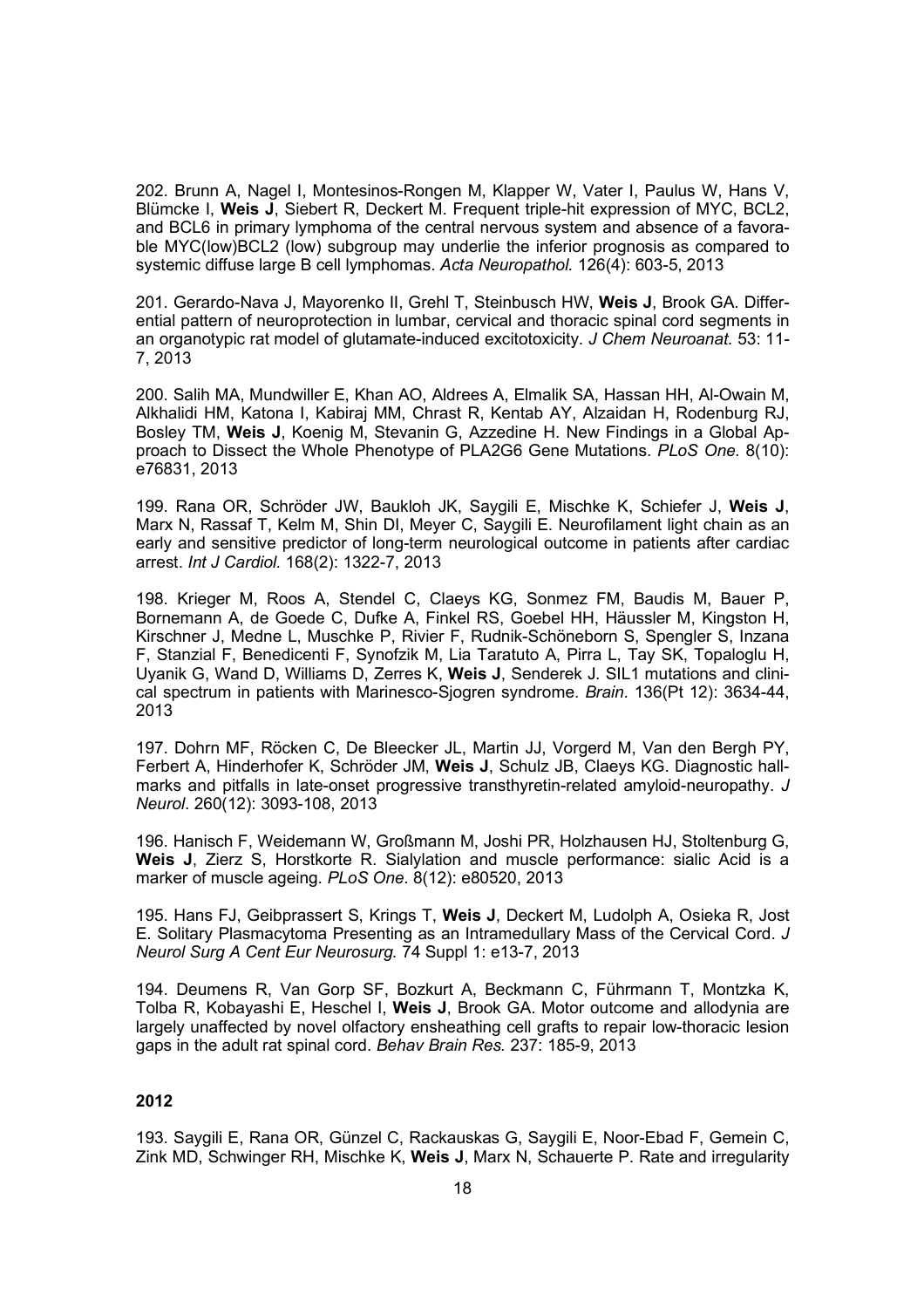202. Brunn A, Nagel I, Montesinos-Rongen M, Klapper W, Vater I, Paulus W, Hans V, Blümcke I, **Weis J**, Siebert R, Deckert M. Frequent triple-hit expression of MYC, BCL2, and BCL6 in primary lymphoma of the central nervous system and absence of a favorable MYC(low)BCL2 (low) subgroup may underlie the inferior prognosis as compared to systemic diffuse large B cell lymphomas. *Acta Neuropathol.* 126(4): 603-5, 2013

201. Gerardo-Nava J, Mayorenko II, Grehl T, Steinbusch HW, **Weis J**, Brook GA. Differential pattern of neuroprotection in lumbar, cervical and thoracic spinal cord segments in an organotypic rat model of glutamate-induced excitotoxicity. *J Chem Neuroanat.* 53: 11-7, 2013

200. Salih MA, Mundwiller E, Khan AO, Aldrees A, Elmalik SA, Hassan HH, Al-Owain M, Alkhalidi HM, Katona I, Kabiraj MM, Chrast R, Kentab AY, Alzaidan H, Rodenburg RJ, Bosley TM, **Weis J**, Koenig M, Stevanin G, Azzedine H. New Findings in a Global Approach to Dissect the Whole Phenotype of PLA2G6 Gene Mutations. *PLoS One.* 8(10): e76831, 2013

199. Rana OR, Schröder JW, Baukloh JK, Saygili E, Mischke K, Schiefer J, **Weis J**, Marx N, Rassaf T, Kelm M, Shin DI, Meyer C, Saygili E. Neurofilament light chain as an early and sensitive predictor of long-term neurological outcome in patients after cardiac arrest. *Int J Cardiol.* 168(2): 1322-7, 2013

198. Krieger M, Roos A, Stendel C, Claeys KG, Sonmez FM, Baudis M, Bauer P, Bornemann A, de Goede C, Dufke A, Finkel RS, Goebel HH, Häussler M, Kingston H, Kirschner J, Medne L, Muschke P, Rivier F, Rudnik-Schöneborn S, Spengler S, Inzana F, Stanzial F, Benedicenti F, Synofzik M, Lia Taratuto A, Pirra L, Tay SK, Topaloglu H, Uyanik G, Wand D, Williams D, Zerres K, **Weis J**, Senderek J. SIL1 mutations and clinical spectrum in patients with Marinesco-Sjogren syndrome. *Brain*. 136(Pt 12): 3634-44, 2013

197. Dohrn MF, Röcken C, De Bleecker JL, Martin JJ, Vorgerd M, Van den Bergh PY, Ferbert A, Hinderhofer K, Schröder JM, **Weis J**, Schulz JB, Claeys KG. Diagnostic hallmarks and pitfalls in late-onset progressive transthyretin-related amyloid-neuropathy. *J Neurol*. 260(12): 3093-108, 2013

196. Hanisch F, Weidemann W, Großmann M, Joshi PR, Holzhausen HJ, Stoltenburg G, **Weis J**, Zierz S, Horstkorte R. Sialylation and muscle performance: sialic Acid is a marker of muscle ageing. *PLoS One*. 8(12): e80520, 2013

195. Hans FJ, Geibprassert S, Krings T, **Weis J**, Deckert M, Ludolph A, Osieka R, Jost E. Solitary Plasmacytoma Presenting as an Intramedullary Mass of the Cervical Cord. *J Neurol Surg A Cent Eur Neurosurg.* 74 Suppl 1: e13-7, 2013

194. Deumens R, Van Gorp SF, Bozkurt A, Beckmann C, Führmann T, Montzka K, Tolba R, Kobayashi E, Heschel I, **Weis J**, Brook GA. Motor outcome and allodynia are largely unaffected by novel olfactory ensheathing cell grafts to repair low-thoracic lesion gaps in the adult rat spinal cord. *Behav Brain Res.* 237: 185-9, 2013

**2012**

193. Saygili E, Rana OR, Günzel C, Rackauskas G, Saygili E, Noor-Ebad F, Gemein C, Zink MD, Schwinger RH, Mischke K, **Weis J**, Marx N, Schauerte P. Rate and irregularity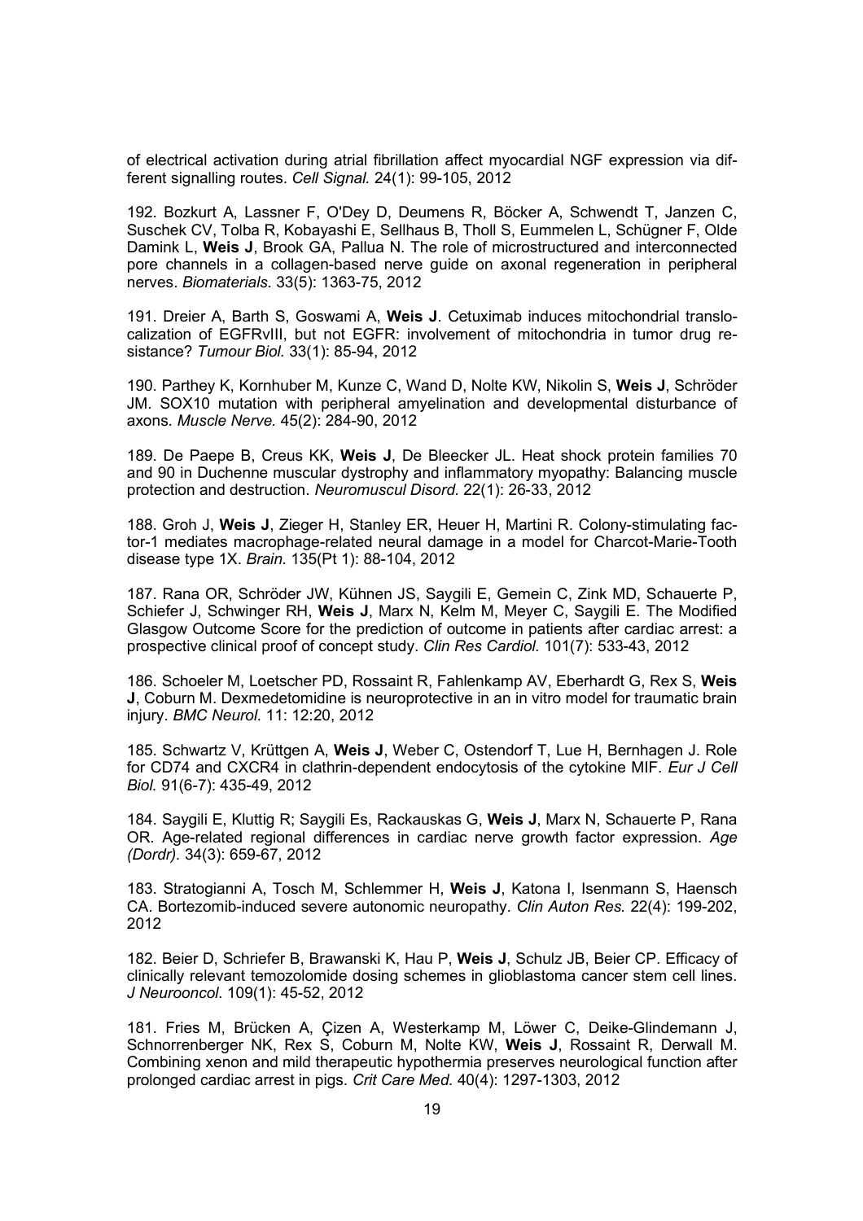of electrical activation during atrial fibrillation affect myocardial NGF expression via different signalling routes. *Cell Signal.* 24(1): 99-105, 2012

192. Bozkurt A, Lassner F, O'Dey D, Deumens R, Böcker A, Schwendt T, Janzen C, Suschek CV, Tolba R, Kobayashi E, Sellhaus B, Tholl S, Eummelen L, Schügner F, Olde Damink L, **Weis J**, Brook GA, Pallua N. The role of microstructured and interconnected pore channels in a collagen-based nerve guide on axonal regeneration in peripheral nerves. *Biomaterials.* 33(5): 1363-75, 2012

191. Dreier A, Barth S, Goswami A, **Weis J**. Cetuximab induces mitochondrial translocalization of EGFRvIII, but not EGFR: involvement of mitochondria in tumor drug resistance? *Tumour Biol.* 33(1): 85-94, 2012

190. Parthey K, Kornhuber M, Kunze C, Wand D, Nolte KW, Nikolin S, **Weis J**, Schröder JM. SOX10 mutation with peripheral amyelination and developmental disturbance of axons. *Muscle Nerve.* 45(2): 284-90, 2012

189. De Paepe B, Creus KK, **Weis J**, De Bleecker JL. Heat shock protein families 70 and 90 in Duchenne muscular dystrophy and inflammatory myopathy: Balancing muscle protection and destruction. *Neuromuscul Disord.* 22(1): 26-33, 2012

188. Groh J, **Weis J**, Zieger H, Stanley ER, Heuer H, Martini R. Colony-stimulating factor-1 mediates macrophage-related neural damage in a model for Charcot-Marie-Tooth disease type 1X. *Brain.* 135(Pt 1): 88-104, 2012

187. Rana OR, Schröder JW, Kühnen JS, Saygili E, Gemein C, Zink MD, Schauerte P, Schiefer J, Schwinger RH, **Weis J**, Marx N, Kelm M, Meyer C, Saygili E. The Modified Glasgow Outcome Score for the prediction of outcome in patients after cardiac arrest: a prospective clinical proof of concept study. *Clin Res Cardiol.* 101(7): 533-43, 2012

186. Schoeler M, Loetscher PD, Rossaint R, Fahlenkamp AV, Eberhardt G, Rex S, **Weis J**, Coburn M. Dexmedetomidine is neuroprotective in an in vitro model for traumatic brain injury. *BMC Neurol.* 11: 12:20, 2012

185. Schwartz V, Krüttgen A, **Weis J**, Weber C, Ostendorf T, Lue H, Bernhagen J. Role for CD74 and CXCR4 in clathrin-dependent endocytosis of the cytokine MIF. *Eur J Cell Biol.* 91(6-7): 435-49, 2012

184. Saygili E, Kluttig R; Saygili Es, Rackauskas G, **Weis J**, Marx N, Schauerte P, Rana OR. Age-related regional differences in cardiac nerve growth factor expression. *Age (Dordr).* 34(3): 659-67, 2012

183. Stratogianni A, Tosch M, Schlemmer H, **Weis J**, Katona I, Isenmann S, Haensch CA. Bortezomib-induced severe autonomic neuropathy. *Clin Auton Res.* 22(4): 199-202, 2012

182. Beier D, Schriefer B, Brawanski K, Hau P, **Weis J**, Schulz JB, Beier CP. Efficacy of clinically relevant temozolomide dosing schemes in glioblastoma cancer stem cell lines. *J Neurooncol.* 109(1): 45-52, 2012

181. Fries M, Brücken A, Çizen A, Westerkamp M, Löwer C, Deike-Glindemann J, Schnorrenberger NK, Rex S, Coburn M, Nolte KW, **Weis J**, Rossaint R, Derwall M. Combining xenon and mild therapeutic hypothermia preserves neurological function after prolonged cardiac arrest in pigs. *Crit Care Med.* 40(4): 1297-1303, 2012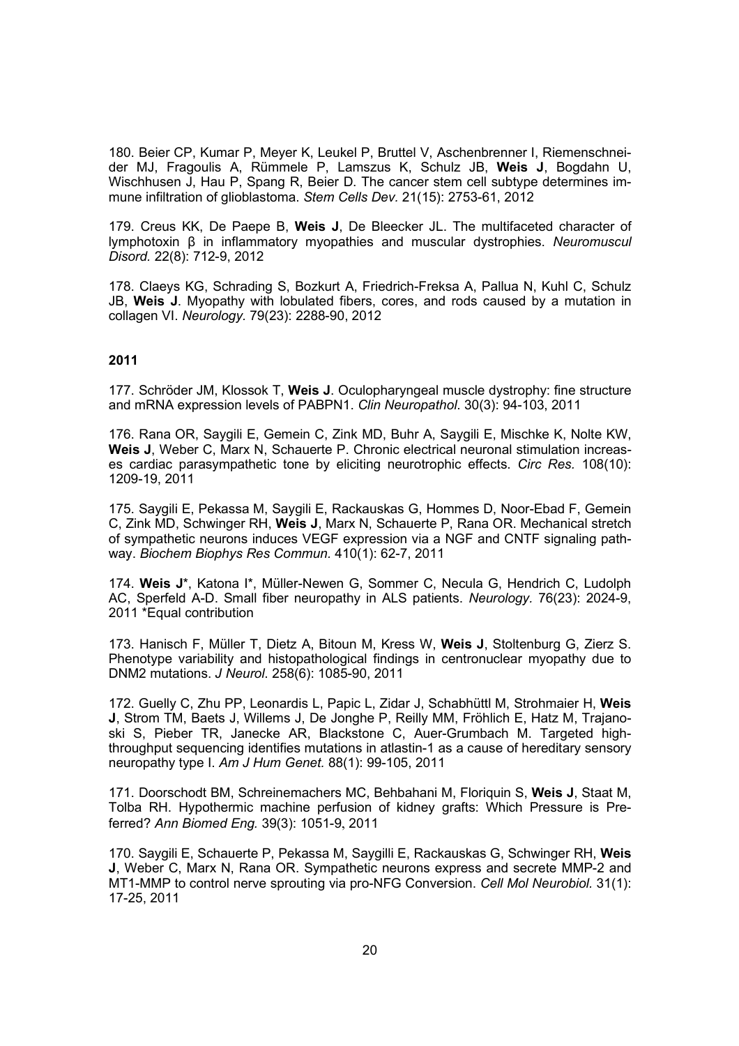180. Beier CP, Kumar P, Meyer K, Leukel P, Bruttel V, Aschenbrenner I, Riemenschneider MJ, Fragoulis A, Rümmele P, Lamszus K, Schulz JB, **Weis J**, Bogdahn U, Wischhusen J, Hau P, Spang R, Beier D. The cancer stem cell subtype determines immune infiltration of glioblastoma. *Stem Cells Dev.* 21(15): 2753-61, 2012

179. Creus KK, De Paepe B, **Weis J**, De Bleecker JL. The multifaceted character of lymphotoxin β in inflammatory myopathies and muscular dystrophies. *Neuromuscul Disord.* 22(8): 712-9, 2012

178. Claeys KG, Schrading S, Bozkurt A, Friedrich-Freksa A, Pallua N, Kuhl C, Schulz JB, **Weis J**. Myopathy with lobulated fibers, cores, and rods caused by a mutation in collagen VI. *Neurology.* 79(23): 2288-90, 2012

**2011**

177. Schröder JM, Klossok T, **Weis J**. Oculopharyngeal muscle dystrophy: fine structure and mRNA expression levels of PABPN1. *Clin Neuropathol.* 30(3): 94-103, 2011

176. Rana OR, Saygili E, Gemein C, Zink MD, Buhr A, Saygili E, Mischke K, Nolte KW, **Weis J**, Weber C, Marx N, Schauerte P. Chronic electrical neuronal stimulation increases cardiac parasympathetic tone by eliciting neurotrophic effects. *Circ Res.* 108(10): 1209-19, 2011

175. Saygili E, Pekassa M, Saygili E, Rackauskas G, Hommes D, Noor-Ebad F, Gemein C, Zink MD, Schwinger RH, **Weis J**, Marx N, Schauerte P, Rana OR. Mechanical stretch of sympathetic neurons induces VEGF expression via a NGF and CNTF signaling pathway. *Biochem Biophys Res Commun.* 410(1): 62-7, 2011

174. **Weis J***, Katona I*, Müller-Newen G, Sommer C, Necula G, Hendrich C, Ludolph AC, Sperfeld A-D. Small fiber neuropathy in ALS patients. *Neurology.* 76(23): 2024-9, 2011 *Equal contribution

173. Hanisch F, Müller T, Dietz A, Bitoun M, Kress W, **Weis J**, Stoltenburg G, Zierz S. Phenotype variability and histopathological findings in centronuclear myopathy due to DNM2 mutations. *J Neurol.* 258(6): 1085-90, 2011

172. Guelly C, Zhu PP, Leonardis L, Papic L, Zidar J, Schabhüttl M, Strohmaier H, **Weis J**, Strom TM, Baets J, Willems J, De Jonghe P, Reilly MM, Fröhlich E, Hatz M, Trajanoski S, Pieber TR, Janecke AR, Blackstone C, Auer-Grumbach M. Targeted high-throughput sequencing identifies mutations in atlastin-1 as a cause of hereditary sensory neuropathy type I. *Am J Hum Genet.* 88(1): 99-105, 2011

171. Doorschodt BM, Schreinemachers MC, Behbahani M, Floriquin S, **Weis J**, Staat M, Tolba RH. Hypothermic machine perfusion of kidney grafts: Which Pressure is Preferred? *Ann Biomed Eng.* 39(3): 1051-9, 2011

170. Saygili E, Schauerte P, Pekassa M, Saygilli E, Rackauskas G, Schwinger RH, **Weis J**, Weber C, Marx N, Rana OR. Sympathetic neurons express and secrete MMP-2 and MT1-MMP to control nerve sprouting via pro-NFG Conversion. *Cell Mol Neurobiol.* 31(1): 17-25, 2011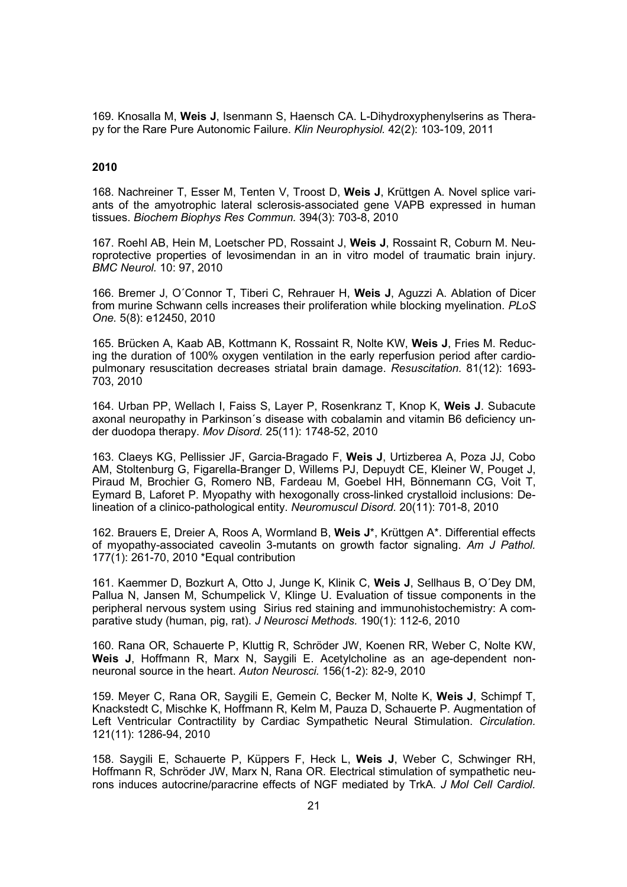169. Knosalla M, **Weis J**, Isenmann S, Haensch CA. L-Dihydroxyphenylserins as Therapy for the Rare Pure Autonomic Failure. *Klin Neurophysiol.* 42(2): 103-109, 2011

**2010**

168. Nachreiner T, Esser M, Tenten V, Troost D, **Weis J**, Krüttgen A. Novel splice variants of the amyotrophic lateral sclerosis-associated gene VAPB expressed in human tissues. *Biochem Biophys Res Commun.* 394(3): 703-8, 2010

167. Roehl AB, Hein M, Loetscher PD, Rossaint J, **Weis J**, Rossaint R, Coburn M. Neuroprotective properties of levosimendan in an in vitro model of traumatic brain injury. *BMC Neurol.* 10: 97, 2010

166. Bremer J, O´Connor T, Tiberi C, Rehrauer H, **Weis J**, Aguzzi A. Ablation of Dicer from murine Schwann cells increases their proliferation while blocking myelination. *PLoS One.* 5(8): e12450, 2010

165. Brücken A, Kaab AB, Kottmann K, Rossaint R, Nolte KW, **Weis J**, Fries M. Reducing the duration of 100% oxygen ventilation in the early reperfusion period after cardiopulmonary resuscitation decreases striatal brain damage. *Resuscitation.* 81(12): 1693-703, 2010

164. Urban PP, Wellach I, Faiss S, Layer P, Rosenkranz T, Knop K, **Weis J**. Subacute axonal neuropathy in Parkinson´s disease with cobalamin and vitamin B6 deficiency under duodopa therapy. *Mov Disord.* 25(11): 1748-52, 2010

163. Claeys KG, Pellissier JF, Garcia-Bragado F, **Weis J**, Urtizberea A, Poza JJ, Cobo AM, Stoltenburg G, Figarella-Branger D, Willems PJ, Depuydt CE, Kleiner W, Pouget J, Piraud M, Brochier G, Romero NB, Fardeau M, Goebel HH, Bönnemann CG, Voit T, Eymard B, Laforet P. Myopathy with hexogonally cross-linked crystalloid inclusions: Delineation of a clinico-pathological entity. *Neuromuscul Disord.* 20(11): 701-8, 2010

162. Brauers E, Dreier A, Roos A, Wormland B, **Weis J***, Krüttgen A*. Differential effects of myopathy-associated caveolin 3-mutants on growth factor signaling. *Am J Pathol.* 177(1): 261-70, 2010 *Equal contribution

161. Kaemmer D, Bozkurt A, Otto J, Junge K, Klinik C, **Weis J**, Sellhaus B, O´Dey DM, Pallua N, Jansen M, Schumpelick V, Klinge U. Evaluation of tissue components in the peripheral nervous system using Sirius red staining and immunohistochemistry: A comparative study (human, pig, rat). *J Neurosci Methods.* 190(1): 112-6, 2010

160. Rana OR, Schauerte P, Kluttig R, Schröder JW, Koenen RR, Weber C, Nolte KW, **Weis J**, Hoffmann R, Marx N, Saygili E. Acetylcholine as an age-dependent non-neuronal source in the heart. *Auton Neurosci.* 156(1-2): 82-9, 2010

159. Meyer C, Rana OR, Saygili E, Gemein C, Becker M, Nolte K, **Weis J**, Schimpf T, Knackstedt C, Mischke K, Hoffmann R, Kelm M, Pauza D, Schauerte P. Augmentation of Left Ventricular Contractility by Cardiac Sympathetic Neural Stimulation. *Circulation.* 121(11): 1286-94, 2010

158. Saygili E, Schauerte P, Küppers F, Heck L, **Weis J**, Weber C, Schwinger RH, Hoffmann R, Schröder JW, Marx N, Rana OR. Electrical stimulation of sympathetic neurons induces autocrine/paracrine effects of NGF mediated by TrkA. *J Mol Cell Cardiol.*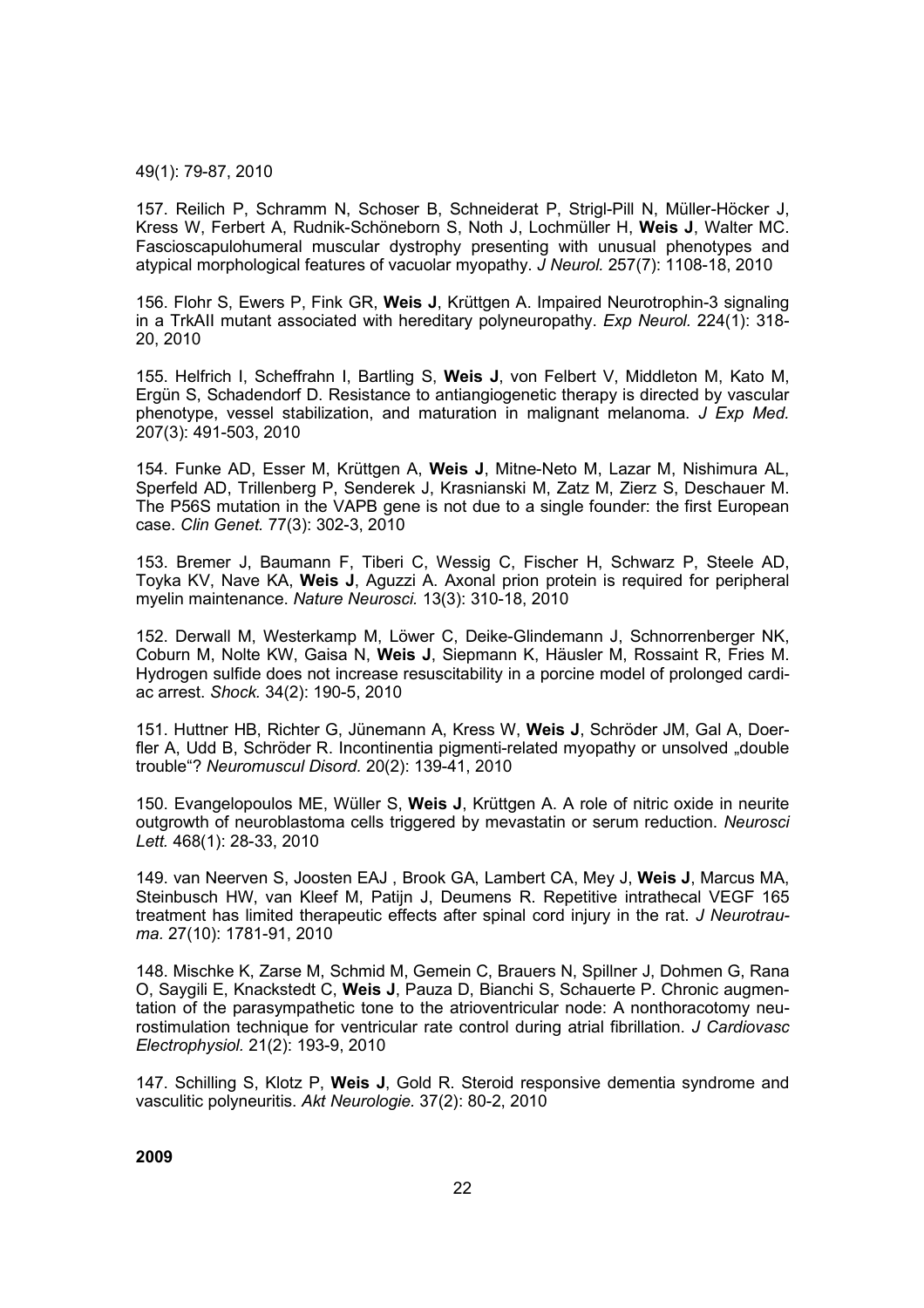49(1): 79-87, 2010

157. Reilich P, Schramm N, Schoser B, Schneiderat P, Strigl-Pill N, Müller-Höcker J, Kress W, Ferbert A, Rudnik-Schöneborn S, Noth J, Lochmüller H, **Weis J**, Walter MC. Fascioscapulohumeral muscular dystrophy presenting with unusual phenotypes and atypical morphological features of vacuolar myopathy. *J Neurol.* 257(7): 1108-18, 2010

156. Flohr S, Ewers P, Fink GR, **Weis J**, Krüttgen A. Impaired Neurotrophin-3 signaling in a TrkAII mutant associated with hereditary polyneuropathy. *Exp Neurol.* 224(1): 318-20, 2010

155. Helfrich I, Scheffrahn I, Bartling S, **Weis J**, von Felbert V, Middleton M, Kato M, Ergün S, Schadendorf D. Resistance to antiangiogenetic therapy is directed by vascular phenotype, vessel stabilization, and maturation in malignant melanoma. *J Exp Med.* 207(3): 491-503, 2010

154. Funke AD, Esser M, Krüttgen A, **Weis J**, Mitne-Neto M, Lazar M, Nishimura AL, Sperfeld AD, Trillenberg P, Senderek J, Krasnianski M, Zatz M, Zierz S, Deschauer M. The P56S mutation in the VAPB gene is not due to a single founder: the first European case. *Clin Genet.* 77(3): 302-3, 2010

153. Bremer J, Baumann F, Tiberi C, Wessig C, Fischer H, Schwarz P, Steele AD, Toyka KV, Nave KA, **Weis J**, Aguzzi A. Axonal prion protein is required for peripheral myelin maintenance. *Nature Neurosci.* 13(3): 310-18, 2010

152. Derwall M, Westerkamp M, Löwer C, Deike-Glindemann J, Schnorrenberger NK, Coburn M, Nolte KW, Gaisa N, **Weis J**, Siepmann K, Häusler M, Rossaint R, Fries M. Hydrogen sulfide does not increase resuscitability in a porcine model of prolonged cardiac arrest. *Shock.* 34(2): 190-5, 2010

151. Huttner HB, Richter G, Jünemann A, Kress W, **Weis J**, Schröder JM, Gal A, Doerfler A, Udd B, Schröder R. Incontinentia pigmenti-related myopathy or unsolved „double trouble"? *Neuromuscul Disord.* 20(2): 139-41, 2010

150. Evangelopoulos ME, Wüller S, **Weis J**, Krüttgen A. A role of nitric oxide in neurite outgrowth of neuroblastoma cells triggered by mevastatin or serum reduction. *Neurosci Lett.* 468(1): 28-33, 2010

149. van Neerven S, Joosten EAJ , Brook GA, Lambert CA, Mey J, **Weis J**, Marcus MA, Steinbusch HW, van Kleef M, Patijn J, Deumens R. Repetitive intrathecal VEGF 165 treatment has limited therapeutic effects after spinal cord injury in the rat. *J Neurotrauma.* 27(10): 1781-91, 2010

148. Mischke K, Zarse M, Schmid M, Gemein C, Brauers N, Spillner J, Dohmen G, Rana O, Saygili E, Knackstedt C, **Weis J**, Pauza D, Bianchi S, Schauerte P. Chronic augmentation of the parasympathetic tone to the atrioventricular node: A nonthoracotomy neurostimulation technique for ventricular rate control during atrial fibrillation. *J Cardiovasc Electrophysiol.* 21(2): 193-9, 2010

147. Schilling S, Klotz P, **Weis J**, Gold R. Steroid responsive dementia syndrome and vasculitic polyneuritis. *Akt Neurologie.* 37(2): 80-2, 2010

**2009**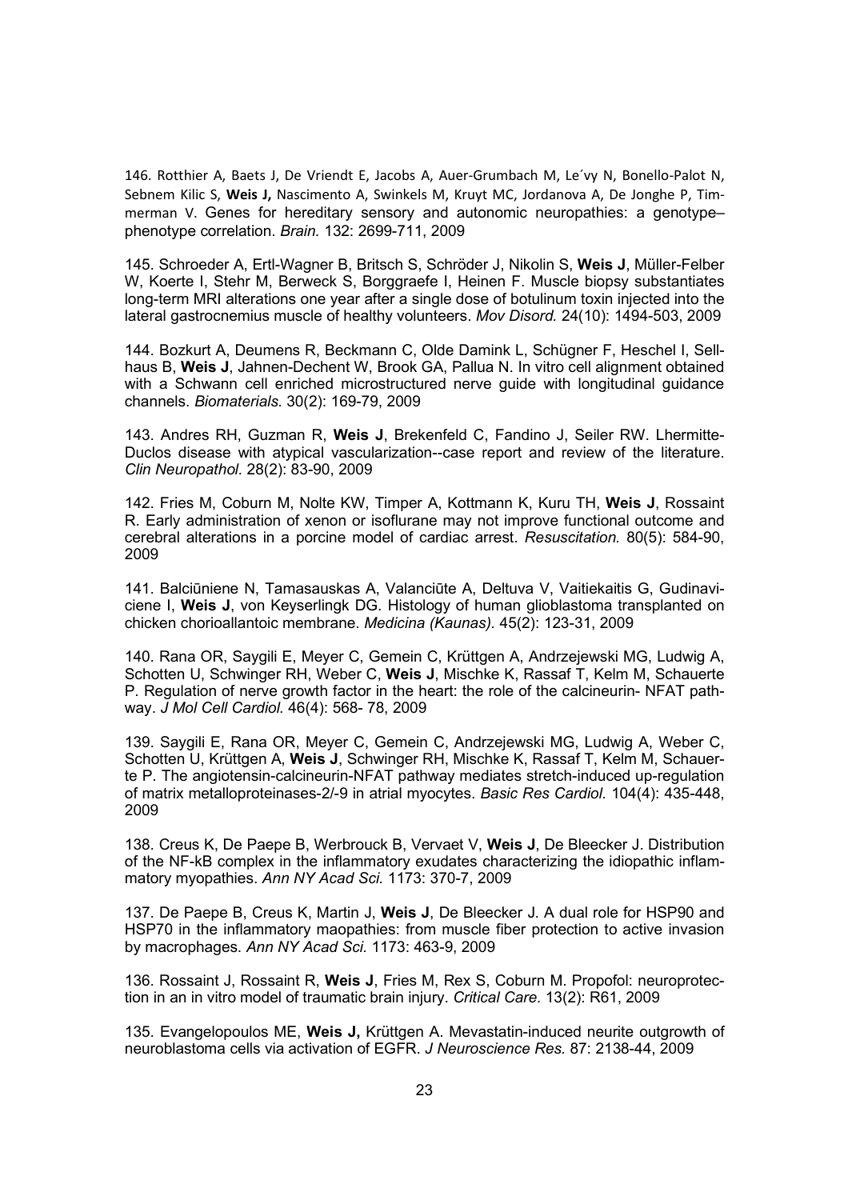146. Rotthier A, Baets J, De Vriendt E, Jacobs A, Auer-Grumbach M, Le´vy N, Bonello-Palot N, Sebnem Kilic S, **Weis J,** Nascimento A, Swinkels M, Kruyt MC, Jordanova A, De Jonghe P, Timmerman V. Genes for hereditary sensory and autonomic neuropathies: a genotype–phenotype correlation. *Brain.* 132: 2699-711, 2009

145. Schroeder A, Ertl-Wagner B, Britsch S, Schröder J, Nikolin S, **Weis J**, Müller-Felber W, Koerte I, Stehr M, Berweck S, Borggraefe I, Heinen F. Muscle biopsy substantiates long-term MRI alterations one year after a single dose of botulinum toxin injected into the lateral gastrocnemius muscle of healthy volunteers. *Mov Disord.* 24(10): 1494-503, 2009

144. Bozkurt A, Deumens R, Beckmann C, Olde Damink L, Schügner F, Heschel I, Sellhaus B, **Weis J**, Jahnen-Dechent W, Brook GA, Pallua N. In vitro cell alignment obtained with a Schwann cell enriched microstructured nerve guide with longitudinal guidance channels. *Biomaterials.* 30(2): 169-79, 2009

143. Andres RH, Guzman R, **Weis J**, Brekenfeld C, Fandino J, Seiler RW. Lhermitte-Duclos disease with atypical vascularization--case report and review of the literature. *Clin Neuropathol.* 28(2): 83-90, 2009

142. Fries M, Coburn M, Nolte KW, Timper A, Kottmann K, Kuru TH, **Weis J**, Rossaint R. Early administration of xenon or isoflurane may not improve functional outcome and cerebral alterations in a porcine model of cardiac arrest. *Resuscitation.* 80(5): 584-90, 2009

141. Balciūniene N, Tamasauskas A, Valanciūte A, Deltuva V, Vaitiekaitis G, Gudinaviciene I, **Weis J**, von Keyserlingk DG. Histology of human glioblastoma transplanted on chicken chorioallantoic membrane. *Medicina (Kaunas).* 45(2): 123-31, 2009

140. Rana OR, Saygili E, Meyer C, Gemein C, Krüttgen A, Andrzejewski MG, Ludwig A, Schotten U, Schwinger RH, Weber C, **Weis J**, Mischke K, Rassaf T, Kelm M, Schauerte P. Regulation of nerve growth factor in the heart: the role of the calcineurin- NFAT pathway. *J Mol Cell Cardiol.* 46(4): 568- 78, 2009

139. Saygili E, Rana OR, Meyer C, Gemein C, Andrzejewski MG, Ludwig A, Weber C, Schotten U, Krüttgen A, **Weis J**, Schwinger RH, Mischke K, Rassaf T, Kelm M, Schauerte P. The angiotensin-calcineurin-NFAT pathway mediates stretch-induced up-regulation of matrix metalloproteinases-2/-9 in atrial myocytes. *Basic Res Cardiol.* 104(4): 435-448, 2009

138. Creus K, De Paepe B, Werbrouck B, Vervaet V, **Weis J**, De Bleecker J. Distribution of the NF-kB complex in the inflammatory exudates characterizing the idiopathic inflammatory myopathies. *Ann NY Acad Sci.* 1173: 370-7, 2009

137. De Paepe B, Creus K, Martin J, **Weis J**, De Bleecker J. A dual role for HSP90 and HSP70 in the inflammatory maopathies: from muscle fiber protection to active invasion by macrophages. *Ann NY Acad Sci.* 1173: 463-9, 2009

136. Rossaint J, Rossaint R, **Weis J**, Fries M, Rex S, Coburn M. Propofol: neuroprotection in an in vitro model of traumatic brain injury. *Critical Care.* 13(2): R61, 2009

135. Evangelopoulos ME, **Weis J,** Krüttgen A. Mevastatin-induced neurite outgrowth of neuroblastoma cells via activation of EGFR. *J Neuroscience Res.* 87: 2138-44, 2009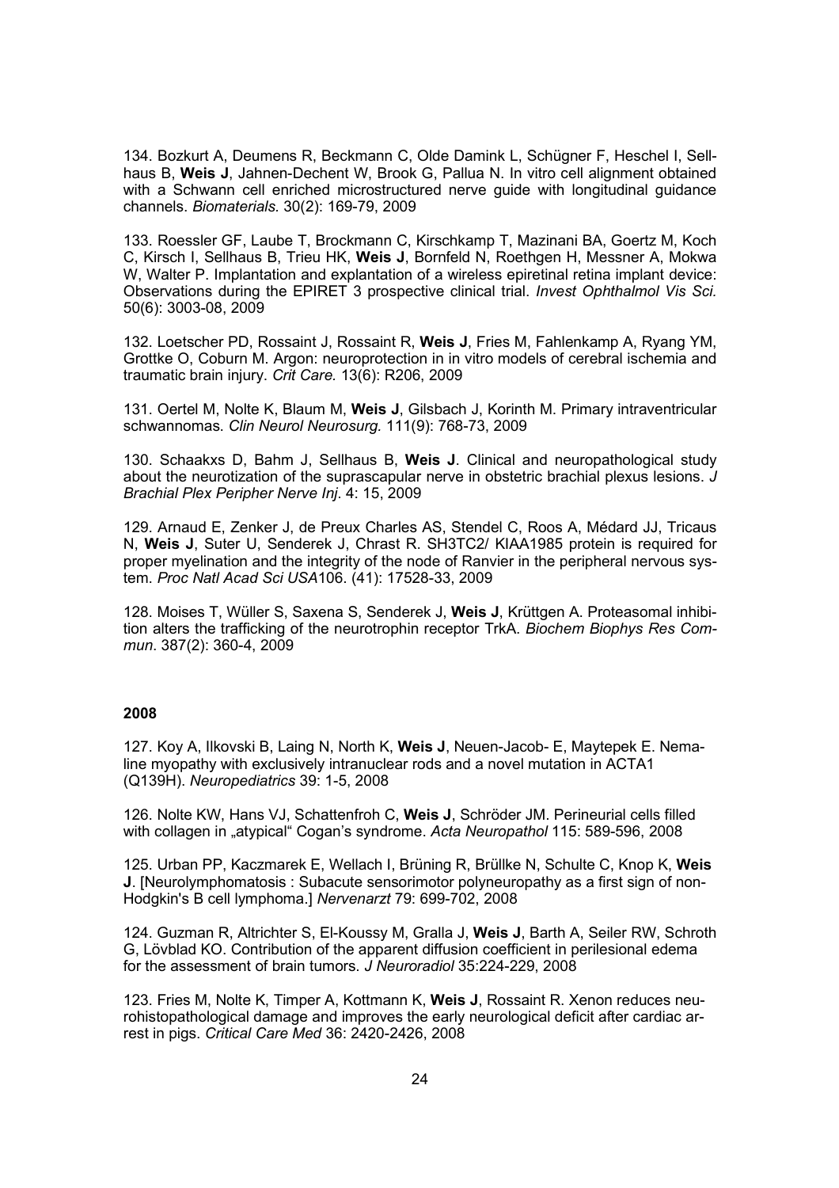134. Bozkurt A, Deumens R, Beckmann C, Olde Damink L, Schügner F, Heschel I, Sellhaus B, **Weis J**, Jahnen-Dechent W, Brook G, Pallua N. In vitro cell alignment obtained with a Schwann cell enriched microstructured nerve guide with longitudinal guidance channels. *Biomaterials.* 30(2): 169-79, 2009

133. Roessler GF, Laube T, Brockmann C, Kirschkamp T, Mazinani BA, Goertz M, Koch C, Kirsch I, Sellhaus B, Trieu HK, **Weis J**, Bornfeld N, Roethgen H, Messner A, Mokwa W, Walter P. Implantation and explantation of a wireless epiretinal retina implant device: Observations during the EPIRET 3 prospective clinical trial. *Invest Ophthalmol Vis Sci.* 50(6): 3003-08, 2009

132. Loetscher PD, Rossaint J, Rossaint R, **Weis J**, Fries M, Fahlenkamp A, Ryang YM, Grottke O, Coburn M. Argon: neuroprotection in in vitro models of cerebral ischemia and traumatic brain injury. *Crit Care.* 13(6): R206, 2009

131. Oertel M, Nolte K, Blaum M, **Weis J**, Gilsbach J, Korinth M. Primary intraventricular schwannomas. *Clin Neurol Neurosurg.* 111(9): 768-73, 2009

130. Schaakxs D, Bahm J, Sellhaus B, **Weis J**. Clinical and neuropathological study about the neurotization of the suprascapular nerve in obstetric brachial plexus lesions. *J Brachial Plex Peripher Nerve Inj*. 4: 15, 2009

129. Arnaud E, Zenker J, de Preux Charles AS, Stendel C, Roos A, Médard JJ, Tricaus N, **Weis J**, Suter U, Senderek J, Chrast R. SH3TC2/ KIAA1985 protein is required for proper myelination and the integrity of the node of Ranvier in the peripheral nervous system. *Proc Natl Acad Sci USA*106. (41): 17528-33, 2009

128. Moises T, Wüller S, Saxena S, Senderek J, **Weis J**, Krüttgen A. Proteasomal inhibition alters the trafficking of the neurotrophin receptor TrkA. *Biochem Biophys Res Commun*. 387(2): 360-4, 2009

**2008**

127. Koy A, Ilkovski B, Laing N, North K, **Weis J**, Neuen-Jacob- E, Maytepek E. Nemaline myopathy with exclusively intranuclear rods and a novel mutation in ACTA1 (Q139H). *Neuropediatrics* 39: 1-5, 2008

126. Nolte KW, Hans VJ, Schattenfroh C, **Weis J**, Schröder JM. Perineurial cells filled with collagen in „atypical“ Cogan's syndrome. *Acta Neuropathol* 115: 589-596, 2008

125. Urban PP, Kaczmarek E, Wellach I, Brüning R, Brüllke N, Schulte C, Knop K, **Weis J**. [Neurolymphomatosis : Subacute sensorimotor polyneuropathy as a first sign of non-Hodgkin's B cell lymphoma.] *Nervenarzt* 79: 699-702, 2008

124. Guzman R, Altrichter S, El-Koussy M, Gralla J, **Weis J**, Barth A, Seiler RW, Schroth G, Lövblad KO. Contribution of the apparent diffusion coefficient in perilesional edema for the assessment of brain tumors. *J Neuroradiol* 35:224-229, 2008

123. Fries M, Nolte K, Timper A, Kottmann K, **Weis J**, Rossaint R. Xenon reduces neurohistopathological damage and improves the early neurological deficit after cardiac arrest in pigs. *Critical Care Med* 36: 2420-2426, 2008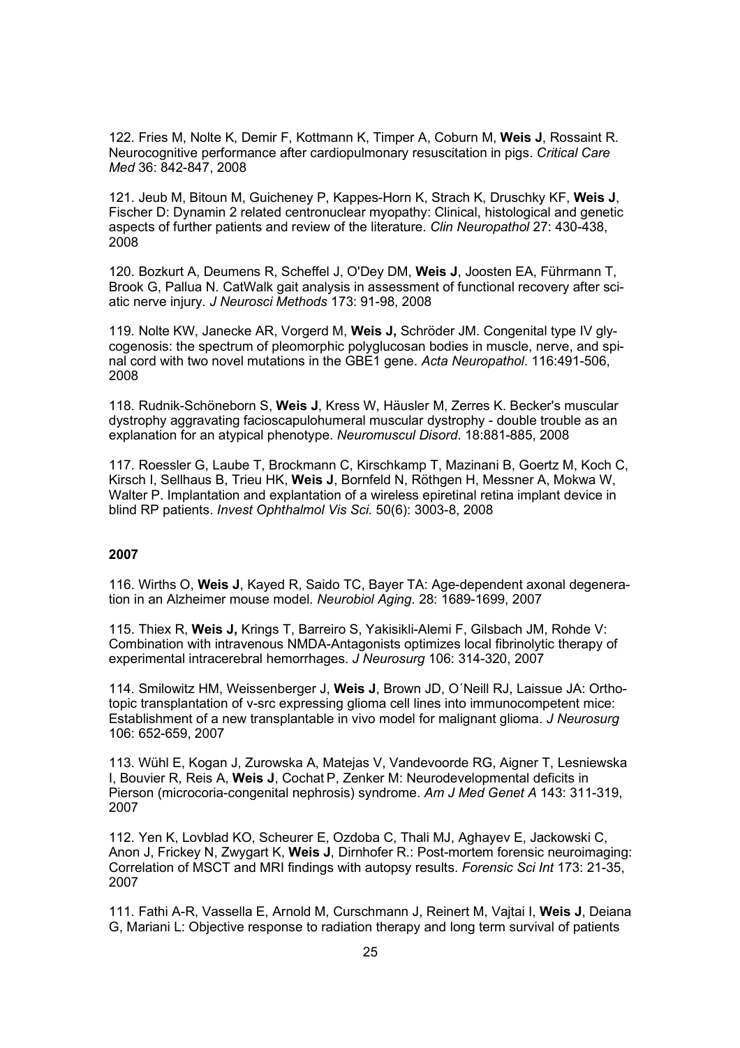122. Fries M, Nolte K, Demir F, Kottmann K, Timper A, Coburn M, **Weis J**, Rossaint R. Neurocognitive performance after cardiopulmonary resuscitation in pigs. *Critical Care Med* 36: 842-847, 2008

121. Jeub M, Bitoun M, Guicheney P, Kappes-Horn K, Strach K, Druschky KF, **Weis J**, Fischer D: Dynamin 2 related centronuclear myopathy: Clinical, histological and genetic aspects of further patients and review of the literature. *Clin Neuropathol* 27: 430-438, 2008

120. Bozkurt A, Deumens R, Scheffel J, O'Dey DM, **Weis J**, Joosten EA, Führmann T, Brook G, Pallua N. CatWalk gait analysis in assessment of functional recovery after sciatic nerve injury. *J Neurosci Methods* 173: 91-98, 2008

119. Nolte KW, Janecke AR, Vorgerd M, **Weis J,** Schröder JM. Congenital type IV glycogenosis: the spectrum of pleomorphic polyglucosan bodies in muscle, nerve, and spinal cord with two novel mutations in the GBE1 gene. *Acta Neuropathol*. 116:491-506, 2008

118. Rudnik-Schöneborn S, **Weis J**, Kress W, Häusler M, Zerres K. Becker's muscular dystrophy aggravating facioscapulohumeral muscular dystrophy - double trouble as an explanation for an atypical phenotype. *Neuromuscul Disord*. 18:881-885, 2008

117. Roessler G, Laube T, Brockmann C, Kirschkamp T, Mazinani B, Goertz M, Koch C, Kirsch I, Sellhaus B, Trieu HK, **Weis J**, Bornfeld N, Röthgen H, Messner A, Mokwa W, Walter P. Implantation and explantation of a wireless epiretinal retina implant device in blind RP patients. *Invest Ophthalmol Vis Sci.* 50(6): 3003-8, 2008

**2007**

116. Wirths O, **Weis J**, Kayed R, Saido TC, Bayer TA: Age-dependent axonal degeneration in an Alzheimer mouse model. *Neurobiol Aging*. 28: 1689-1699, 2007

115. Thiex R, **Weis J,** Krings T, Barreiro S, Yakisikli-Alemi F, Gilsbach JM, Rohde V: Combination with intravenous NMDA-Antagonists optimizes local fibrinolytic therapy of experimental intracerebral hemorrhages. *J Neurosurg* 106: 314-320, 2007

114. Smilowitz HM, Weissenberger J, **Weis J**, Brown JD, O´Neill RJ, Laissue JA: Orthotopic transplantation of v-src expressing glioma cell lines into immunocompetent mice: Establishment of a new transplantable in vivo model for malignant glioma. *J Neurosurg* 106: 652-659, 2007

113. Wühl E, Kogan J, Zurowska A, Matejas V, Vandevoorde RG, Aigner T, Lesniewska I, Bouvier R, Reis A, **Weis J**, Cochat P, Zenker M: Neurodevelopmental deficits in Pierson (microcoria-congenital nephrosis) syndrome. *Am J Med Genet A* 143: 311-319, 2007

112. Yen K, Lovblad KO, Scheurer E, Ozdoba C, Thali MJ, Aghayev E, Jackowski C, Anon J, Frickey N, Zwygart K, **Weis J**, Dirnhofer R.: Post-mortem forensic neuroimaging: Correlation of MSCT and MRI findings with autopsy results. *Forensic Sci Int* 173: 21-35, 2007

111. Fathi A-R, Vassella E, Arnold M, Curschmann J, Reinert M, Vajtai I, **Weis J**, Deiana G, Mariani L: Objective response to radiation therapy and long term survival of patients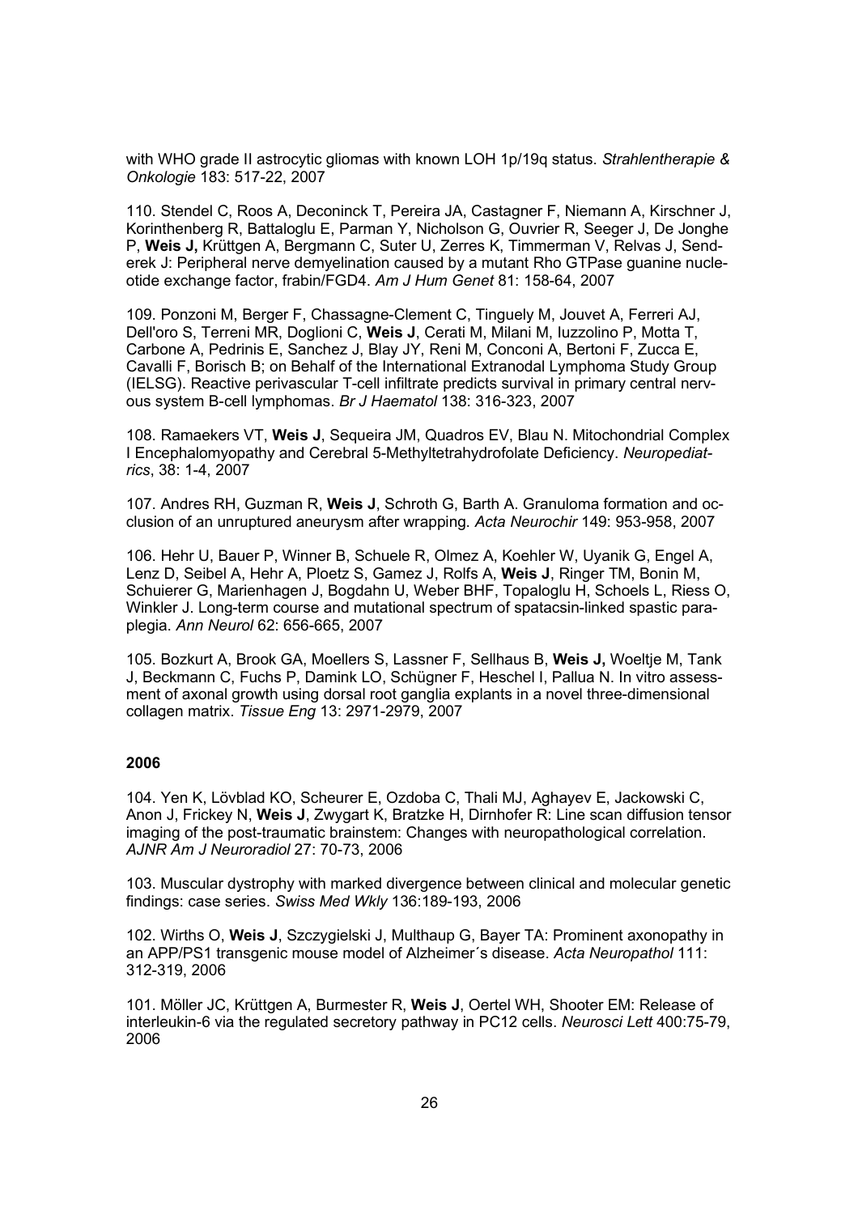with WHO grade II astrocytic gliomas with known LOH 1p/19q status. *Strahlentherapie & Onkologie* 183: 517-22, 2007

110. Stendel C, Roos A, Deconinck T, Pereira JA, Castagner F, Niemann A, Kirschner J, Korinthenberg R, Battaloglu E, Parman Y, Nicholson G, Ouvrier R, Seeger J, De Jonghe P, **Weis J,** Krüttgen A, Bergmann C, Suter U, Zerres K, Timmerman V, Relvas J, Senderek J: Peripheral nerve demyelination caused by a mutant Rho GTPase guanine nucleotide exchange factor, frabin/FGD4. *Am J Hum Genet* 81: 158-64, 2007

109. Ponzoni M, Berger F, Chassagne-Clement C, Tinguely M, Jouvet A, Ferreri AJ, Dell'oro S, Terreni MR, Doglioni C, **Weis J**, Cerati M, Milani M, Iuzzolino P, Motta T, Carbone A, Pedrinis E, Sanchez J, Blay JY, Reni M, Conconi A, Bertoni F, Zucca E, Cavalli F, Borisch B; on Behalf of the International Extranodal Lymphoma Study Group (IELSG). Reactive perivascular T-cell infiltrate predicts survival in primary central nervous system B-cell lymphomas. *Br J Haematol* 138: 316-323, 2007

108. Ramaekers VT, **Weis J**, Sequeira JM, Quadros EV, Blau N. Mitochondrial Complex I Encephalomyopathy and Cerebral 5-Methyltetrahydrofolate Deficiency. *Neuropediatrics*, 38: 1-4, 2007

107. Andres RH, Guzman R, **Weis J**, Schroth G, Barth A. Granuloma formation and occlusion of an unruptured aneurysm after wrapping. *Acta Neurochir* 149: 953-958, 2007

106. Hehr U, Bauer P, Winner B, Schuele R, Olmez A, Koehler W, Uyanik G, Engel A, Lenz D, Seibel A, Hehr A, Ploetz S, Gamez J, Rolfs A, **Weis J**, Ringer TM, Bonin M, Schuierer G, Marienhagen J, Bogdahn U, Weber BHF, Topaloglu H, Schoels L, Riess O, Winkler J. Long-term course and mutational spectrum of spatacsin-linked spastic paraplegia. *Ann Neurol* 62: 656-665, 2007

105. Bozkurt A, Brook GA, Moellers S, Lassner F, Sellhaus B, **Weis J,** Woeltje M, Tank J, Beckmann C, Fuchs P, Damink LO, Schügner F, Heschel I, Pallua N. In vitro assessment of axonal growth using dorsal root ganglia explants in a novel three-dimensional collagen matrix. *Tissue Eng* 13: 2971-2979, 2007

**2006**

104. Yen K, Lövblad KO, Scheurer E, Ozdoba C, Thali MJ, Aghayev E, Jackowski C, Anon J, Frickey N, **Weis J**, Zwygart K, Bratzke H, Dirnhofer R: Line scan diffusion tensor imaging of the post-traumatic brainstem: Changes with neuropathological correlation. *AJNR Am J Neuroradiol* 27: 70-73, 2006

103. Muscular dystrophy with marked divergence between clinical and molecular genetic findings: case series. *Swiss Med Wkly* 136:189-193, 2006

102. Wirths O, **Weis J**, Szczygielski J, Multhaup G, Bayer TA: Prominent axonopathy in an APP/PS1 transgenic mouse model of Alzheimer´s disease. *Acta Neuropathol* 111: 312-319, 2006

101. Möller JC, Krüttgen A, Burmester R, **Weis J**, Oertel WH, Shooter EM: Release of interleukin-6 via the regulated secretory pathway in PC12 cells. *Neurosci Lett* 400:75-79, 2006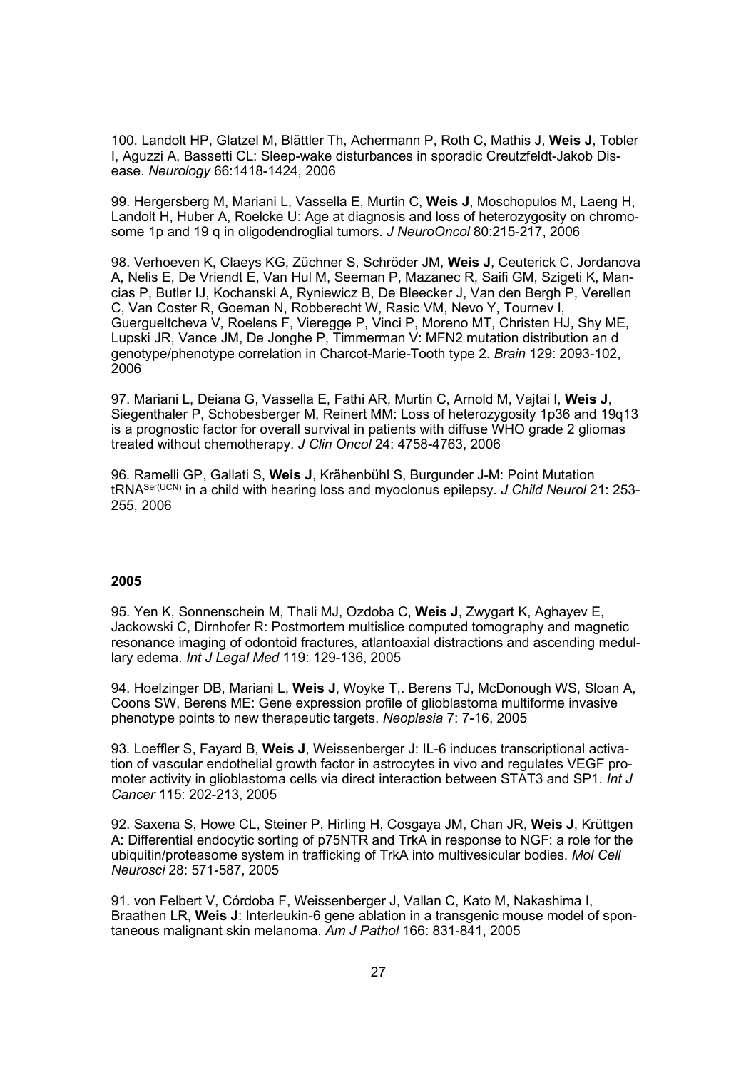100. Landolt HP, Glatzel M, Blättler Th, Achermann P, Roth C, Mathis J, **Weis J**, Tobler I, Aguzzi A, Bassetti CL: Sleep-wake disturbances in sporadic Creutzfeldt-Jakob Disease. *Neurology* 66:1418-1424, 2006

99. Hergersberg M, Mariani L, Vassella E, Murtin C, **Weis J**, Moschopulos M, Laeng H, Landolt H, Huber A, Roelcke U: Age at diagnosis and loss of heterozygosity on chromosome 1p and 19 q in oligodendroglial tumors. *J NeuroOncol* 80:215-217, 2006

98. Verhoeven K, Claeys KG, Züchner S, Schröder JM, **Weis J**, Ceuterick C, Jordanova A, Nelis E, De Vriendt E, Van Hul M, Seeman P, Mazanec R, Saifi GM, Szigeti K, Mancias P, Butler IJ, Kochanski A, Ryniewicz B, De Bleecker J, Van den Bergh P, Verellen C, Van Coster R, Goeman N, Robberecht W, Rasic VM, Nevo Y, Tournev I, Guergueltcheva V, Roelens F, Vieregge P, Vinci P, Moreno MT, Christen HJ, Shy ME, Lupski JR, Vance JM, De Jonghe P, Timmerman V: MFN2 mutation distribution an d genotype/phenotype correlation in Charcot-Marie-Tooth type 2. *Brain* 129: 2093-102, 2006

97. Mariani L, Deiana G, Vassella E, Fathi AR, Murtin C, Arnold M, Vajtai I, **Weis J**, Siegenthaler P, Schobesberger M, Reinert MM: Loss of heterozygosity 1p36 and 19q13 is a prognostic factor for overall survival in patients with diffuse WHO grade 2 gliomas treated without chemotherapy. *J Clin Oncol* 24: 4758-4763, 2006

96. Ramelli GP, Gallati S, **Weis J**, Krähenbühl S, Burgunder J-M: Point Mutation $tRNA^{Ser(UCN)}$ in a child with hearing loss and myoclonus epilepsy. *J Child Neurol* 21: 253-255, 2006

**2005**

95. Yen K, Sonnenschein M, Thali MJ, Ozdoba C, **Weis J**, Zwygart K, Aghayev E, Jackowski C, Dirnhofer R: Postmortem multislice computed tomography and magnetic resonance imaging of odontoid fractures, atlantoaxial distractions and ascending medullary edema. *Int J Legal Med* 119: 129-136, 2005

94. Hoelzinger DB, Mariani L, **Weis J**, Woyke T,. Berens TJ, McDonough WS, Sloan A, Coons SW, Berens ME: Gene expression profile of glioblastoma multiforme invasive phenotype points to new therapeutic targets. *Neoplasia* 7: 7-16, 2005

93. Loeffler S, Fayard B, **Weis J**, Weissenberger J: IL-6 induces transcriptional activation of vascular endothelial growth factor in astrocytes in vivo and regulates VEGF promoter activity in glioblastoma cells via direct interaction between STAT3 and SP1. *Int J Cancer* 115: 202-213, 2005

92. Saxena S, Howe CL, Steiner P, Hirling H, Cosgaya JM, Chan JR, **Weis J**, Krüttgen A: Differential endocytic sorting of p75NTR and TrkA in response to NGF: a role for the ubiquitin/proteasome system in trafficking of TrkA into multivesicular bodies. *Mol Cell Neurosci* 28: 571-587, 2005

91. von Felbert V, Córdoba F, Weissenberger J, Vallan C, Kato M, Nakashima I, Braathen LR, **Weis J**: Interleukin-6 gene ablation in a transgenic mouse model of spontaneous malignant skin melanoma. *Am J Pathol* 166: 831-841, 2005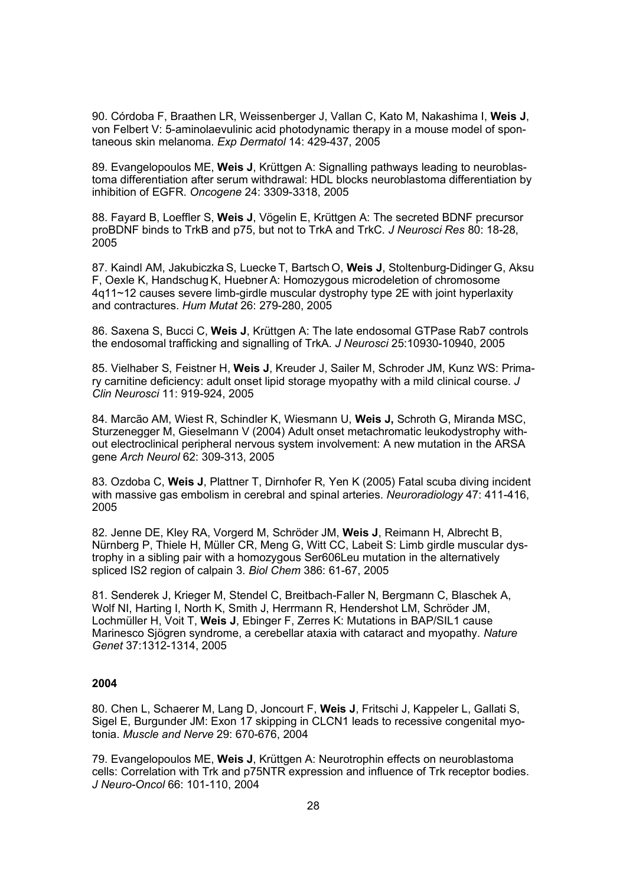90. Córdoba F, Braathen LR, Weissenberger J, Vallan C, Kato M, Nakashima I, **Weis J**, von Felbert V: 5-aminolaevulinic acid photodynamic therapy in a mouse model of spontaneous skin melanoma. *Exp Dermatol* 14: 429-437, 2005

89. Evangelopoulos ME, **Weis J**, Krüttgen A: Signalling pathways leading to neuroblastoma differentiation after serum withdrawal: HDL blocks neuroblastoma differentiation by inhibition of EGFR. *Oncogene* 24: 3309-3318, 2005

88. Fayard B, Loeffler S, **Weis J**, Vögelin E, Krüttgen A: The secreted BDNF precursor proBDNF binds to TrkB and p75, but not to TrkA and TrkC. *J Neurosci Res* 80: 18-28, 2005

87. Kaindl AM, Jakubiczka S, Luecke T, Bartsch O, **Weis J**, Stoltenburg-Didinger G, Aksu F, Oexle K, Handschug K, Huebner A: Homozygous microdeletion of chromosome 4q11~12 causes severe limb-girdle muscular dystrophy type 2E with joint hyperlaxity and contractures. *Hum Mutat* 26: 279-280, 2005

86. Saxena S, Bucci C, **Weis J**, Krüttgen A: The late endosomal GTPase Rab7 controls the endosomal trafficking and signalling of TrkA. *J Neurosci* 25:10930-10940, 2005

85. Vielhaber S, Feistner H, **Weis J**, Kreuder J, Sailer M, Schroder JM, Kunz WS: Primary carnitine deficiency: adult onset lipid storage myopathy with a mild clinical course. *J Clin Neurosci* 11: 919-924, 2005

84. Marcão AM, Wiest R, Schindler K, Wiesmann U, **Weis J,** Schroth G, Miranda MSC, Sturzenegger M, Gieselmann V (2004) Adult onset metachromatic leukodystrophy without electroclinical peripheral nervous system involvement: A new mutation in the ARSA gene *Arch Neurol* 62: 309-313, 2005

83. Ozdoba C, **Weis J**, Plattner T, Dirnhofer R, Yen K (2005) Fatal scuba diving incident with massive gas embolism in cerebral and spinal arteries. *Neuroradiology* 47: 411-416, 2005

82. Jenne DE, Kley RA, Vorgerd M, Schröder JM, **Weis J**, Reimann H, Albrecht B, Nürnberg P, Thiele H, Müller CR, Meng G, Witt CC, Labeit S: Limb girdle muscular dystrophy in a sibling pair with a homozygous Ser606Leu mutation in the alternatively spliced IS2 region of calpain 3. *Biol Chem* 386: 61-67, 2005

81. Senderek J, Krieger M, Stendel C, Breitbach-Faller N, Bergmann C, Blaschek A, Wolf NI, Harting I, North K, Smith J, Herrmann R, Hendershot LM, Schröder JM, Lochmüller H, Voit T, **Weis J**, Ebinger F, Zerres K: Mutations in BAP/SIL1 cause Marinesco Sjögren syndrome, a cerebellar ataxia with cataract and myopathy. *Nature Genet* 37:1312-1314, 2005

**2004**

80. Chen L, Schaerer M, Lang D, Joncourt F, **Weis J**, Fritschi J, Kappeler L, Gallati S, Sigel E, Burgunder JM: Exon 17 skipping in CLCN1 leads to recessive congenital myotonia. *Muscle and Nerve* 29: 670-676, 2004

79. Evangelopoulos ME, **Weis J**, Krüttgen A: Neurotrophin effects on neuroblastoma cells: Correlation with Trk and p75NTR expression and influence of Trk receptor bodies. *J Neuro-Oncol* 66: 101-110, 2004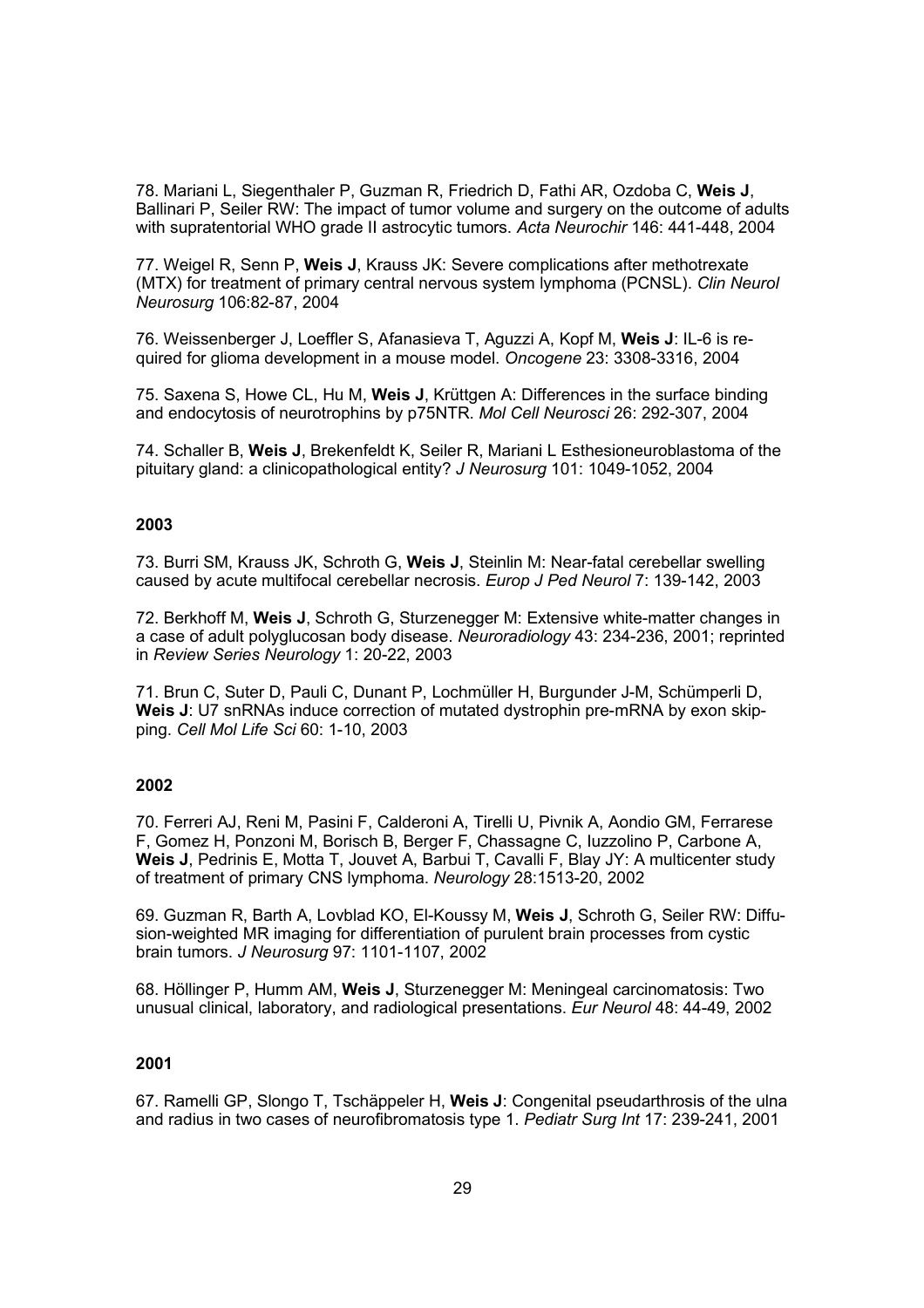78. Mariani L, Siegenthaler P, Guzman R, Friedrich D, Fathi AR, Ozdoba C, **Weis J**, Ballinari P, Seiler RW: The impact of tumor volume and surgery on the outcome of adults with supratentorial WHO grade II astrocytic tumors. *Acta Neurochir* 146: 441-448, 2004

77. Weigel R, Senn P, **Weis J**, Krauss JK: Severe complications after methotrexate (MTX) for treatment of primary central nervous system lymphoma (PCNSL). *Clin Neurol Neurosurg* 106:82-87, 2004

76. Weissenberger J, Loeffler S, Afanasieva T, Aguzzi A, Kopf M, **Weis J**: IL-6 is required for glioma development in a mouse model. *Oncogene* 23: 3308-3316, 2004

75. Saxena S, Howe CL, Hu M, **Weis J**, Krüttgen A: Differences in the surface binding and endocytosis of neurotrophins by p75NTR. *Mol Cell Neurosci* 26: 292-307, 2004

74. Schaller B, **Weis J**, Brekenfeldt K, Seiler R, Mariani L Esthesioneuroblastoma of the pituitary gland: a clinicopathological entity? *J Neurosurg* 101: 1049-1052, 2004

**2003**

73. Burri SM, Krauss JK, Schroth G, **Weis J**, Steinlin M: Near-fatal cerebellar swelling caused by acute multifocal cerebellar necrosis. *Europ J Ped Neurol* 7: 139-142, 2003

72. Berkhoff M, **Weis J**, Schroth G, Sturzenegger M: Extensive white-matter changes in a case of adult polyglucosan body disease. *Neuroradiology* 43: 234-236, 2001; reprinted in *Review Series Neurology* 1: 20-22, 2003

71. Brun C, Suter D, Pauli C, Dunant P, Lochmüller H, Burgunder J-M, Schümperli D, **Weis J**: U7 snRNAs induce correction of mutated dystrophin pre-mRNA by exon skipping. *Cell Mol Life Sci* 60: 1-10, 2003

**2002**

70. Ferreri AJ, Reni M, Pasini F, Calderoni A, Tirelli U, Pivnik A, Aondio GM, Ferrarese F, Gomez H, Ponzoni M, Borisch B, Berger F, Chassagne C, Iuzzolino P, Carbone A, **Weis J**, Pedrinis E, Motta T, Jouvet A, Barbui T, Cavalli F, Blay JY: A multicenter study of treatment of primary CNS lymphoma. *Neurology* 28:1513-20, 2002

69. Guzman R, Barth A, Lovblad KO, El-Koussy M, **Weis J**, Schroth G, Seiler RW: Diffusion-weighted MR imaging for differentiation of purulent brain processes from cystic brain tumors. *J Neurosurg* 97: 1101-1107, 2002

68. Höllinger P, Humm AM, **Weis J**, Sturzenegger M: Meningeal carcinomatosis: Two unusual clinical, laboratory, and radiological presentations. *Eur Neurol* 48: 44-49, 2002

**2001**

67. Ramelli GP, Slongo T, Tschäppeler H, **Weis J**: Congenital pseudarthrosis of the ulna and radius in two cases of neurofibromatosis type 1. *Pediatr Surg Int* 17: 239-241, 2001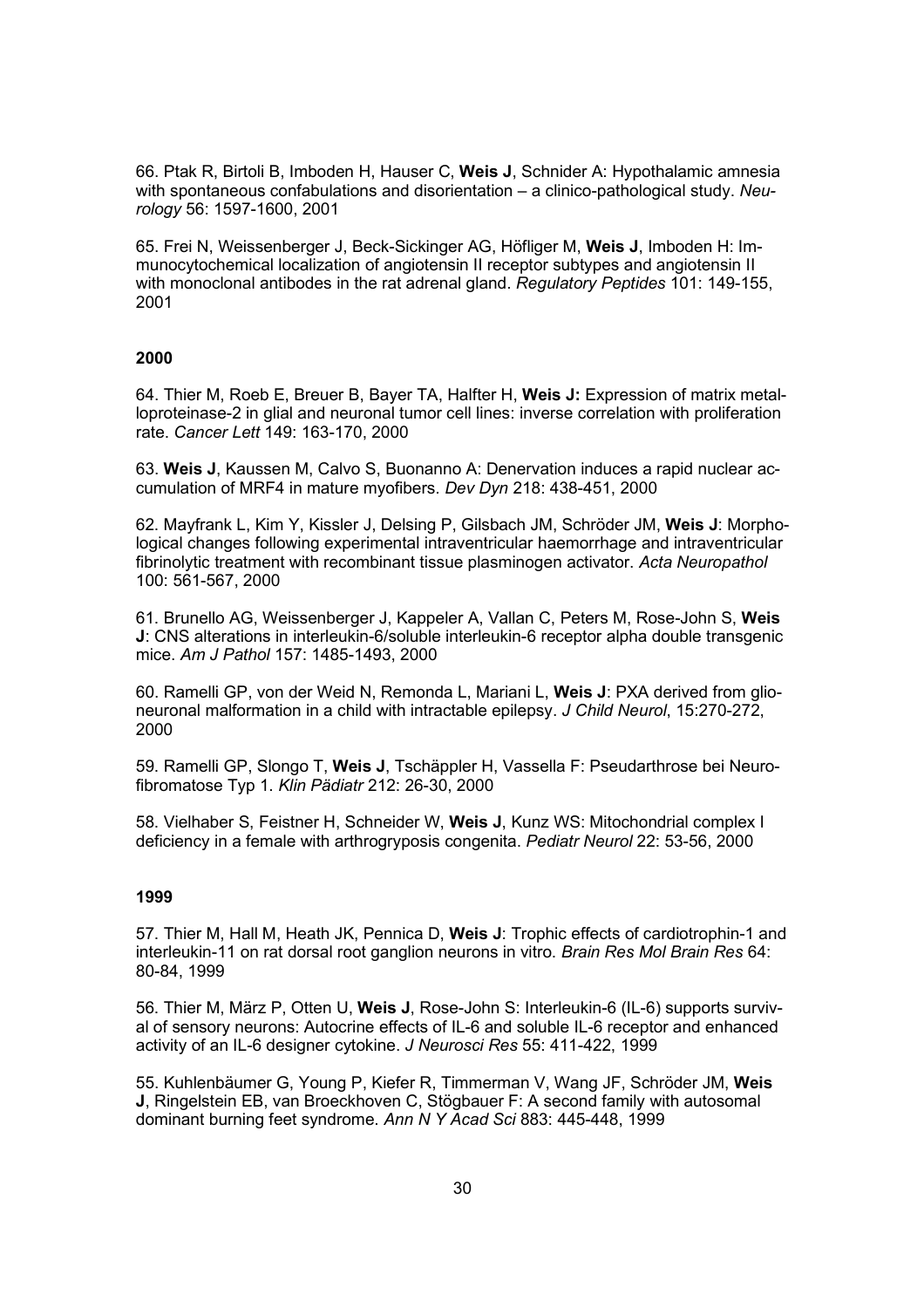66. Ptak R, Birtoli B, Imboden H, Hauser C, **Weis J**, Schnider A: Hypothalamic amnesia with spontaneous confabulations and disorientation – a clinico-pathological study. *Neurology* 56: 1597-1600, 2001

65. Frei N, Weissenberger J, Beck-Sickinger AG, Höfliger M, **Weis J**, Imboden H: Immunocytochemical localization of angiotensin II receptor subtypes and angiotensin II with monoclonal antibodes in the rat adrenal gland. *Regulatory Peptides* 101: 149-155, 2001

**2000**

64. Thier M, Roeb E, Breuer B, Bayer TA, Halfter H, **Weis J:** Expression of matrix metalloproteinase-2 in glial and neuronal tumor cell lines: inverse correlation with proliferation rate. *Cancer Lett* 149: 163-170, 2000

63. **Weis J**, Kaussen M, Calvo S, Buonanno A: Denervation induces a rapid nuclear accumulation of MRF4 in mature myofibers. *Dev Dyn* 218: 438-451, 2000

62. Mayfrank L, Kim Y, Kissler J, Delsing P, Gilsbach JM, Schröder JM, **Weis J**: Morphological changes following experimental intraventricular haemorrhage and intraventricular fibrinolytic treatment with recombinant tissue plasminogen activator. *Acta Neuropathol* 100: 561-567, 2000

61. Brunello AG, Weissenberger J, Kappeler A, Vallan C, Peters M, Rose-John S, **Weis J**: CNS alterations in interleukin-6/soluble interleukin-6 receptor alpha double transgenic mice. *Am J Pathol* 157: 1485-1493, 2000

60. Ramelli GP, von der Weid N, Remonda L, Mariani L, **Weis J**: PXA derived from glioneuronal malformation in a child with intractable epilepsy. *J Child Neurol*, 15:270-272, 2000

59. Ramelli GP, Slongo T, **Weis J**, Tschäppler H, Vassella F: Pseudarthrose bei Neurofibromatose Typ 1. *Klin Pädiatr* 212: 26-30, 2000

58. Vielhaber S, Feistner H, Schneider W, **Weis J**, Kunz WS: Mitochondrial complex I deficiency in a female with arthrogryposis congenita. *Pediatr Neurol* 22: 53-56, 2000

**1999**

57. Thier M, Hall M, Heath JK, Pennica D, **Weis J**: Trophic effects of cardiotrophin-1 and interleukin-11 on rat dorsal root ganglion neurons in vitro. *Brain Res Mol Brain Res* 64: 80-84, 1999

56. Thier M, März P, Otten U, **Weis J**, Rose-John S: Interleukin-6 (IL-6) supports survival of sensory neurons: Autocrine effects of IL-6 and soluble IL-6 receptor and enhanced activity of an IL-6 designer cytokine. *J Neurosci Res* 55: 411-422, 1999

55. Kuhlenbäumer G, Young P, Kiefer R, Timmerman V, Wang JF, Schröder JM, **Weis J**, Ringelstein EB, van Broeckhoven C, Stögbauer F: A second family with autosomal dominant burning feet syndrome. *Ann N Y Acad Sci* 883: 445-448, 1999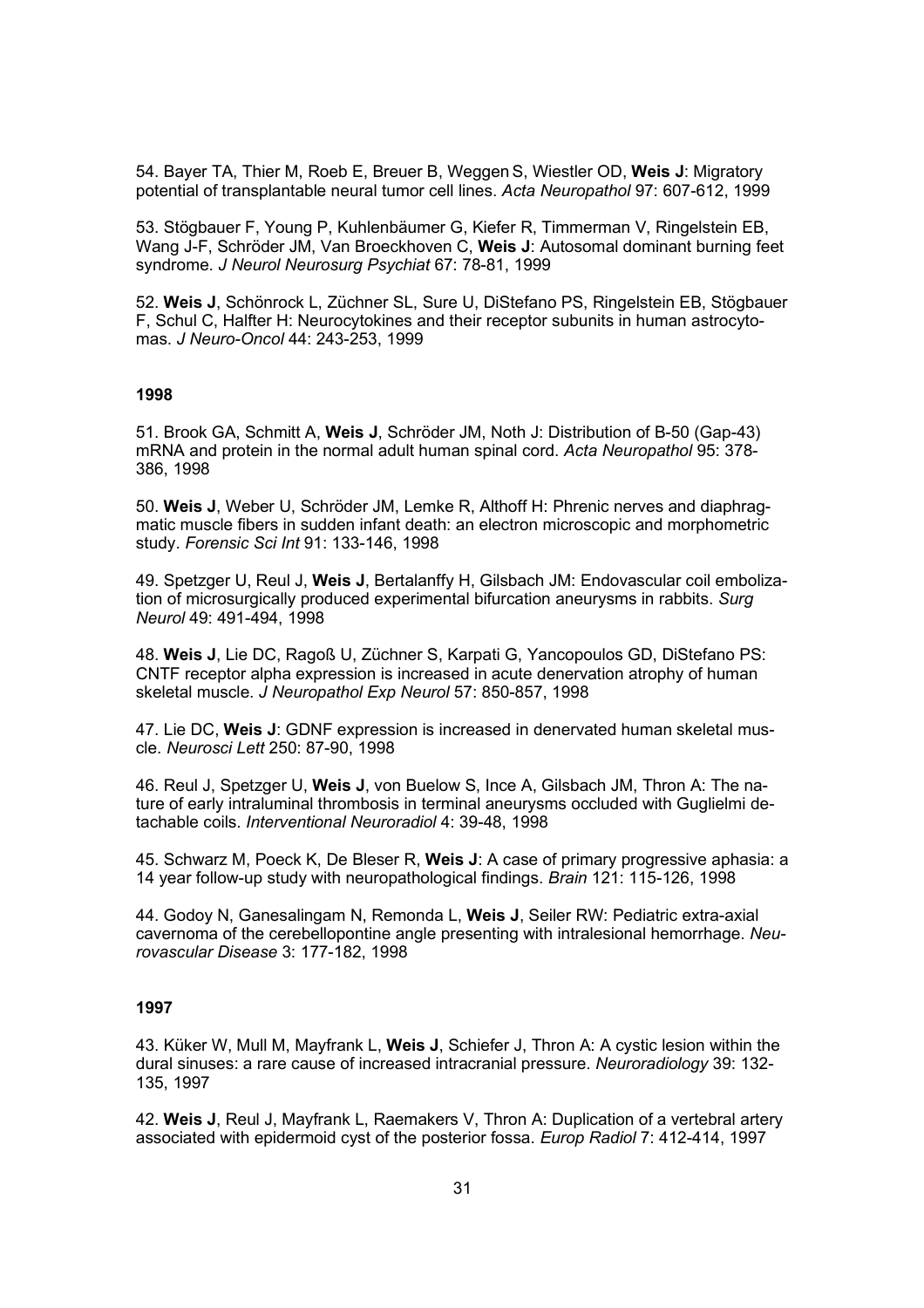54. Bayer TA, Thier M, Roeb E, Breuer B, Weggen S, Wiestler OD, **Weis J**: Migratory potential of transplantable neural tumor cell lines. *Acta Neuropathol* 97: 607-612, 1999

53. Stögbauer F, Young P, Kuhlenbäumer G, Kiefer R, Timmerman V, Ringelstein EB, Wang J-F, Schröder JM, Van Broeckhoven C, **Weis J**: Autosomal dominant burning feet syndrome. *J Neurol Neurosurg Psychiat* 67: 78-81, 1999

52. **Weis J**, Schönrock L, Züchner SL, Sure U, DiStefano PS, Ringelstein EB, Stögbauer F, Schul C, Halfter H: Neurocytokines and their receptor subunits in human astrocytomas. *J Neuro-Oncol* 44: 243-253, 1999

**1998**

51. Brook GA, Schmitt A, **Weis J**, Schröder JM, Noth J: Distribution of B-50 (Gap-43) mRNA and protein in the normal adult human spinal cord. *Acta Neuropathol* 95: 378-386, 1998

50. **Weis J**, Weber U, Schröder JM, Lemke R, Althoff H: Phrenic nerves and diaphragmatic muscle fibers in sudden infant death: an electron microscopic and morphometric study. *Forensic Sci Int* 91: 133-146, 1998

49. Spetzger U, Reul J, **Weis J**, Bertalanffy H, Gilsbach JM: Endovascular coil embolization of microsurgically produced experimental bifurcation aneurysms in rabbits. *Surg Neurol* 49: 491-494, 1998

48. **Weis J**, Lie DC, Ragoß U, Züchner S, Karpati G, Yancopoulos GD, DiStefano PS: CNTF receptor alpha expression is increased in acute denervation atrophy of human skeletal muscle. *J Neuropathol Exp Neurol* 57: 850-857, 1998

47. Lie DC, **Weis J**: GDNF expression is increased in denervated human skeletal muscle. *Neurosci Lett* 250: 87-90, 1998

46. Reul J, Spetzger U, **Weis J**, von Buelow S, Ince A, Gilsbach JM, Thron A: The nature of early intraluminal thrombosis in terminal aneurysms occluded with Guglielmi detachable coils. *Interventional Neuroradiol* 4: 39-48, 1998

45. Schwarz M, Poeck K, De Bleser R, **Weis J**: A case of primary progressive aphasia: a 14 year follow-up study with neuropathological findings. *Brain* 121: 115-126, 1998

44. Godoy N, Ganesalingam N, Remonda L, **Weis J**, Seiler RW: Pediatric extra-axial cavernoma of the cerebellopontine angle presenting with intralesional hemorrhage. *Neurovascular Disease* 3: 177-182, 1998

**1997**

43. Küker W, Mull M, Mayfrank L, **Weis J**, Schiefer J, Thron A: A cystic lesion within the dural sinuses: a rare cause of increased intracranial pressure. *Neuroradiology* 39: 132-135, 1997

42. **Weis J**, Reul J, Mayfrank L, Raemakers V, Thron A: Duplication of a vertebral artery associated with epidermoid cyst of the posterior fossa. *Europ Radiol* 7: 412-414, 1997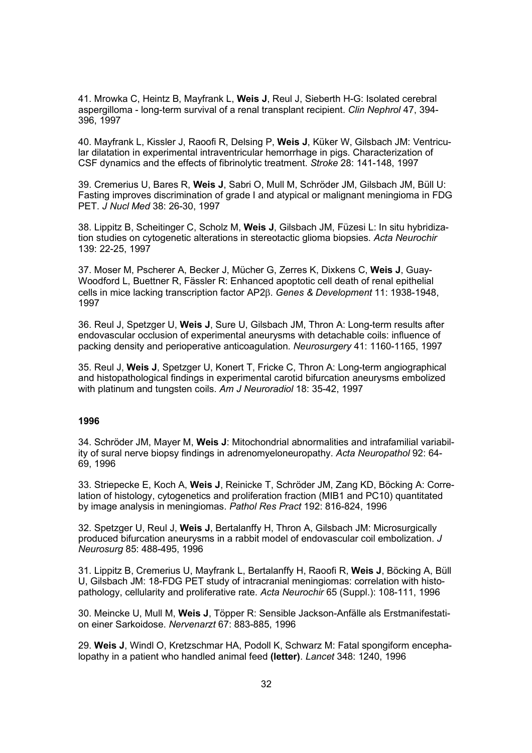41. Mrowka C, Heintz B, Mayfrank L, **Weis J**, Reul J, Sieberth H-G: Isolated cerebral aspergilloma - long-term survival of a renal transplant recipient. *Clin Nephrol* 47, 394-396, 1997

40. Mayfrank L, Kissler J, Raoofi R, Delsing P, **Weis J**, Küker W, Gilsbach JM: Ventricular dilatation in experimental intraventricular hemorrhage in pigs. Characterization of CSF dynamics and the effects of fibrinolytic treatment. *Stroke* 28: 141-148, 1997

39. Cremerius U, Bares R, **Weis J**, Sabri O, Mull M, Schröder JM, Gilsbach JM, Büll U: Fasting improves discrimination of grade I and atypical or malignant meningioma in FDG PET. *J Nucl Med* 38: 26-30, 1997

38. Lippitz B, Scheitinger C, Scholz M, **Weis J**, Gilsbach JM, Füzesi L: In situ hybridization studies on cytogenetic alterations in stereotactic glioma biopsies. *Acta Neurochir* 139: 22-25, 1997

37. Moser M, Pscherer A, Becker J, Mücher G, Zerres K, Dixkens C, **Weis J**, Guay-Woodford L, Buettner R, Fässler R: Enhanced apoptotic cell death of renal epithelial cells in mice lacking transcription factor AP2β. *Genes & Development* 11: 1938-1948, 1997

36. Reul J, Spetzger U, **Weis J**, Sure U, Gilsbach JM, Thron A: Long-term results after endovascular occlusion of experimental aneurysms with detachable coils: influence of packing density and perioperative anticoagulation. *Neurosurgery* 41: 1160-1165, 1997

35. Reul J, **Weis J**, Spetzger U, Konert T, Fricke C, Thron A: Long-term angiographical and histopathological findings in experimental carotid bifurcation aneurysms embolized with platinum and tungsten coils. *Am J Neuroradiol* 18: 35-42, 1997

**1996**

34. Schröder JM, Mayer M, **Weis J**: Mitochondrial abnormalities and intrafamilial variability of sural nerve biopsy findings in adrenomyeloneuropathy. *Acta Neuropathol* 92: 64-69, 1996

33. Striepecke E, Koch A, **Weis J**, Reinicke T, Schröder JM, Zang KD, Böcking A: Correlation of histology, cytogenetics and proliferation fraction (MIB1 and PC10) quantitated by image analysis in meningiomas. *Pathol Res Pract* 192: 816-824, 1996

32. Spetzger U, Reul J, **Weis J**, Bertalanffy H, Thron A, Gilsbach JM: Microsurgically produced bifurcation aneurysms in a rabbit model of endovascular coil embolization. *J Neurosurg* 85: 488-495, 1996

31. Lippitz B, Cremerius U, Mayfrank L, Bertalanffy H, Raoofi R, **Weis J**, Böcking A, Büll U, Gilsbach JM: 18-FDG PET study of intracranial meningiomas: correlation with histopathology, cellularity and proliferative rate. *Acta Neurochir* 65 (Suppl.): 108-111, 1996

30. Meincke U, Mull M, **Weis J**, Töpper R: Sensible Jackson-Anfälle als Erstmanifestation einer Sarkoidose. *Nervenarzt* 67: 883-885, 1996

29. **Weis J**, Windl O, Kretzschmar HA, Podoll K, Schwarz M: Fatal spongiform encephalopathy in a patient who handled animal feed **(letter)**. *Lancet* 348: 1240, 1996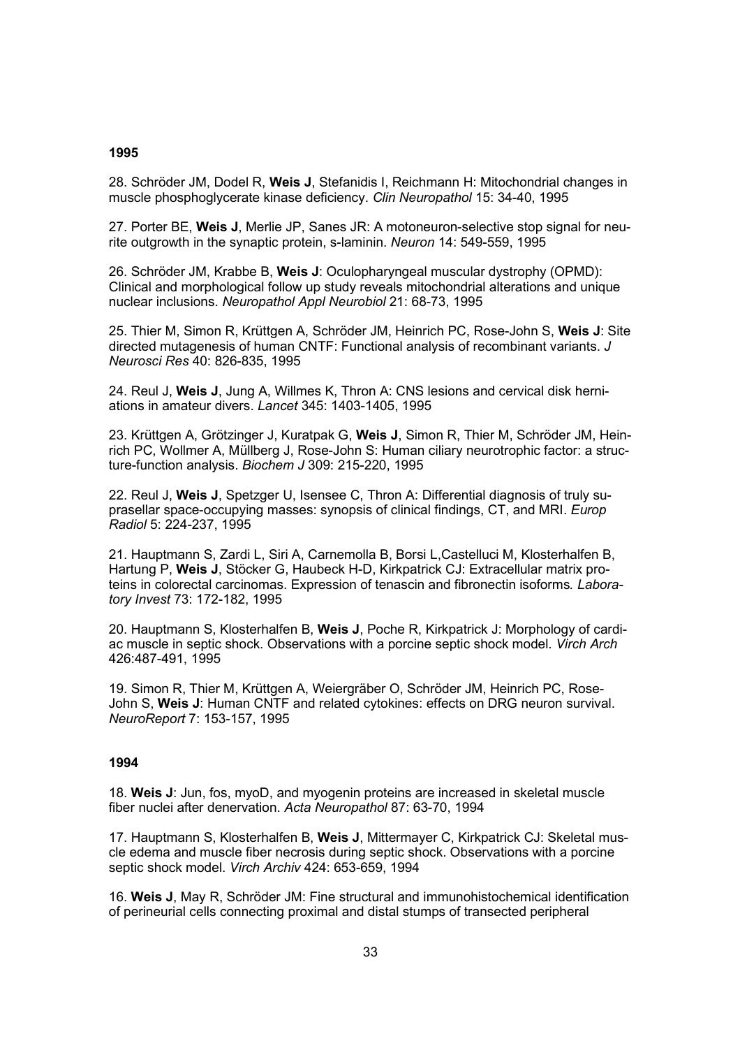**1995**

28. Schröder JM, Dodel R, **Weis J**, Stefanidis I, Reichmann H: Mitochondrial changes in muscle phosphoglycerate kinase deficiency. *Clin Neuropathol* 15: 34-40, 1995

27. Porter BE, **Weis J**, Merlie JP, Sanes JR: A motoneuron-selective stop signal for neurite outgrowth in the synaptic protein, s-laminin. *Neuron* 14: 549-559, 1995

26. Schröder JM, Krabbe B, **Weis J**: Oculopharyngeal muscular dystrophy (OPMD): Clinical and morphological follow up study reveals mitochondrial alterations and unique nuclear inclusions. *Neuropathol Appl Neurobiol* 21: 68-73, 1995

25. Thier M, Simon R, Krüttgen A, Schröder JM, Heinrich PC, Rose-John S, **Weis J**: Site directed mutagenesis of human CNTF: Functional analysis of recombinant variants. *J Neurosci Res* 40: 826-835, 1995

24. Reul J, **Weis J**, Jung A, Willmes K, Thron A: CNS lesions and cervical disk herniations in amateur divers. *Lancet* 345: 1403-1405, 1995

23. Krüttgen A, Grötzinger J, Kuratpak G, **Weis J**, Simon R, Thier M, Schröder JM, Heinrich PC, Wollmer A, Müllberg J, Rose-John S: Human ciliary neurotrophic factor: a structure-function analysis. *Biochem J* 309: 215-220, 1995

22. Reul J, **Weis J**, Spetzger U, Isensee C, Thron A: Differential diagnosis of truly suprasellar space-occupying masses: synopsis of clinical findings, CT, and MRI. *Europ Radiol* 5: 224-237, 1995

21. Hauptmann S, Zardi L, Siri A, Carnemolla B, Borsi L,Castelluci M, Klosterhalfen B, Hartung P, **Weis J**, Stöcker G, Haubeck H-D, Kirkpatrick CJ: Extracellular matrix proteins in colorectal carcinomas. Expression of tenascin and fibronectin isoforms. *Laboratory Invest* 73: 172-182, 1995

20. Hauptmann S, Klosterhalfen B, **Weis J**, Poche R, Kirkpatrick J: Morphology of cardiac muscle in septic shock. Observations with a porcine septic shock model. *Virch Arch* 426:487-491, 1995

19. Simon R, Thier M, Krüttgen A, Weiergräber O, Schröder JM, Heinrich PC, Rose-John S, **Weis J**: Human CNTF and related cytokines: effects on DRG neuron survival. *NeuroReport* 7: 153-157, 1995

**1994**

18. **Weis J**: Jun, fos, myoD, and myogenin proteins are increased in skeletal muscle fiber nuclei after denervation. *Acta Neuropathol* 87: 63-70, 1994

17. Hauptmann S, Klosterhalfen B, **Weis J**, Mittermayer C, Kirkpatrick CJ: Skeletal muscle edema and muscle fiber necrosis during septic shock. Observations with a porcine septic shock model. *Virch Archiv* 424: 653-659, 1994

16. **Weis J**, May R, Schröder JM: Fine structural and immunohistochemical identification of perineurial cells connecting proximal and distal stumps of transected peripheral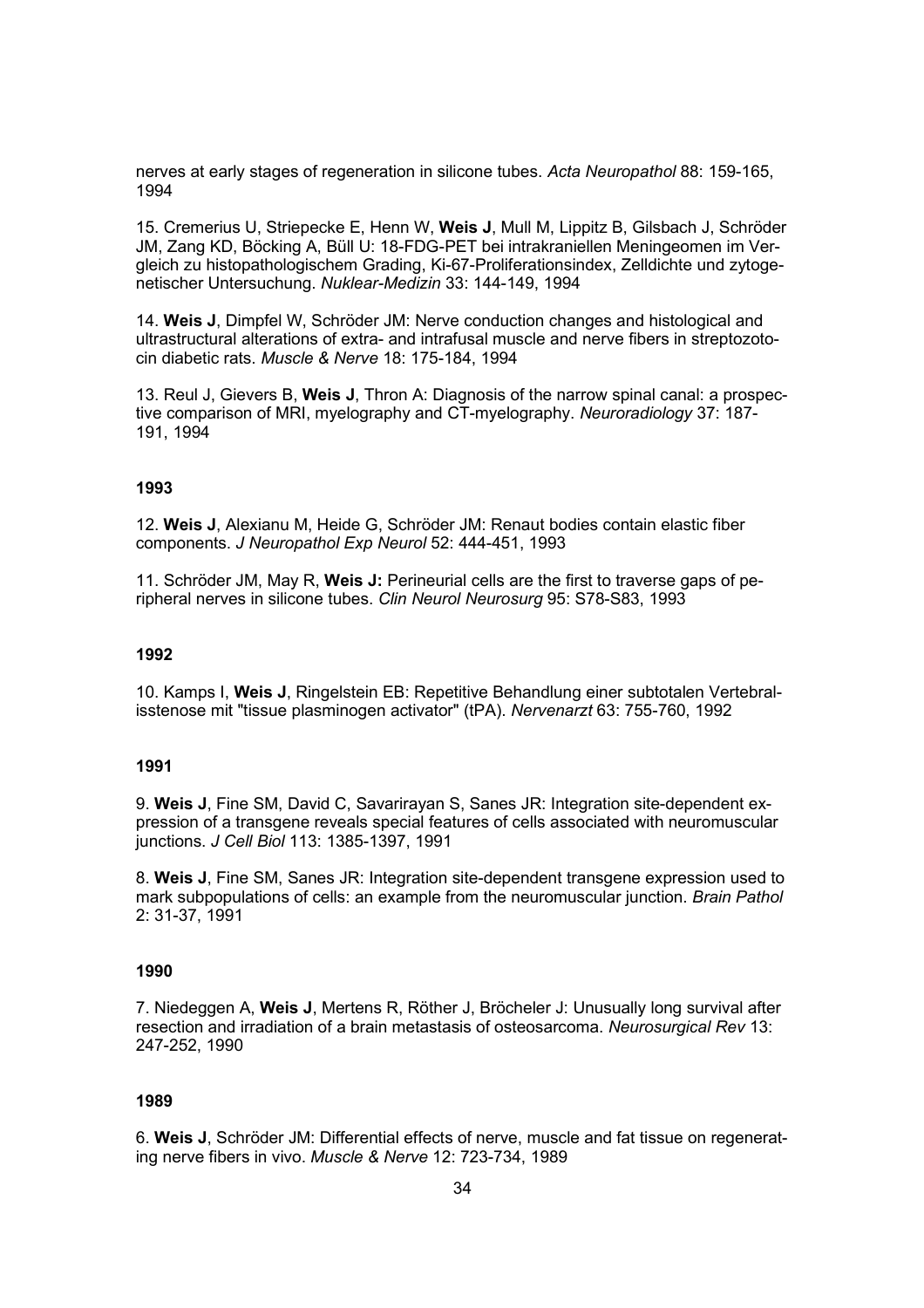nerves at early stages of regeneration in silicone tubes. *Acta Neuropathol* 88: 159-165, 1994

15. Cremerius U, Striepecke E, Henn W, **Weis J**, Mull M, Lippitz B, Gilsbach J, Schröder JM, Zang KD, Böcking A, Büll U: 18-FDG-PET bei intrakraniellen Meningeomen im Vergleich zu histopathologischem Grading, Ki-67-Proliferationsindex, Zelldichte und zytogenetischer Untersuchung. *Nuklear-Medizin* 33: 144-149, 1994

14. **Weis J**, Dimpfel W, Schröder JM: Nerve conduction changes and histological and ultrastructural alterations of extra- and intrafusal muscle and nerve fibers in streptozotocin diabetic rats. *Muscle & Nerve* 18: 175-184, 1994

13. Reul J, Gievers B, **Weis J**, Thron A: Diagnosis of the narrow spinal canal: a prospective comparison of MRI, myelography and CT-myelography. *Neuroradiology* 37: 187-191, 1994

**1993**

12. **Weis J**, Alexianu M, Heide G, Schröder JM: Renaut bodies contain elastic fiber components. *J Neuropathol Exp Neurol* 52: 444-451, 1993

11. Schröder JM, May R, **Weis J:** Perineurial cells are the first to traverse gaps of peripheral nerves in silicone tubes. *Clin Neurol Neurosurg* 95: S78-S83, 1993

**1992**

10. Kamps I, **Weis J**, Ringelstein EB: Repetitive Behandlung einer subtotalen Vertebralisstenose mit "tissue plasminogen activator" (tPA). *Nervenarzt* 63: 755-760, 1992

**1991**

9. **Weis J**, Fine SM, David C, Savarirayan S, Sanes JR: Integration site-dependent expression of a transgene reveals special features of cells associated with neuromuscular junctions. *J Cell Biol* 113: 1385-1397, 1991

8. **Weis J**, Fine SM, Sanes JR: Integration site-dependent transgene expression used to mark subpopulations of cells: an example from the neuromuscular junction. *Brain Pathol* 2: 31-37, 1991

**1990**

7. Niedeggen A, **Weis J**, Mertens R, Röther J, Bröcheler J: Unusually long survival after resection and irradiation of a brain metastasis of osteosarcoma. *Neurosurgical Rev* 13: 247-252, 1990

**1989**

6. **Weis J**, Schröder JM: Differential effects of nerve, muscle and fat tissue on regenerating nerve fibers in vivo. *Muscle & Nerve* 12: 723-734, 1989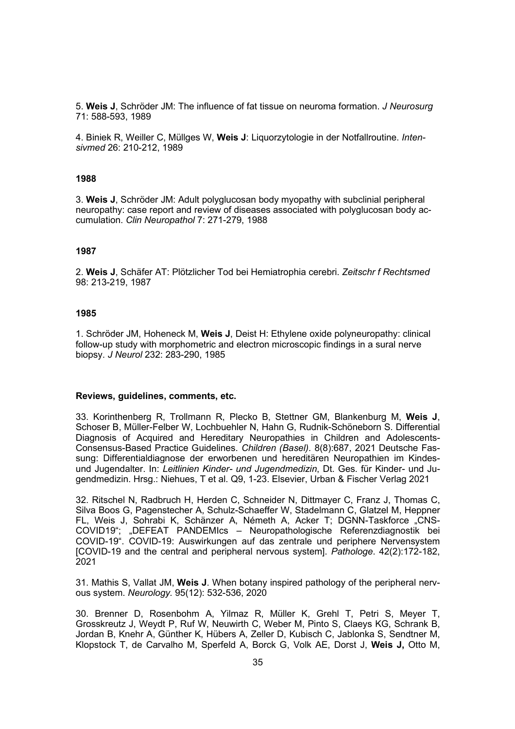5. **Weis J**, Schröder JM: The influence of fat tissue on neuroma formation. *J Neurosurg* 71: 588-593, 1989

4. Biniek R, Weiller C, Müllges W, **Weis J**: Liquorzytologie in der Notfallroutine. *Intensivmed* 26: 210-212, 1989

**1988**

3. **Weis J**, Schröder JM: Adult polyglucosan body myopathy with subclinial peripheral neuropathy: case report and review of diseases associated with polyglucosan body accumulation. *Clin Neuropathol* 7: 271-279, 1988

**1987**

2. **Weis J**, Schäfer AT: Plötzlicher Tod bei Hemiatrophia cerebri. *Zeitschr f Rechtsmed* 98: 213-219, 1987

**1985**

1. Schröder JM, Hoheneck M, **Weis J**, Deist H: Ethylene oxide polyneuropathy: clinical follow-up study with morphometric and electron microscopic findings in a sural nerve biopsy. *J Neurol* 232: 283-290, 1985

**Reviews, guidelines, comments, etc.**

33. Korinthenberg R, Trollmann R, Plecko B, Stettner GM, Blankenburg M, **Weis J**, Schoser B, Müller-Felber W, Lochbuehler N, Hahn G, Rudnik-Schöneborn S. Differential Diagnosis of Acquired and Hereditary Neuropathies in Children and Adolescents-Consensus-Based Practice Guidelines. *Children (Basel).* 8(8):687, 2021 Deutsche Fassung: Differentialdiagnose der erworbenen und hereditären Neuropathien im Kindes- und Jugendalter. In: *Leitlinien Kinder- und Jugendmedizin*, Dt. Ges. für Kinder- und Jugendmedizin. Hrsg.: Niehues, T et al. Q9, 1-23. Elsevier, Urban & Fischer Verlag 2021

32. Ritschel N, Radbruch H, Herden C, Schneider N, Dittmayer C, Franz J, Thomas C, Silva Boos G, Pagenstecher A, Schulz-Schaeffer W, Stadelmann C, Glatzel M, Heppner FL, Weis J, Sohrabi K, Schänzer A, Németh A, Acker T; DGNN-Taskforce „CNS-COVID19"; „DEFEAT PANDEMIcs – Neuropathologische Referenzdiagnostik bei COVID-19". COVID-19: Auswirkungen auf das zentrale und periphere Nervensystem [COVID-19 and the central and peripheral nervous system]. *Pathologe.* 42(2):172-182, 2021

31. Mathis S, Vallat JM, **Weis J**. When botany inspired pathology of the peripheral nervous system. *Neurology.* 95(12): 532-536, 2020

30. Brenner D, Rosenbohm A, Yilmaz R, Müller K, Grehl T, Petri S, Meyer T, Grosskreutz J, Weydt P, Ruf W, Neuwirth C, Weber M, Pinto S, Claeys KG, Schrank B, Jordan B, Knehr A, Günther K, Hübers A, Zeller D, Kubisch C, Jablonka S, Sendtner M, Klopstock T, de Carvalho M, Sperfeld A, Borck G, Volk AE, Dorst J, **Weis J,** Otto M,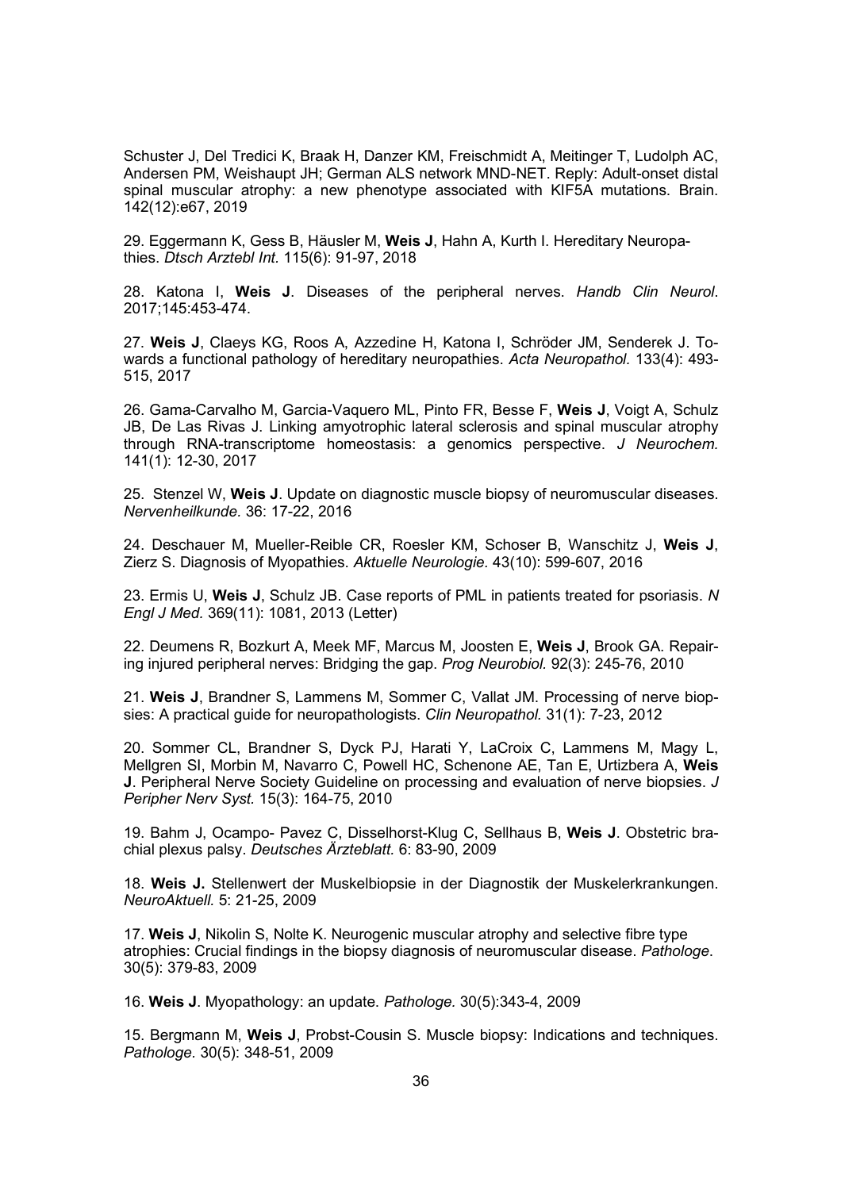Schuster J, Del Tredici K, Braak H, Danzer KM, Freischmidt A, Meitinger T, Ludolph AC, Andersen PM, Weishaupt JH; German ALS network MND-NET. Reply: Adult-onset distal spinal muscular atrophy: a new phenotype associated with KIF5A mutations. Brain. 142(12):e67, 2019

29. Eggermann K, Gess B, Häusler M, **Weis J**, Hahn A, Kurth I. Hereditary Neuropathies. *Dtsch Arztebl Int.* 115(6): 91-97, 2018

28. Katona I, **Weis J**. Diseases of the peripheral nerves. *Handb Clin Neurol*. 2017;145:453-474.

27. **Weis J**, Claeys KG, Roos A, Azzedine H, Katona I, Schröder JM, Senderek J. Towards a functional pathology of hereditary neuropathies. *Acta Neuropathol.* 133(4): 493-515, 2017

26. Gama-Carvalho M, Garcia-Vaquero ML, Pinto FR, Besse F, **Weis J**, Voigt A, Schulz JB, De Las Rivas J. Linking amyotrophic lateral sclerosis and spinal muscular atrophy through RNA-transcriptome homeostasis: a genomics perspective. *J Neurochem.* 141(1): 12-30, 2017

25. Stenzel W, **Weis J**. Update on diagnostic muscle biopsy of neuromuscular diseases. *Nervenheilkunde.* 36: 17-22, 2016

24. Deschauer M, Mueller-Reible CR, Roesler KM, Schoser B, Wanschitz J, **Weis J**, Zierz S. Diagnosis of Myopathies. *Aktuelle Neurologie.* 43(10): 599-607, 2016

23. Ermis U, **Weis J**, Schulz JB. Case reports of PML in patients treated for psoriasis. *N Engl J Med.* 369(11): 1081, 2013 (Letter)

22. Deumens R, Bozkurt A, Meek MF, Marcus M, Joosten E, **Weis J**, Brook GA. Repairing injured peripheral nerves: Bridging the gap. *Prog Neurobiol.* 92(3): 245-76, 2010

21. **Weis J**, Brandner S, Lammens M, Sommer C, Vallat JM. Processing of nerve biopsies: A practical guide for neuropathologists. *Clin Neuropathol.* 31(1): 7-23, 2012

20. Sommer CL, Brandner S, Dyck PJ, Harati Y, LaCroix C, Lammens M, Magy L, Mellgren SI, Morbin M, Navarro C, Powell HC, Schenone AE, Tan E, Urtizbera A, **Weis J**. Peripheral Nerve Society Guideline on processing and evaluation of nerve biopsies. *J Peripher Nerv Syst.* 15(3): 164-75, 2010

19. Bahm J, Ocampo- Pavez C, Disselhorst-Klug C, Sellhaus B, **Weis J**. Obstetric brachial plexus palsy. *Deutsches Ärzteblatt.* 6: 83-90, 2009

18. **Weis J.** Stellenwert der Muskelbiopsie in der Diagnostik der Muskelerkrankungen. *NeuroAktuell.* 5: 21-25, 2009

17. **Weis J**, Nikolin S, Nolte K. Neurogenic muscular atrophy and selective fibre type atrophies: Crucial findings in the biopsy diagnosis of neuromuscular disease. *Pathologe.* 30(5): 379-83, 2009

16. **Weis J**. Myopathology: an update. *Pathologe.* 30(5):343-4, 2009

15. Bergmann M, **Weis J**, Probst-Cousin S. Muscle biopsy: Indications and techniques. *Pathologe.* 30(5): 348-51, 2009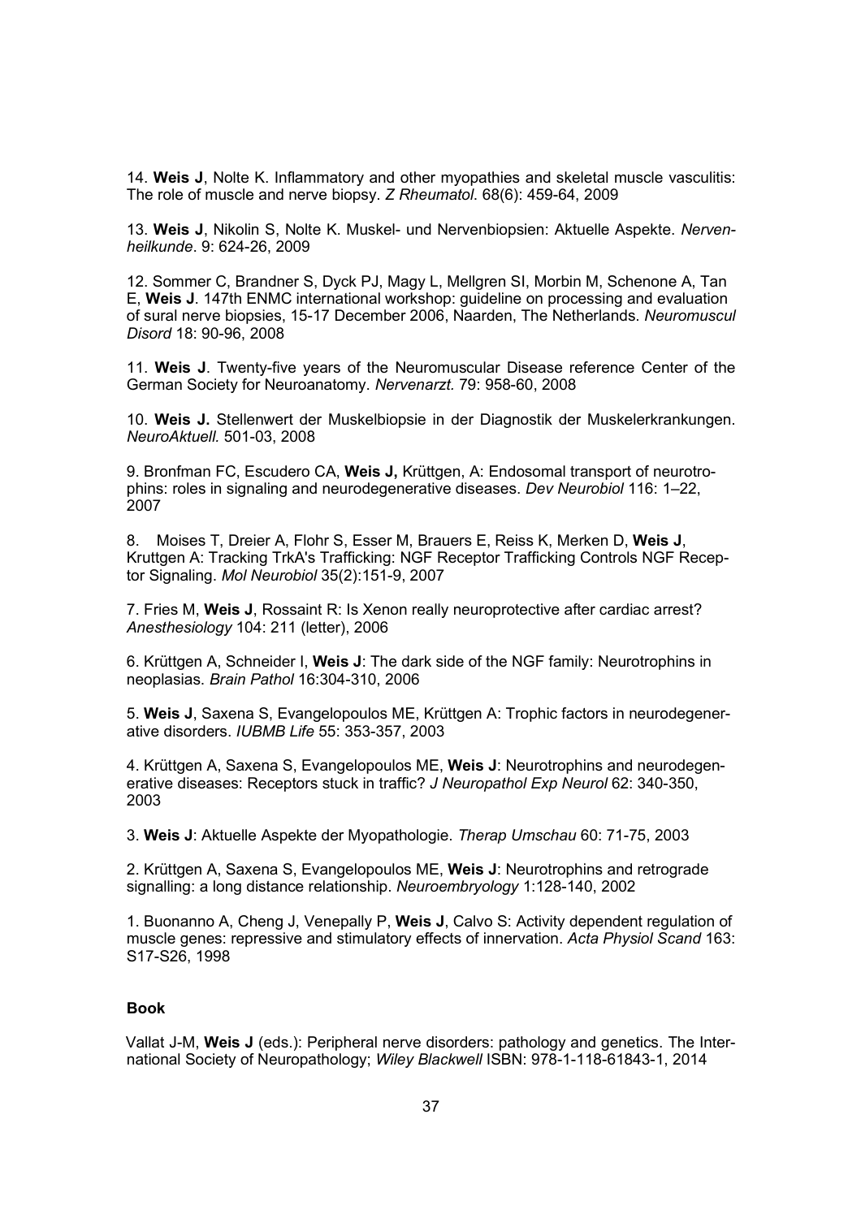14. **Weis J**, Nolte K. Inflammatory and other myopathies and skeletal muscle vasculitis: The role of muscle and nerve biopsy. *Z Rheumatol*. 68(6): 459-64, 2009

13. **Weis J**, Nikolin S, Nolte K. Muskel- und Nervenbiopsien: Aktuelle Aspekte. *Nervenheilkunde*. 9: 624-26, 2009

12. Sommer C, Brandner S, Dyck PJ, Magy L, Mellgren SI, Morbin M, Schenone A, Tan E, **Weis J**. 147th ENMC international workshop: guideline on processing and evaluation of sural nerve biopsies, 15-17 December 2006, Naarden, The Netherlands. *Neuromuscul Disord* 18: 90-96, 2008

11. **Weis J**. Twenty-five years of the Neuromuscular Disease reference Center of the German Society for Neuroanatomy. *Nervenarzt.* 79: 958-60, 2008

10. **Weis J.** Stellenwert der Muskelbiopsie in der Diagnostik der Muskelerkrankungen. *NeuroAktuell.* 501-03, 2008

9. Bronfman FC, Escudero CA, **Weis J,** Krüttgen, A: Endosomal transport of neurotrophins: roles in signaling and neurodegenerative diseases. *Dev Neurobiol* 116: 1–22, 2007

8. Moises T, Dreier A, Flohr S, Esser M, Brauers E, Reiss K, Merken D, **Weis J**, Kruttgen A: Tracking TrkA's Trafficking: NGF Receptor Trafficking Controls NGF Receptor Signaling. *Mol Neurobiol* 35(2):151-9, 2007

7. Fries M, **Weis J**, Rossaint R: Is Xenon really neuroprotective after cardiac arrest? *Anesthesiology* 104: 211 (letter), 2006

6. Krüttgen A, Schneider I, **Weis J**: The dark side of the NGF family: Neurotrophins in neoplasias. *Brain Pathol* 16:304-310, 2006

5. **Weis J**, Saxena S, Evangelopoulos ME, Krüttgen A: Trophic factors in neurodegenerative disorders. *IUBMB Life* 55: 353-357, 2003

4. Krüttgen A, Saxena S, Evangelopoulos ME, **Weis J**: Neurotrophins and neurodegenerative diseases: Receptors stuck in traffic? *J Neuropathol Exp Neurol* 62: 340-350, 2003

3. **Weis J**: Aktuelle Aspekte der Myopathologie. *Therap Umschau* 60: 71-75, 2003

2. Krüttgen A, Saxena S, Evangelopoulos ME, **Weis J**: Neurotrophins and retrograde signalling: a long distance relationship. *Neuroembryology* 1:128-140, 2002

1. Buonanno A, Cheng J, Venepally P, **Weis J**, Calvo S: Activity dependent regulation of muscle genes: repressive and stimulatory effects of innervation. *Acta Physiol Scand* 163: S17-S26, 1998

**Book**

Vallat J-M, **Weis J** (eds.): Peripheral nerve disorders: pathology and genetics. The International Society of Neuropathology; *Wiley Blackwell* ISBN: 978-1-118-61843-1, 2014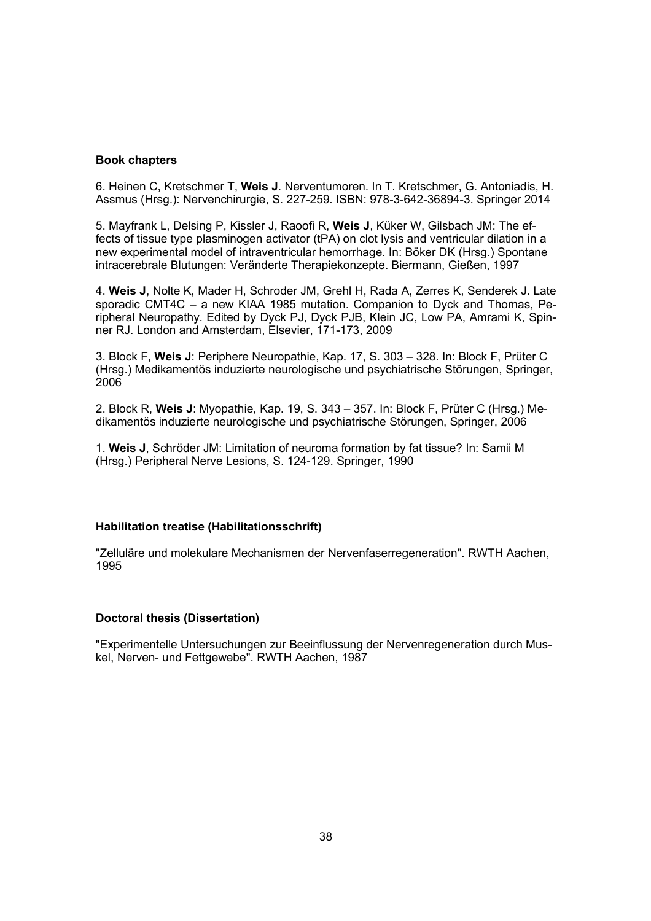**Book chapters**

6. Heinen C, Kretschmer T, **Weis J**. Nerventumoren. In T. Kretschmer, G. Antoniadis, H. Assmus (Hrsg.): Nervenchirurgie, S. 227-259. ISBN: 978-3-642-36894-3. Springer 2014

5. Mayfrank L, Delsing P, Kissler J, Raoofi R, **Weis J**, Küker W, Gilsbach JM: The effects of tissue type plasminogen activator (tPA) on clot lysis and ventricular dilation in a new experimental model of intraventricular hemorrhage. In: Böker DK (Hrsg.) Spontane intracerebrale Blutungen: Veränderte Therapiekonzepte. Biermann, Gießen, 1997

4. **Weis J**, Nolte K, Mader H, Schroder JM, Grehl H, Rada A, Zerres K, Senderek J. Late sporadic CMT4C – a new KIAA 1985 mutation. Companion to Dyck and Thomas, Peripheral Neuropathy. Edited by Dyck PJ, Dyck PJB, Klein JC, Low PA, Amrami K, Spinner RJ. London and Amsterdam, Elsevier, 171-173, 2009

3. Block F, **Weis J**: Periphere Neuropathie, Kap. 17, S. 303 – 328. In: Block F, Prüter C (Hrsg.) Medikamentös induzierte neurologische und psychiatrische Störungen, Springer, 2006

2. Block R, **Weis J**: Myopathie, Kap. 19, S. 343 – 357. In: Block F, Prüter C (Hrsg.) Medikamentös induzierte neurologische und psychiatrische Störungen, Springer, 2006

1. **Weis J**, Schröder JM: Limitation of neuroma formation by fat tissue? In: Samii M (Hrsg.) Peripheral Nerve Lesions, S. 124-129. Springer, 1990

**Habilitation treatise (Habilitationsschrift)**

"Zelluläre und molekulare Mechanismen der Nervenfaserregeneration". RWTH Aachen, 1995

**Doctoral thesis (Dissertation)**

"Experimentelle Untersuchungen zur Beeinflussung der Nervenregeneration durch Muskel, Nerven- und Fettgewebe". RWTH Aachen, 1987